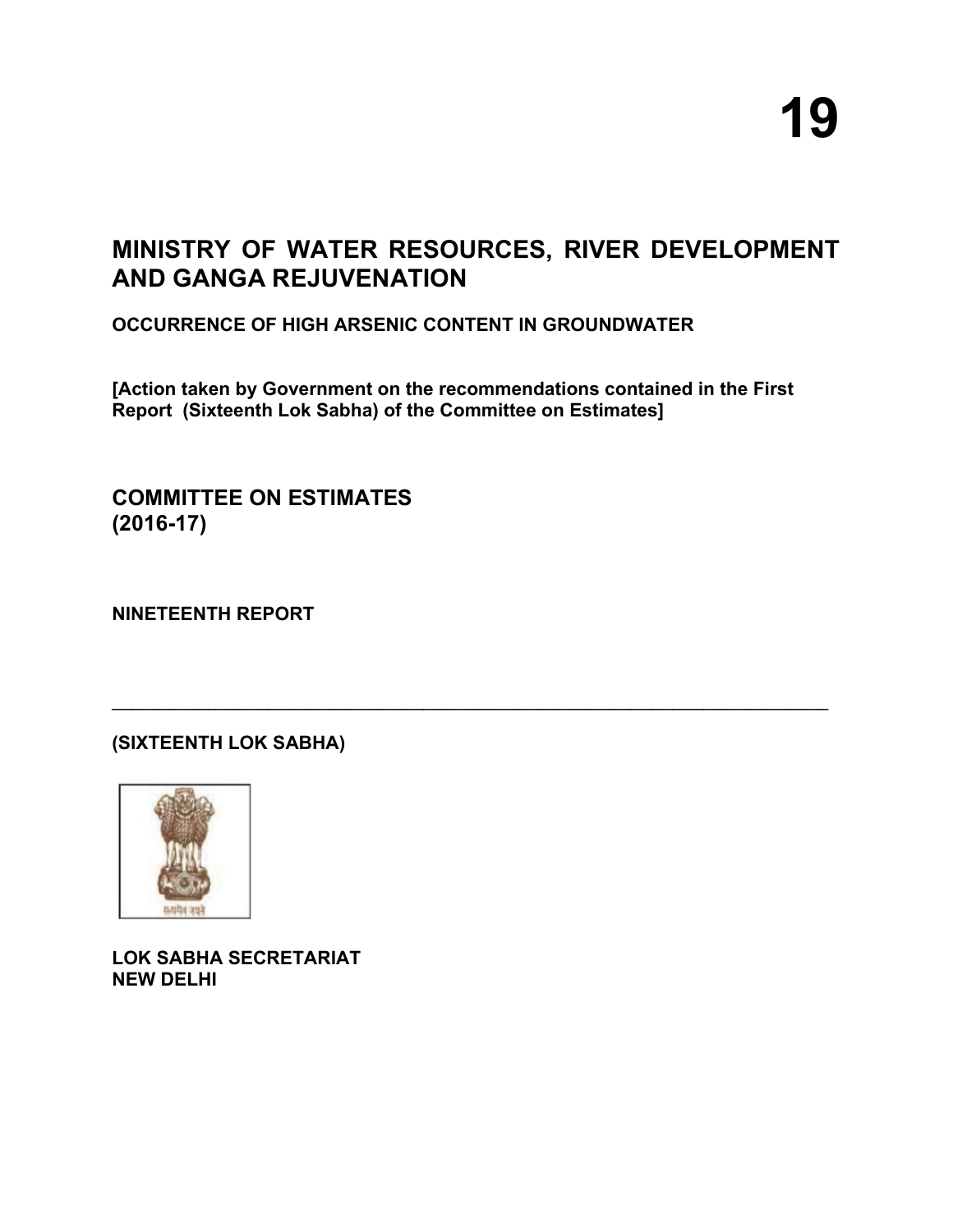# 19

## MINISTRY OF WATER RESOURCES, RIVER DEVELOPMENT AND GANGA REJUVENATION

**OCCURRENCE OF HIGH ARSENIC CONTENT IN GROUNDWATER**

**[Action taken by Government on the recommendations contained in the First Report (Sixteenth Lok Sabha) of the Committee on Estimates]**

## COMMITTEE ON ESTIMATES (2016-17)

**NINETEENTH REPORT**

---

**(SIXTEENTH LOK SABHA)**

**LOK SABHA SECRETARIAT**
**NEW DELHI**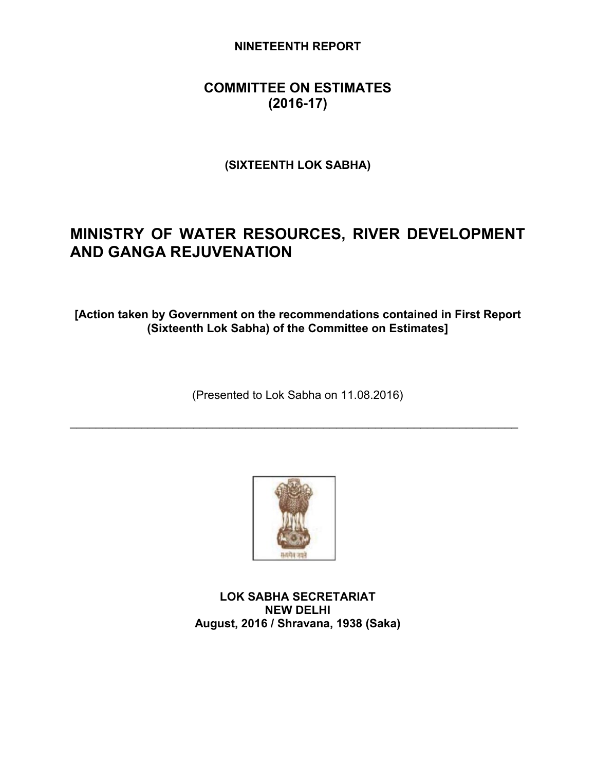**NINETEENTH REPORT**

## COMMITTEE ON ESTIMATES (2016-17)

**(SIXTEENTH LOK SABHA)**

# MINISTRY OF WATER RESOURCES, RIVER DEVELOPMENT AND GANGA REJUVENATION

**[Action taken by Government on the recommendations contained in First Report (Sixteenth Lok Sabha) of the Committee on Estimates]**

(Presented to Lok Sabha on 11.08.2016)

---

**LOK SABHA SECRETARIAT**
**NEW DELHI**
**August, 2016 / Shravana, 1938 (Saka)**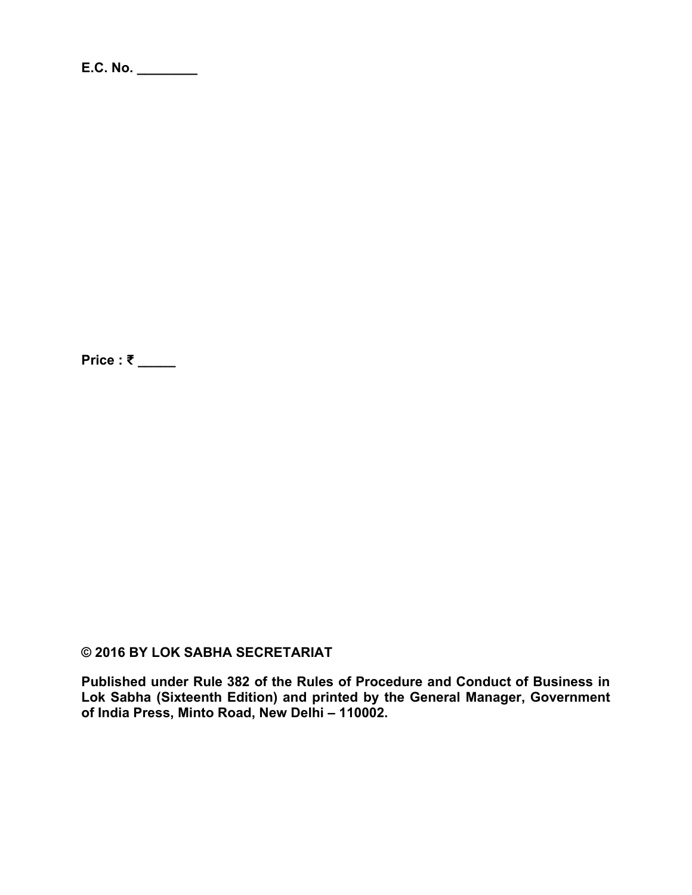**E.C. No. ________**

**Price : ₹ _____**

**© 2016 BY LOK SABHA SECRETARIAT**

**Published under Rule 382 of the Rules of Procedure and Conduct of Business in Lok Sabha (Sixteenth Edition) and printed by the General Manager, Government of India Press, Minto Road, New Delhi – 110002.**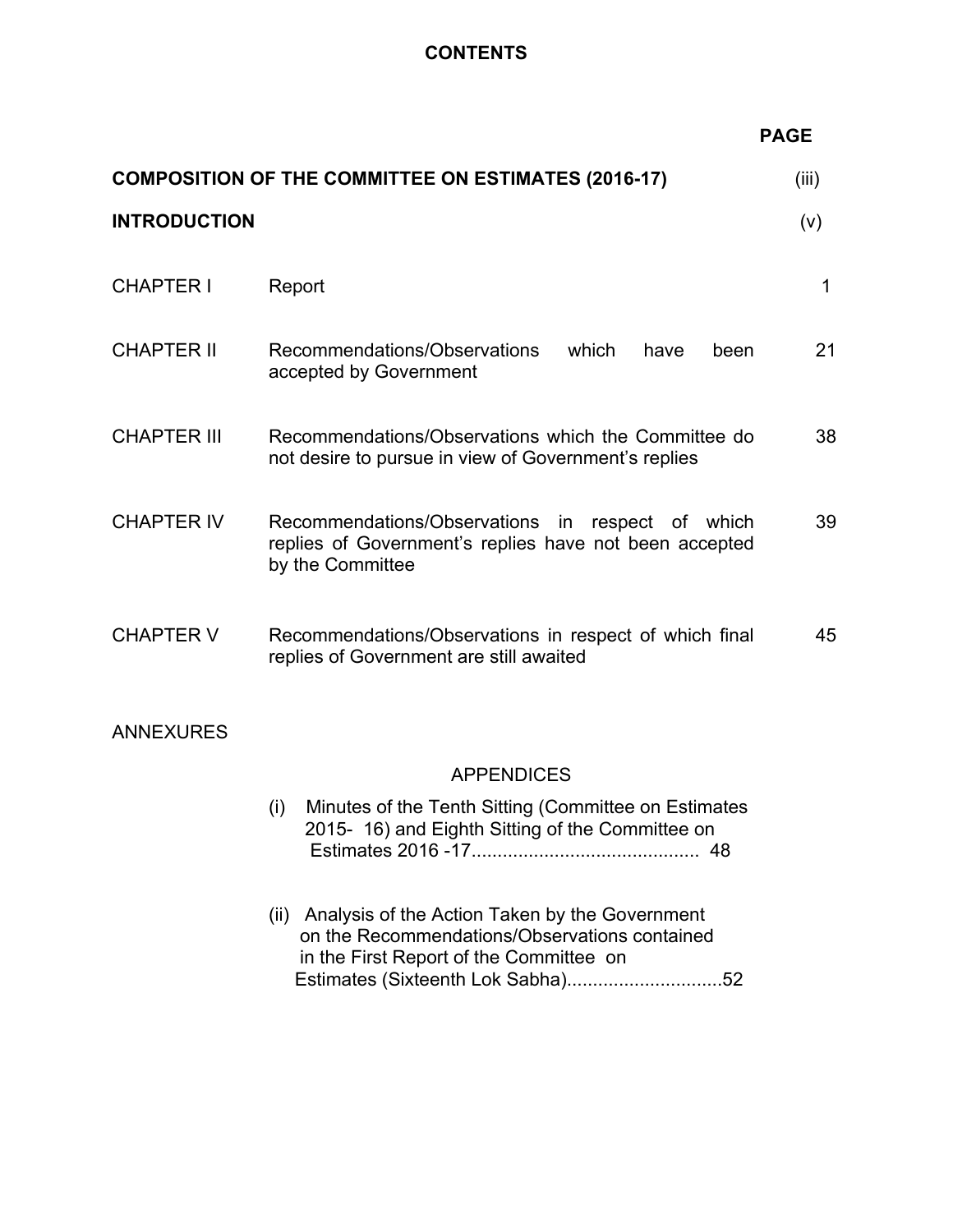# CONTENTS

| | | PAGE |
|---|---|---|
| **COMPOSITION OF THE COMMITTEE ON ESTIMATES (2016-17)** | | (iii) |
| **INTRODUCTION** | | (v) |
| CHAPTER I | Report | 1 |
| CHAPTER II | Recommendations/Observations which have been accepted by Government | 21 |
| CHAPTER III | Recommendations/Observations which the Committee do not desire to pursue in view of Government's replies | 38 |
| CHAPTER IV | Recommendations/Observations in respect of which replies of Government's replies have not been accepted by the Committee | 39 |
| CHAPTER V | Recommendations/Observations in respect of which final replies of Government are still awaited | 45 |

ANNEXURES

APPENDICES

(i) Minutes of the Tenth Sitting (Committee on Estimates 2015- 16) and Eighth Sitting of the Committee on Estimates 2016 -17........................................... 48

(ii) Analysis of the Action Taken by the Government on the Recommendations/Observations contained in the First Report of the Committee on Estimates (Sixteenth Lok Sabha)..............................52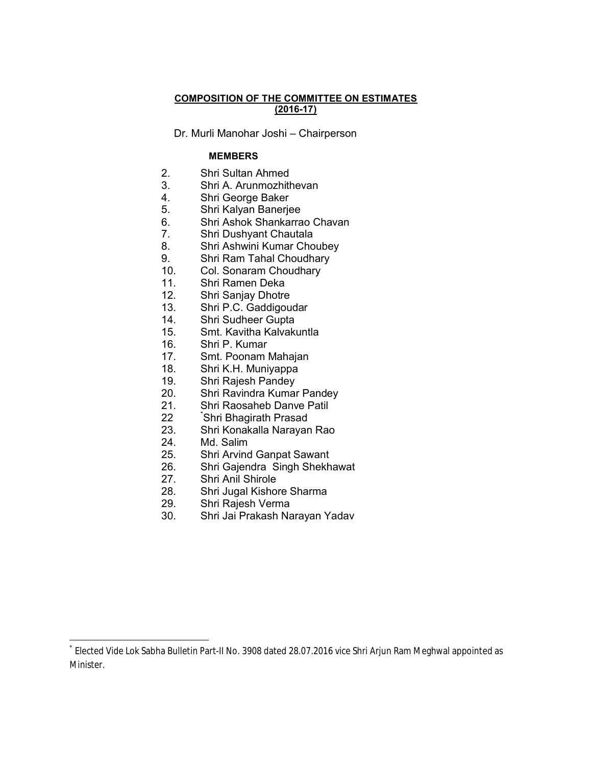## COMPOSITION OF THE COMMITTEE ON ESTIMATES (2016-17)

Dr. Murli Manohar Joshi – Chairperson

**MEMBERS**

2. Shri Sultan Ahmed
3. Shri A. Arunmozhithevan
4. Shri George Baker
5. Shri Kalyan Banerjee
6. Shri Ashok Shankarrao Chavan
7. Shri Dushyant Chautala
8. Shri Ashwini Kumar Choubey
9. Shri Ram Tahal Choudhary
10. Col. Sonaram Choudhary
11. Shri Ramen Deka
12. Shri Sanjay Dhotre
13. Shri P.C. Gaddigoudar
14. Shri Sudheer Gupta
15. Smt. Kavitha Kalvakuntla
16. Shri P. Kumar
17. Smt. Poonam Mahajan
18. Shri K.H. Muniyappa
19. Shri Rajesh Pandey
20. Shri Ravindra Kumar Pandey
21. Shri Raosaheb Danve Patil
22. [*]Shri Bhagirath Prasad
23. Shri Konakalla Narayan Rao
24. Md. Salim
25. Shri Arvind Ganpat Sawant
26. Shri Gajendra Singh Shekhawat
27. Shri Anil Shirole
28. Shri Jugal Kishore Sharma
29. Shri Rajesh Verma
30. Shri Jai Prakash Narayan Yadav

---

[*] Elected Vide Lok Sabha Bulletin Part-II No. 3908 dated 28.07.2016 vice Shri Arjun Ram Meghwal appointed as Minister.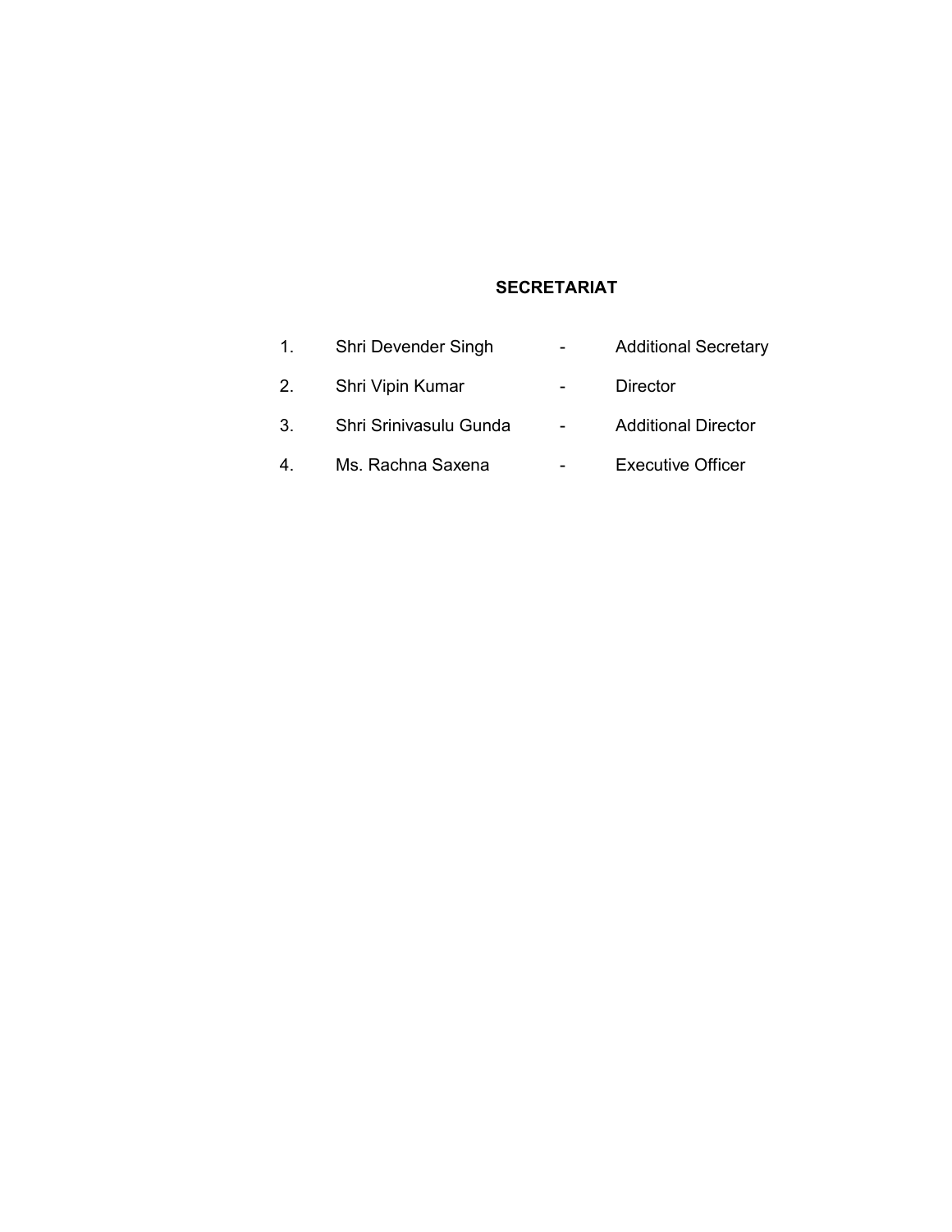## SECRETARIAT

| | | | |
|---|---|---|---|
| 1. | Shri Devender Singh | - | Additional Secretary |
| 2. | Shri Vipin Kumar | - | Director |
| 3. | Shri Srinivasulu Gunda | - | Additional Director |
| 4. | Ms. Rachna Saxena | - | Executive Officer |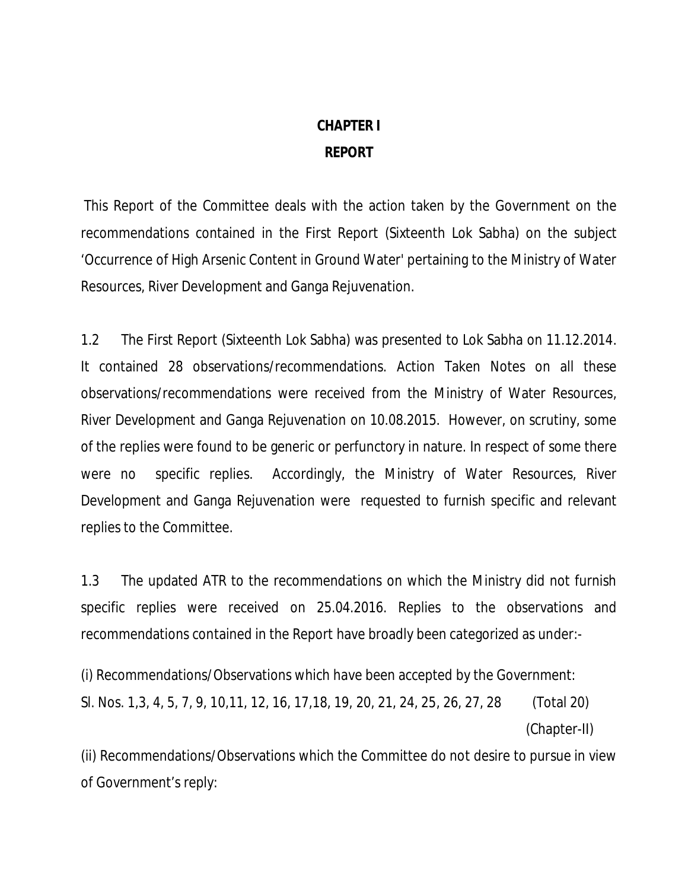# CHAPTER I

## REPORT

This Report of the Committee deals with the action taken by the Government on the recommendations contained in the First Report (Sixteenth Lok Sabha) on the subject 'Occurrence of High Arsenic Content in Ground Water' pertaining to the Ministry of Water Resources, River Development and Ganga Rejuvenation.

1.2 The First Report (Sixteenth Lok Sabha) was presented to Lok Sabha on 11.12.2014. It contained 28 observations/recommendations. Action Taken Notes on all these observations/recommendations were received from the Ministry of Water Resources, River Development and Ganga Rejuvenation on 10.08.2015. However, on scrutiny, some of the replies were found to be generic or perfunctory in nature. In respect of some there were no specific replies. Accordingly, the Ministry of Water Resources, River Development and Ganga Rejuvenation were requested to furnish specific and relevant replies to the Committee.

1.3 The updated ATR to the recommendations on which the Ministry did not furnish specific replies were received on 25.04.2016. Replies to the observations and recommendations contained in the Report have broadly been categorized as under:-

(i) Recommendations/Observations which have been accepted by the Government:
Sl. Nos. 1,3, 4, 5, 7, 9, 10,11, 12, 16, 17,18, 19, 20, 21, 24, 25, 26, 27, 28 (Total 20)
(Chapter-II)

(ii) Recommendations/Observations which the Committee do not desire to pursue in view of Government's reply: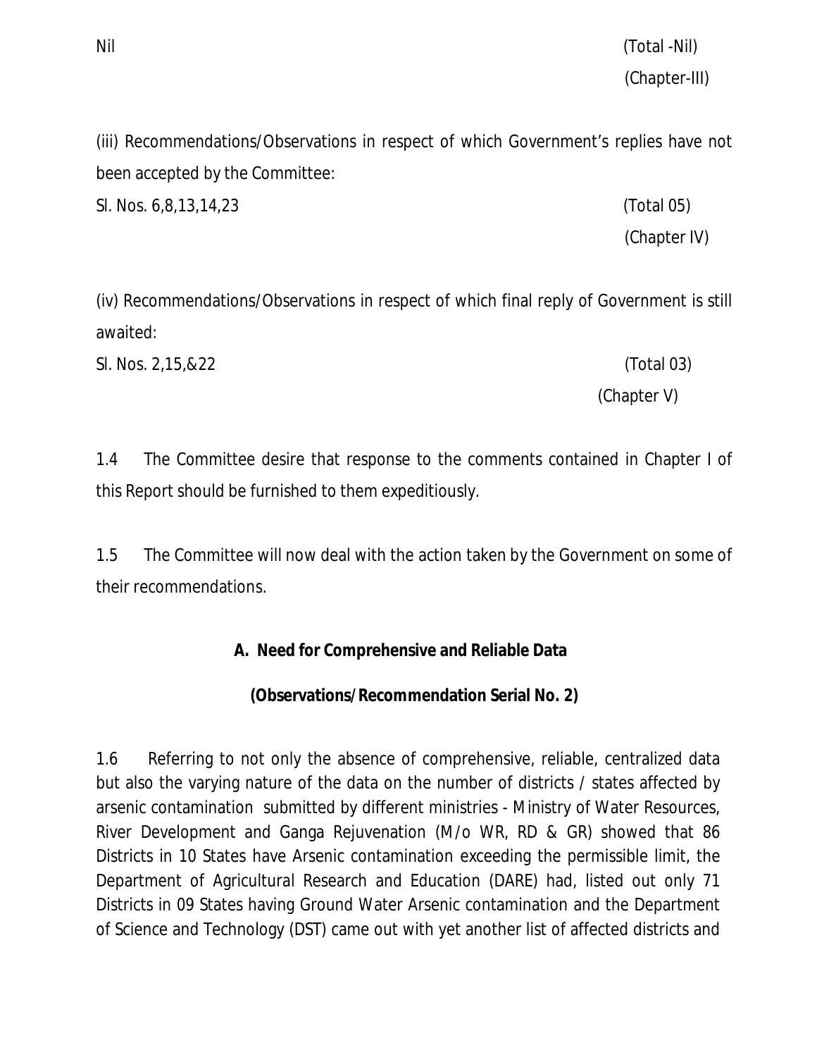Nil (Total -Nil)

(Chapter-III)

(iii) Recommendations/Observations in respect of which Government's replies have not been accepted by the Committee:

Sl. Nos. 6,8,13,14,23 (Total 05)

(Chapter IV)

(iv) Recommendations/Observations in respect of which final reply of Government is still awaited:

Sl. Nos. 2,15,&22 (Total 03)

(Chapter V)

1.4 The Committee desire that response to the comments contained in Chapter I of this Report should be furnished to them expeditiously.

1.5 The Committee will now deal with the action taken by the Government on some of their recommendations.

**A. Need for Comprehensive and Reliable Data**

**(Observations/Recommendation Serial No. 2)**

1.6 Referring to not only the absence of comprehensive, reliable, centralized data but also the varying nature of the data on the number of districts / states affected by arsenic contamination submitted by different ministries - Ministry of Water Resources, River Development and Ganga Rejuvenation (M/o WR, RD & GR) showed that 86 Districts in 10 States have Arsenic contamination exceeding the permissible limit, the Department of Agricultural Research and Education (DARE) had, listed out only 71 Districts in 09 States having Ground Water Arsenic contamination and the Department of Science and Technology (DST) came out with yet another list of affected districts and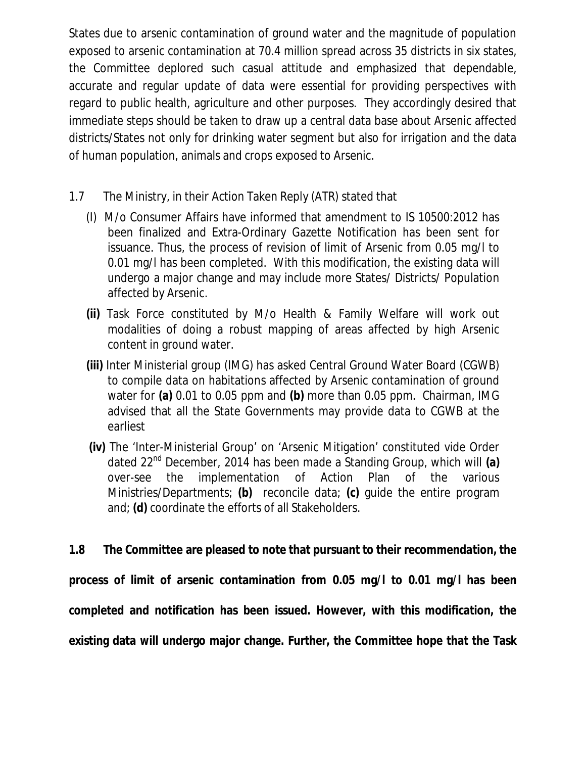States due to arsenic contamination of ground water and the magnitude of population exposed to arsenic contamination at 70.4 million spread across 35 districts in six states, the Committee deplored such casual attitude and emphasized that dependable, accurate and regular update of data were essential for providing perspectives with regard to public health, agriculture and other purposes. They accordingly desired that immediate steps should be taken to draw up a central data base about Arsenic affected districts/States not only for drinking water segment but also for irrigation and the data of human population, animals and crops exposed to Arsenic.

1.7 The Ministry, in their Action Taken Reply (ATR) stated that

(I) M/o Consumer Affairs have informed that amendment to IS 10500:2012 has been finalized and Extra-Ordinary Gazette Notification has been sent for issuance. Thus, the process of revision of limit of Arsenic from 0.05 mg/l to 0.01 mg/l has been completed. With this modification, the existing data will undergo a major change and may include more States/ Districts/ Population affected by Arsenic.

**(ii)** Task Force constituted by M/o Health & Family Welfare will work out modalities of doing a robust mapping of areas affected by high Arsenic content in ground water.

**(iii)** Inter Ministerial group (IMG) has asked Central Ground Water Board (CGWB) to compile data on habitations affected by Arsenic contamination of ground water for **(a)** 0.01 to 0.05 ppm and **(b)** more than 0.05 ppm. Chairman, IMG advised that all the State Governments may provide data to CGWB at the earliest

**(iv)** The 'Inter-Ministerial Group' on 'Arsenic Mitigation' constituted vide Order dated 22nd December, 2014 has been made a Standing Group, which will **(a)** over-see the implementation of Action Plan of the various Ministries/Departments; **(b)** reconcile data; **(c)** guide the entire program and; **(d)** coordinate the efforts of all Stakeholders.

**1.8 The Committee are pleased to note that pursuant to their recommendation, the process of limit of arsenic contamination from 0.05 mg/l to 0.01 mg/l has been completed and notification has been issued. However, with this modification, the existing data will undergo major change. Further, the Committee hope that the Task**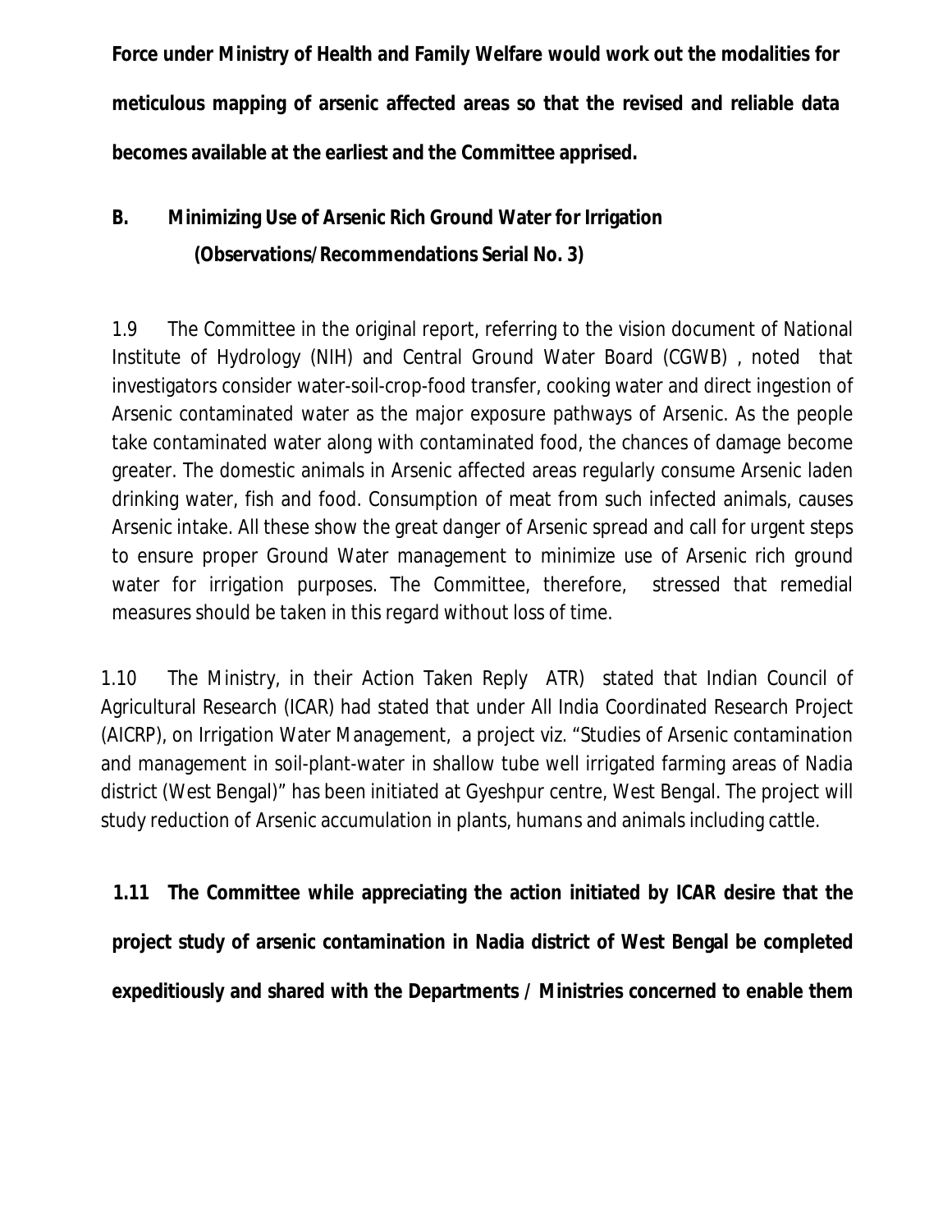**Force under Ministry of Health and Family Welfare would work out the modalities for meticulous mapping of arsenic affected areas so that the revised and reliable data becomes available at the earliest and the Committee apprised.**

## B. Minimizing Use of Arsenic Rich Ground Water for Irrigation

**(Observations/Recommendations Serial No. 3)**

1.9 The Committee in the original report, referring to the vision document of National Institute of Hydrology (NIH) and Central Ground Water Board (CGWB) , noted that investigators consider water-soil-crop-food transfer, cooking water and direct ingestion of Arsenic contaminated water as the major exposure pathways of Arsenic. As the people take contaminated water along with contaminated food, the chances of damage become greater. The domestic animals in Arsenic affected areas regularly consume Arsenic laden drinking water, fish and food. Consumption of meat from such infected animals, causes Arsenic intake. All these show the great danger of Arsenic spread and call for urgent steps to ensure proper Ground Water management to minimize use of Arsenic rich ground water for irrigation purposes. The Committee, therefore, stressed that remedial measures should be taken in this regard without loss of time.

1.10 The Ministry, in their Action Taken Reply ATR) stated that Indian Council of Agricultural Research (ICAR) had stated that under All India Coordinated Research Project (AICRP), on Irrigation Water Management, a project viz. "Studies of Arsenic contamination and management in soil-plant-water in shallow tube well irrigated farming areas of Nadia district (West Bengal)" has been initiated at Gyeshpur centre, West Bengal. The project will study reduction of Arsenic accumulation in plants, humans and animals including cattle.

**1.11 The Committee while appreciating the action initiated by ICAR desire that the project study of arsenic contamination in Nadia district of West Bengal be completed expeditiously and shared with the Departments / Ministries concerned to enable them**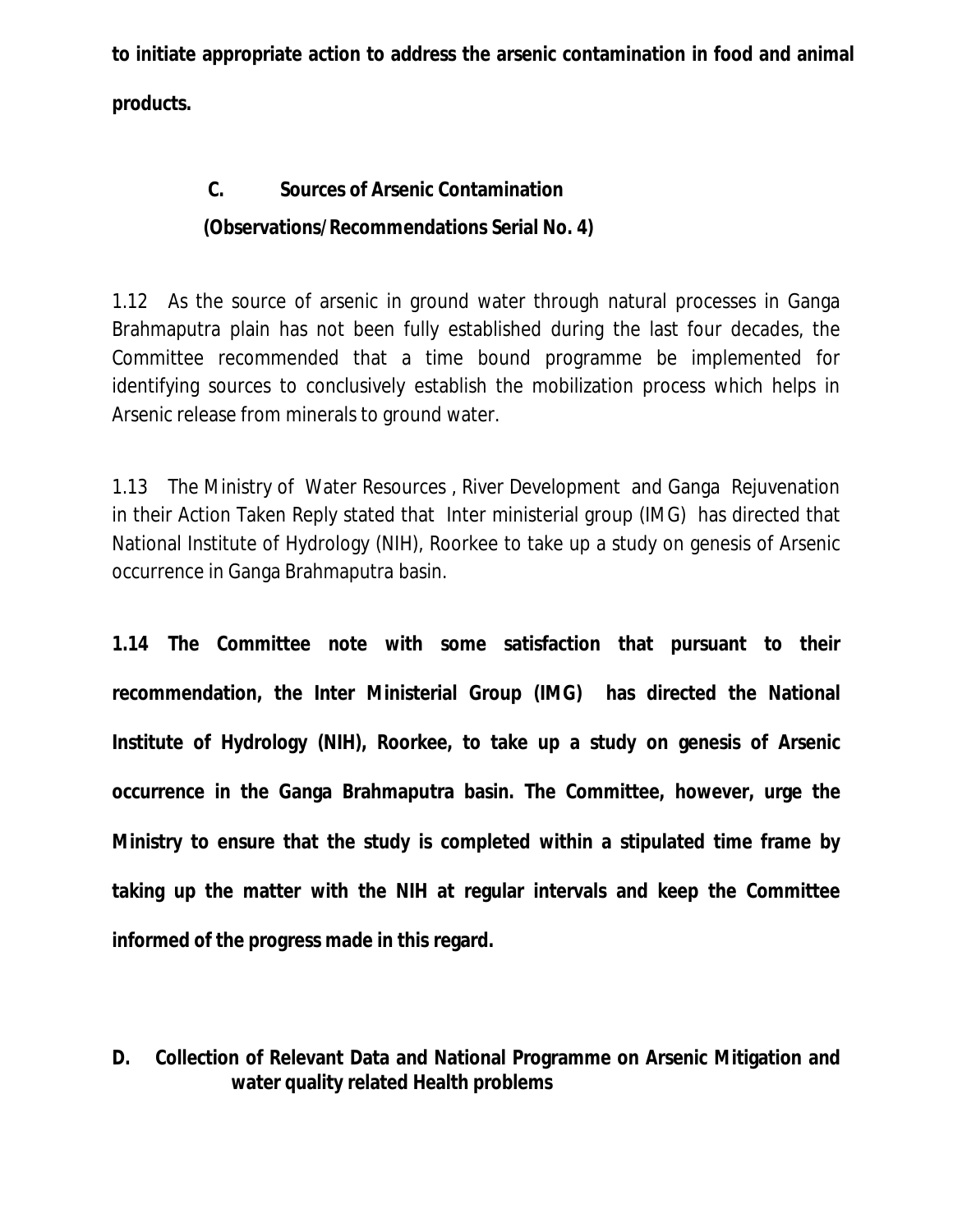**to initiate appropriate action to address the arsenic contamination in food and animal products.**

## C. Sources of Arsenic Contamination

**(Observations/Recommendations Serial No. 4)**

1.12 As the source of arsenic in ground water through natural processes in Ganga Brahmaputra plain has not been fully established during the last four decades, the Committee recommended that a time bound programme be implemented for identifying sources to conclusively establish the mobilization process which helps in Arsenic release from minerals to ground water.

1.13 The Ministry of Water Resources , River Development and Ganga Rejuvenation in their Action Taken Reply stated that Inter ministerial group (IMG) has directed that National Institute of Hydrology (NIH), Roorkee to take up a study on genesis of Arsenic occurrence in Ganga Brahmaputra basin.

**1.14 The Committee note with some satisfaction that pursuant to their recommendation, the Inter Ministerial Group (IMG) has directed the National Institute of Hydrology (NIH), Roorkee, to take up a study on genesis of Arsenic occurrence in the Ganga Brahmaputra basin. The Committee, however, urge the Ministry to ensure that the study is completed within a stipulated time frame by taking up the matter with the NIH at regular intervals and keep the Committee informed of the progress made in this regard.**

## D. Collection of Relevant Data and National Programme on Arsenic Mitigation and water quality related Health problems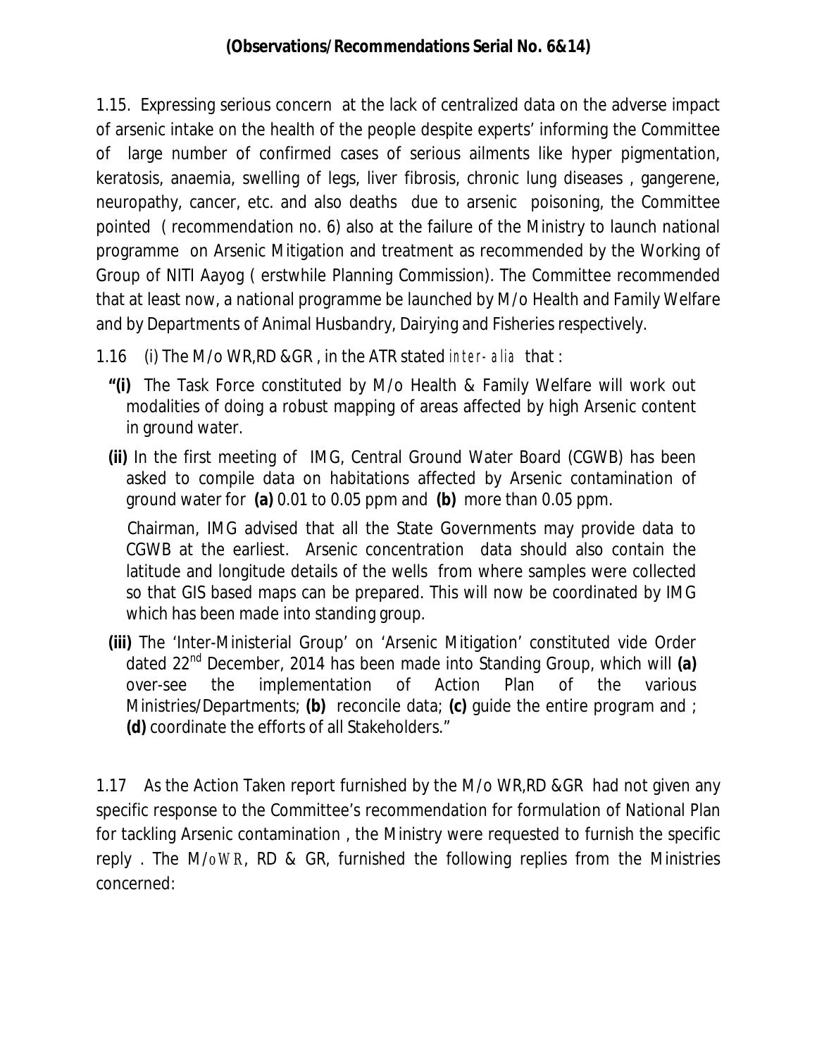**(Observations/Recommendations Serial No. 6&14)**

1.15. Expressing serious concern at the lack of centralized data on the adverse impact of arsenic intake on the health of the people despite experts' informing the Committee of large number of confirmed cases of serious ailments like hyper pigmentation, keratosis, anaemia, swelling of legs, liver fibrosis, chronic lung diseases , gangerene, neuropathy, cancer, etc. and also deaths due to arsenic poisoning, the Committee pointed ( recommendation no. 6) also at the failure of the Ministry to launch national programme on Arsenic Mitigation and treatment as recommended by the Working of Group of NITI Aayog ( erstwhile Planning Commission). The Committee recommended that at least now, a national programme be launched by M/o Health and Family Welfare and by Departments of Animal Husbandry, Dairying and Fisheries respectively.

1.16 (i) The M/o WR,RD &GR , in the ATR stated *inter-alia* that :

**"(i)** The Task Force constituted by M/o Health & Family Welfare will work out modalities of doing a robust mapping of areas affected by high Arsenic content in ground water.

**(ii)** In the first meeting of IMG, Central Ground Water Board (CGWB) has been asked to compile data on habitations affected by Arsenic contamination of ground water for **(a)** 0.01 to 0.05 ppm and **(b)** more than 0.05 ppm.

Chairman, IMG advised that all the State Governments may provide data to CGWB at the earliest. Arsenic concentration data should also contain the latitude and longitude details of the wells from where samples were collected so that GIS based maps can be prepared. This will now be coordinated by IMG which has been made into standing group.

**(iii)** The 'Inter-Ministerial Group' on 'Arsenic Mitigation' constituted vide Order dated 22nd December, 2014 has been made into Standing Group, which will **(a)** over-see the implementation of Action Plan of the various Ministries/Departments; **(b)** reconcile data; **(c)** guide the entire program and ; **(d)** coordinate the efforts of all Stakeholders."

1.17 As the Action Taken report furnished by the M/o WR,RD &GR had not given any specific response to the Committee's recommendation for formulation of National Plan for tackling Arsenic contamination , the Ministry were requested to furnish the specific reply . The M/oWR, RD & GR, furnished the following replies from the Ministries concerned: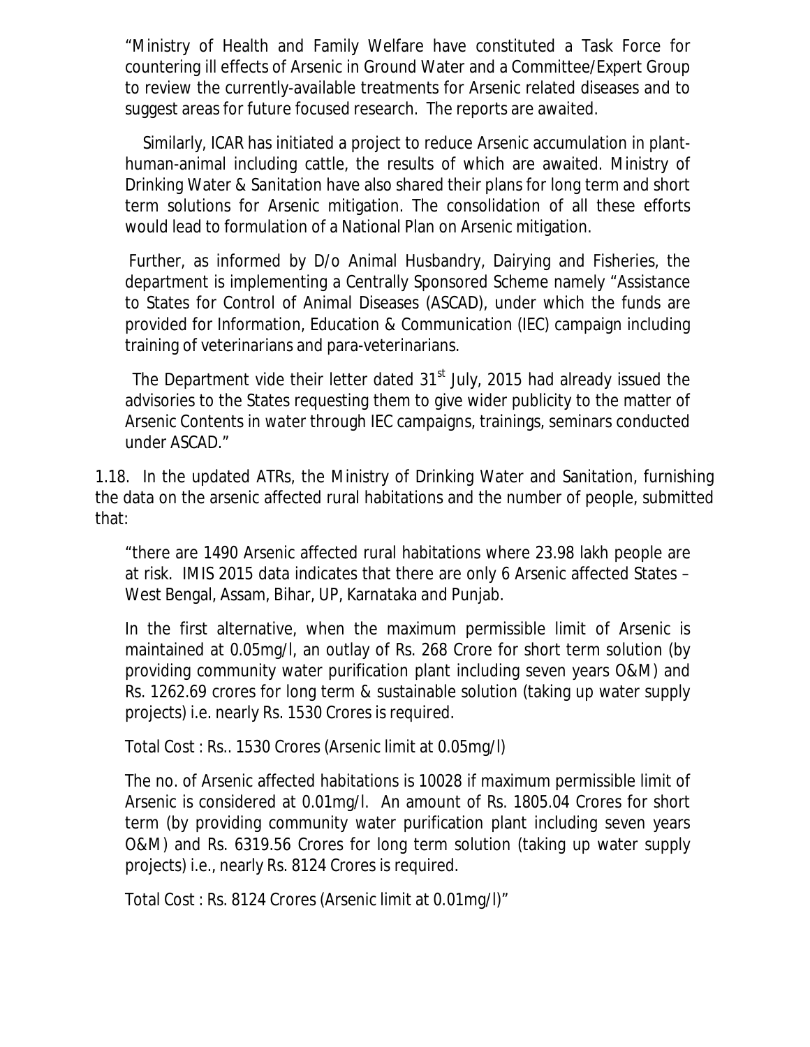"Ministry of Health and Family Welfare have constituted a Task Force for countering ill effects of Arsenic in Ground Water and a Committee/Expert Group to review the currently-available treatments for Arsenic related diseases and to suggest areas for future focused research. The reports are awaited.

Similarly, ICAR has initiated a project to reduce Arsenic accumulation in plant-human-animal including cattle, the results of which are awaited. Ministry of Drinking Water & Sanitation have also shared their plans for long term and short term solutions for Arsenic mitigation. The consolidation of all these efforts would lead to formulation of a National Plan on Arsenic mitigation.

Further, as informed by D/o Animal Husbandry, Dairying and Fisheries, the department is implementing a Centrally Sponsored Scheme namely "Assistance to States for Control of Animal Diseases (ASCAD), under which the funds are provided for Information, Education & Communication (IEC) campaign including training of veterinarians and para-veterinarians.

The Department vide their letter dated 31st July, 2015 had already issued the advisories to the States requesting them to give wider publicity to the matter of Arsenic Contents in water through IEC campaigns, trainings, seminars conducted under ASCAD."

1.18. In the updated ATRs, the Ministry of Drinking Water and Sanitation, furnishing the data on the arsenic affected rural habitations and the number of people, submitted that:

"there are 1490 Arsenic affected rural habitations where 23.98 lakh people are at risk. IMIS 2015 data indicates that there are only 6 Arsenic affected States – West Bengal, Assam, Bihar, UP, Karnataka and Punjab.

In the first alternative, when the maximum permissible limit of Arsenic is maintained at 0.05mg/l, an outlay of Rs. 268 Crore for short term solution (by providing community water purification plant including seven years O&M) and Rs. 1262.69 crores for long term & sustainable solution (taking up water supply projects) i.e. nearly Rs. 1530 Crores is required.

Total Cost : Rs.. 1530 Crores (Arsenic limit at 0.05mg/l)

The no. of Arsenic affected habitations is 10028 if maximum permissible limit of Arsenic is considered at 0.01mg/l. An amount of Rs. 1805.04 Crores for short term (by providing community water purification plant including seven years O&M) and Rs. 6319.56 Crores for long term solution (taking up water supply projects) i.e., nearly Rs. 8124 Crores is required.

Total Cost : Rs. 8124 Crores (Arsenic limit at 0.01mg/l)"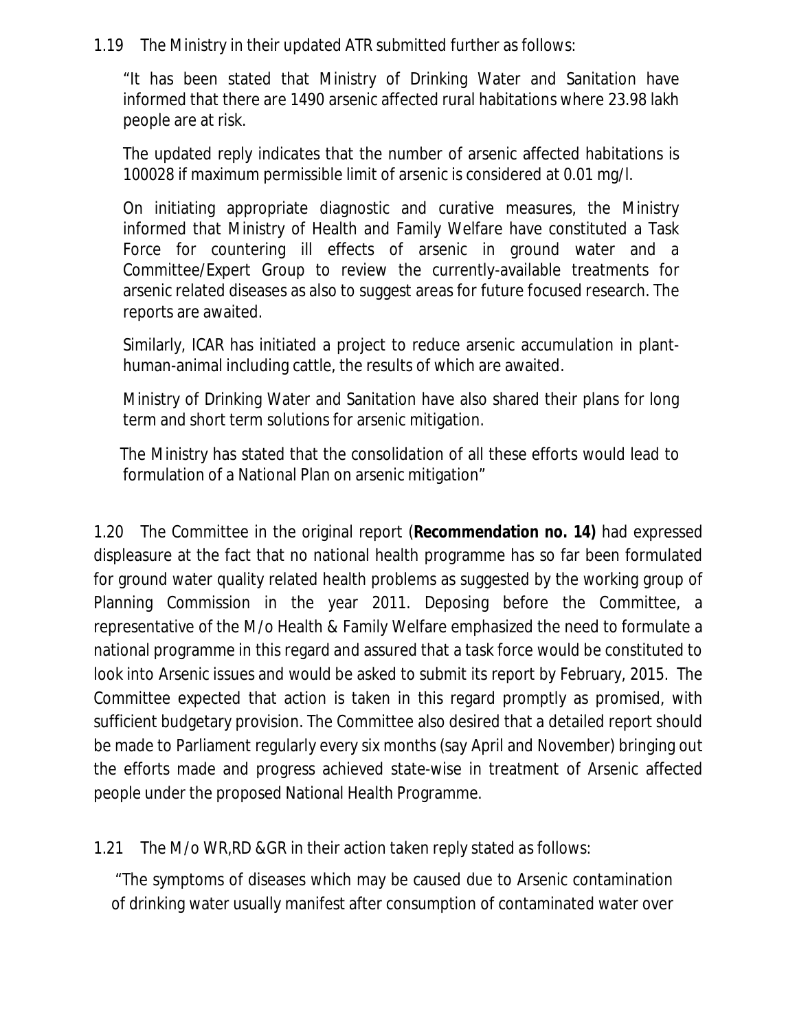1.19 The Ministry in their updated ATR submitted further as follows:

> "It has been stated that Ministry of Drinking Water and Sanitation have informed that there are 1490 arsenic affected rural habitations where 23.98 lakh people are at risk.
>
> The updated reply indicates that the number of arsenic affected habitations is 100028 if maximum permissible limit of arsenic is considered at 0.01 mg/l.
>
> On initiating appropriate diagnostic and curative measures, the Ministry informed that Ministry of Health and Family Welfare have constituted a Task Force for countering ill effects of arsenic in ground water and a Committee/Expert Group to review the currently-available treatments for arsenic related diseases as also to suggest areas for future focused research. The reports are awaited.
>
> Similarly, ICAR has initiated a project to reduce arsenic accumulation in plant-human-animal including cattle, the results of which are awaited.
>
> Ministry of Drinking Water and Sanitation have also shared their plans for long term and short term solutions for arsenic mitigation.
>
> The Ministry has stated that the consolidation of all these efforts would lead to formulation of a National Plan on arsenic mitigation"

1.20 The Committee in the original report (**Recommendation no. 14)** had expressed displeasure at the fact that no national health programme has so far been formulated for ground water quality related health problems as suggested by the working group of Planning Commission in the year 2011. Deposing before the Committee, a representative of the M/o Health & Family Welfare emphasized the need to formulate a national programme in this regard and assured that a task force would be constituted to look into Arsenic issues and would be asked to submit its report by February, 2015. The Committee expected that action is taken in this regard promptly as promised, with sufficient budgetary provision. The Committee also desired that a detailed report should be made to Parliament regularly every six months (say April and November) bringing out the efforts made and progress achieved state-wise in treatment of Arsenic affected people under the proposed National Health Programme.

1.21 The M/o WR,RD &GR in their action taken reply stated as follows:

> "The symptoms of diseases which may be caused due to Arsenic contamination of drinking water usually manifest after consumption of contaminated water over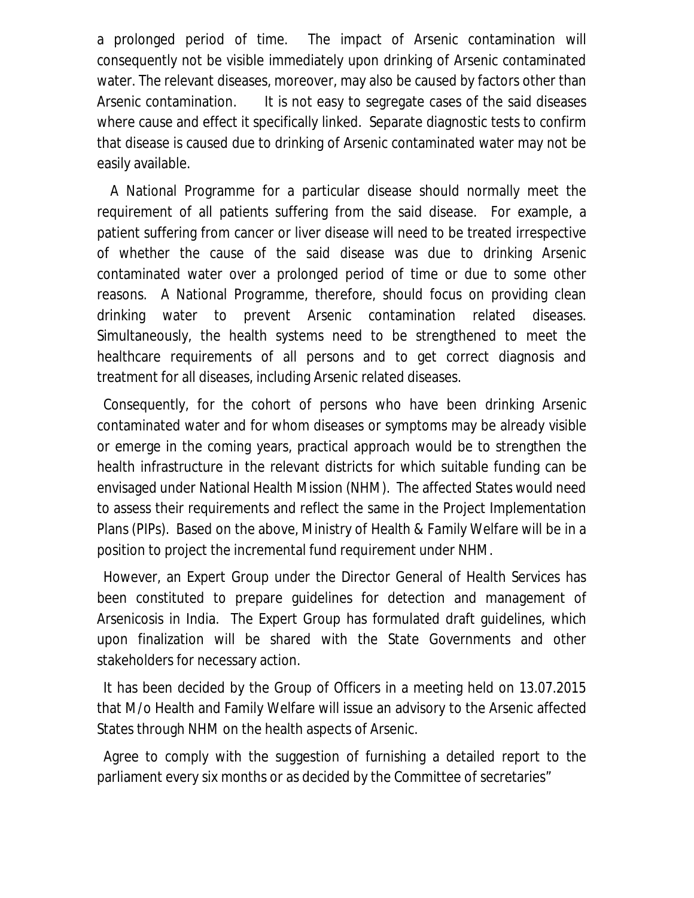a prolonged period of time. The impact of Arsenic contamination will consequently not be visible immediately upon drinking of Arsenic contaminated water. The relevant diseases, moreover, may also be caused by factors other than Arsenic contamination. It is not easy to segregate cases of the said diseases where cause and effect it specifically linked. Separate diagnostic tests to confirm that disease is caused due to drinking of Arsenic contaminated water may not be easily available.

A National Programme for a particular disease should normally meet the requirement of all patients suffering from the said disease. For example, a patient suffering from cancer or liver disease will need to be treated irrespective of whether the cause of the said disease was due to drinking Arsenic contaminated water over a prolonged period of time or due to some other reasons. A National Programme, therefore, should focus on providing clean drinking water to prevent Arsenic contamination related diseases. Simultaneously, the health systems need to be strengthened to meet the healthcare requirements of all persons and to get correct diagnosis and treatment for all diseases, including Arsenic related diseases.

Consequently, for the cohort of persons who have been drinking Arsenic contaminated water and for whom diseases or symptoms may be already visible or emerge in the coming years, practical approach would be to strengthen the health infrastructure in the relevant districts for which suitable funding can be envisaged under National Health Mission (NHM). The affected States would need to assess their requirements and reflect the same in the Project Implementation Plans (PIPs). Based on the above, Ministry of Health & Family Welfare will be in a position to project the incremental fund requirement under NHM.

However, an Expert Group under the Director General of Health Services has been constituted to prepare guidelines for detection and management of Arsenicosis in India. The Expert Group has formulated draft guidelines, which upon finalization will be shared with the State Governments and other stakeholders for necessary action.

It has been decided by the Group of Officers in a meeting held on 13.07.2015 that M/o Health and Family Welfare will issue an advisory to the Arsenic affected States through NHM on the health aspects of Arsenic.

Agree to comply with the suggestion of furnishing a detailed report to the parliament every six months or as decided by the Committee of secretaries"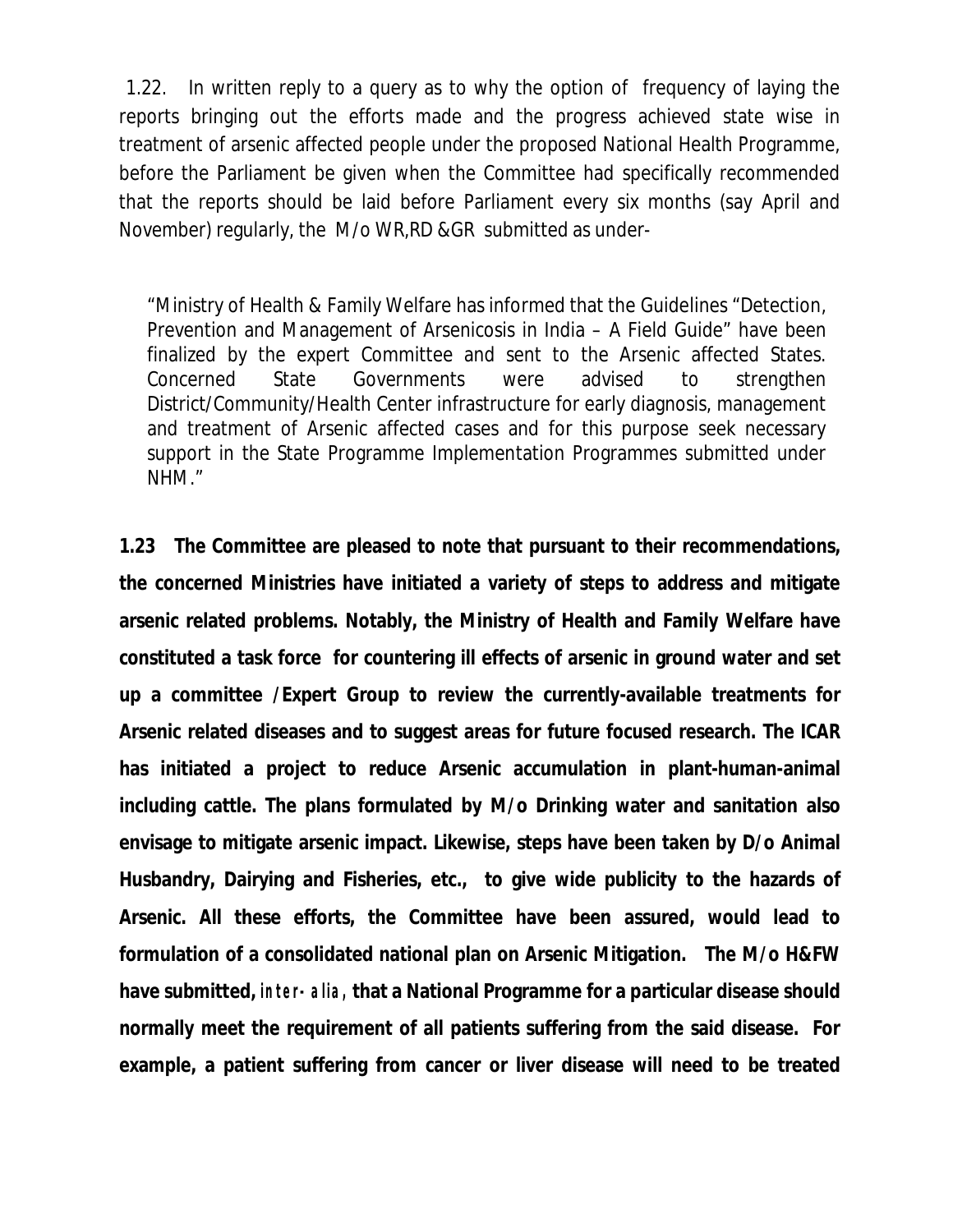1.22. In written reply to a query as to why the option of frequency of laying the reports bringing out the efforts made and the progress achieved state wise in treatment of arsenic affected people under the proposed National Health Programme, before the Parliament be given when the Committee had specifically recommended that the reports should be laid before Parliament every six months (say April and November) regularly, the M/o WR,RD &GR submitted as under-

> "Ministry of Health & Family Welfare has informed that the Guidelines "Detection, Prevention and Management of Arsenicosis in India – A Field Guide" have been finalized by the expert Committee and sent to the Arsenic affected States. Concerned State Governments were advised to strengthen District/Community/Health Center infrastructure for early diagnosis, management and treatment of Arsenic affected cases and for this purpose seek necessary support in the State Programme Implementation Programmes submitted under NHM."

**1.23 The Committee are pleased to note that pursuant to their recommendations, the concerned Ministries have initiated a variety of steps to address and mitigate arsenic related problems. Notably, the Ministry of Health and Family Welfare have constituted a task force for countering ill effects of arsenic in ground water and set up a committee /Expert Group to review the currently-available treatments for Arsenic related diseases and to suggest areas for future focused research. The ICAR has initiated a project to reduce Arsenic accumulation in plant-human-animal including cattle. The plans formulated by M/o Drinking water and sanitation also envisage to mitigate arsenic impact. Likewise, steps have been taken by D/o Animal Husbandry, Dairying and Fisheries, etc., to give wide publicity to the hazards of Arsenic. All these efforts, the Committee have been assured, would lead to formulation of a consolidated national plan on Arsenic Mitigation. The M/o H&FW have submitted, *inter-alia*, that a National Programme for a particular disease should normally meet the requirement of all patients suffering from the said disease. For example, a patient suffering from cancer or liver disease will need to be treated**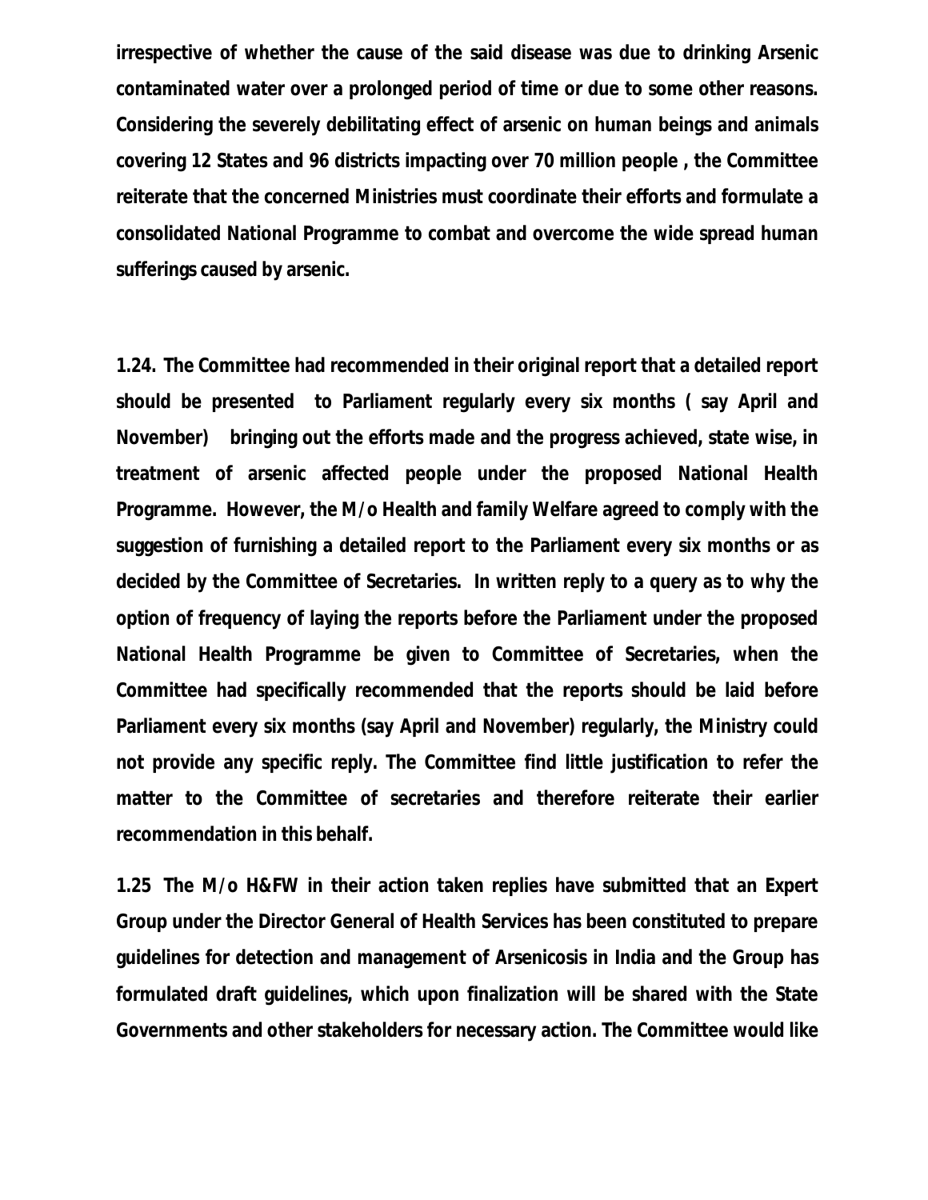**irrespective of whether the cause of the said disease was due to drinking Arsenic contaminated water over a prolonged period of time or due to some other reasons. Considering the severely debilitating effect of arsenic on human beings and animals covering 12 States and 96 districts impacting over 70 million people , the Committee reiterate that the concerned Ministries must coordinate their efforts and formulate a consolidated National Programme to combat and overcome the wide spread human sufferings caused by arsenic.**

**1.24. The Committee had recommended in their original report that a detailed report should be presented to Parliament regularly every six months ( say April and November) bringing out the efforts made and the progress achieved, state wise, in treatment of arsenic affected people under the proposed National Health Programme. However, the M/o Health and family Welfare agreed to comply with the suggestion of furnishing a detailed report to the Parliament every six months or as decided by the Committee of Secretaries. In written reply to a query as to why the option of frequency of laying the reports before the Parliament under the proposed National Health Programme be given to Committee of Secretaries, when the Committee had specifically recommended that the reports should be laid before Parliament every six months (say April and November) regularly, the Ministry could not provide any specific reply. The Committee find little justification to refer the matter to the Committee of secretaries and therefore reiterate their earlier recommendation in this behalf.**

**1.25 The M/o H&FW in their action taken replies have submitted that an Expert Group under the Director General of Health Services has been constituted to prepare guidelines for detection and management of Arsenicosis in India and the Group has formulated draft guidelines, which upon finalization will be shared with the State Governments and other stakeholders for necessary action. The Committee would like**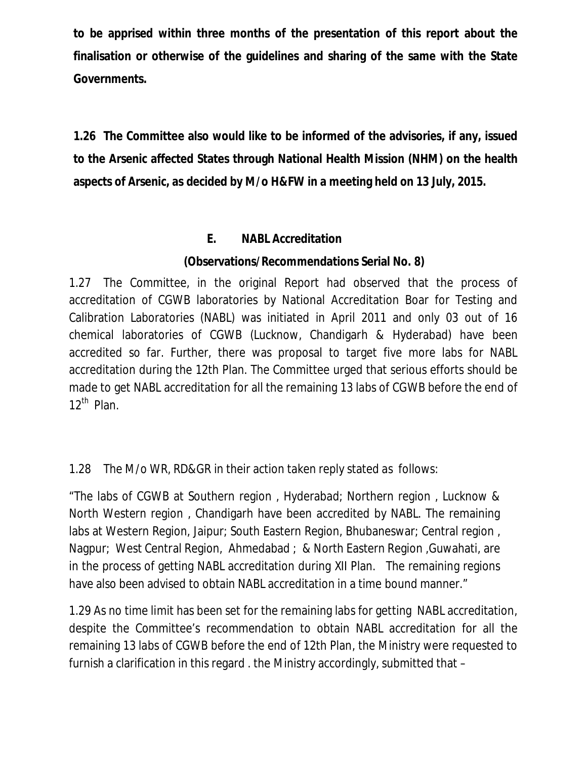**to be apprised within three months of the presentation of this report about the finalisation or otherwise of the guidelines and sharing of the same with the State Governments.**

**1.26 The Committee also would like to be informed of the advisories, if any, issued to the Arsenic affected States through National Health Mission (NHM) on the health aspects of Arsenic, as decided by M/o H&FW in a meeting held on 13 July, 2015.**

### E. NABL Accreditation

**(Observations/Recommendations Serial No. 8)**

1.27 The Committee, in the original Report had observed that the process of accreditation of CGWB laboratories by National Accreditation Boar for Testing and Calibration Laboratories (NABL) was initiated in April 2011 and only 03 out of 16 chemical laboratories of CGWB (Lucknow, Chandigarh & Hyderabad) have been accredited so far. Further, there was proposal to target five more labs for NABL accreditation during the 12th Plan. The Committee urged that serious efforts should be made to get NABL accreditation for all the remaining 13 labs of CGWB before the end of 12th Plan.

1.28 The M/o WR, RD&GR in their action taken reply stated as follows:

"The labs of CGWB at Southern region , Hyderabad; Northern region , Lucknow & North Western region , Chandigarh have been accredited by NABL. The remaining labs at Western Region, Jaipur; South Eastern Region, Bhubaneswar; Central region , Nagpur; West Central Region, Ahmedabad ; & North Eastern Region ,Guwahati, are in the process of getting NABL accreditation during XII Plan. The remaining regions have also been advised to obtain NABL accreditation in a time bound manner."

1.29 As no time limit has been set for the remaining labs for getting NABL accreditation, despite the Committee's recommendation to obtain NABL accreditation for all the remaining 13 labs of CGWB before the end of 12th Plan, the Ministry were requested to furnish a clarification in this regard . the Ministry accordingly, submitted that –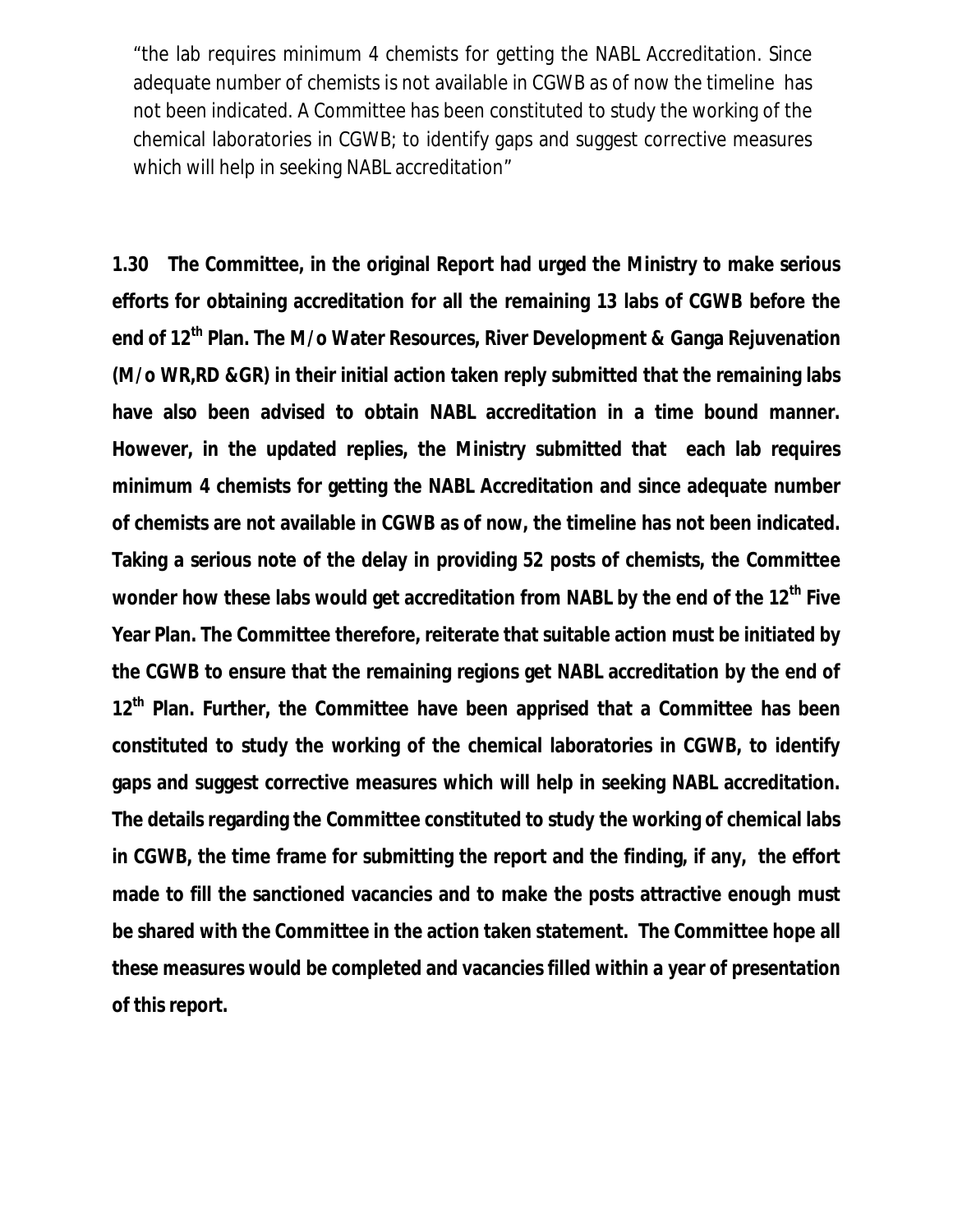“the lab requires minimum 4 chemists for getting the NABL Accreditation. Since adequate number of chemists is not available in CGWB as of now the timeline has not been indicated. A Committee has been constituted to study the working of the chemical laboratories in CGWB; to identify gaps and suggest corrective measures which will help in seeking NABL accreditation”

**1.30 The Committee, in the original Report had urged the Ministry to make serious efforts for obtaining accreditation for all the remaining 13 labs of CGWB before the end of 12th Plan. The M/o Water Resources, River Development & Ganga Rejuvenation (M/o WR,RD &GR) in their initial action taken reply submitted that the remaining labs have also been advised to obtain NABL accreditation in a time bound manner. However, in the updated replies, the Ministry submitted that each lab requires minimum 4 chemists for getting the NABL Accreditation and since adequate number of chemists are not available in CGWB as of now, the timeline has not been indicated. Taking a serious note of the delay in providing 52 posts of chemists, the Committee wonder how these labs would get accreditation from NABL by the end of the 12th Five Year Plan. The Committee therefore, reiterate that suitable action must be initiated by the CGWB to ensure that the remaining regions get NABL accreditation by the end of 12th Plan. Further, the Committee have been apprised that a Committee has been constituted to study the working of the chemical laboratories in CGWB, to identify gaps and suggest corrective measures which will help in seeking NABL accreditation. The details regarding the Committee constituted to study the working of chemical labs in CGWB, the time frame for submitting the report and the finding, if any, the effort made to fill the sanctioned vacancies and to make the posts attractive enough must be shared with the Committee in the action taken statement. The Committee hope all these measures would be completed and vacancies filled within a year of presentation of this report.**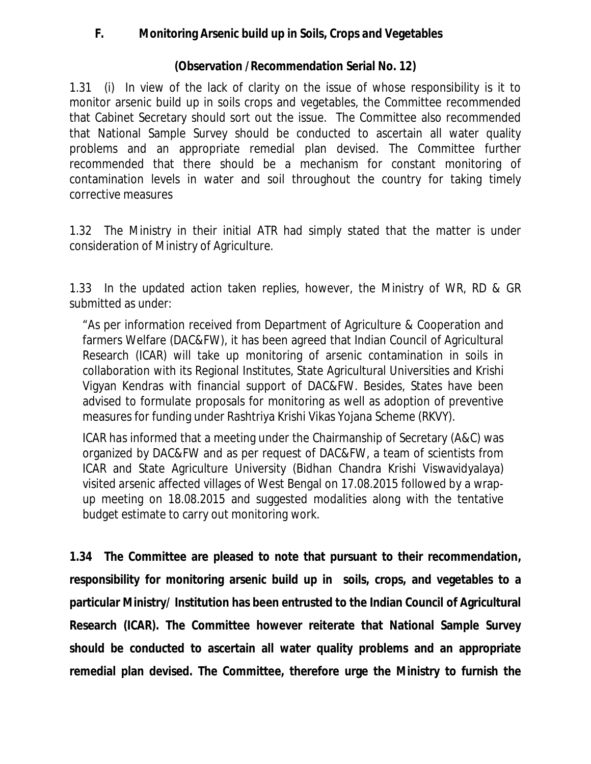## F. Monitoring Arsenic build up in Soils, Crops and Vegetables

**(Observation /Recommendation Serial No. 12)**

1.31 (i) In view of the lack of clarity on the issue of whose responsibility is it to monitor arsenic build up in soils crops and vegetables, the Committee recommended that Cabinet Secretary should sort out the issue. The Committee also recommended that National Sample Survey should be conducted to ascertain all water quality problems and an appropriate remedial plan devised. The Committee further recommended that there should be a mechanism for constant monitoring of contamination levels in water and soil throughout the country for taking timely corrective measures

1.32 The Ministry in their initial ATR had simply stated that the matter is under consideration of Ministry of Agriculture.

1.33 In the updated action taken replies, however, the Ministry of WR, RD & GR submitted as under:

> "As per information received from Department of Agriculture & Cooperation and farmers Welfare (DAC&FW), it has been agreed that Indian Council of Agricultural Research (ICAR) will take up monitoring of arsenic contamination in soils in collaboration with its Regional Institutes, State Agricultural Universities and Krishi Vigyan Kendras with financial support of DAC&FW. Besides, States have been advised to formulate proposals for monitoring as well as adoption of preventive measures for funding under Rashtriya Krishi Vikas Yojana Scheme (RKVY).
>
> ICAR has informed that a meeting under the Chairmanship of Secretary (A&C) was organized by DAC&FW and as per request of DAC&FW, a team of scientists from ICAR and State Agriculture University (Bidhan Chandra Krishi Viswavidyalaya) visited arsenic affected villages of West Bengal on 17.08.2015 followed by a wrap-up meeting on 18.08.2015 and suggested modalities along with the tentative budget estimate to carry out monitoring work.

**1.34 The Committee are pleased to note that pursuant to their recommendation, responsibility for monitoring arsenic build up in soils, crops, and vegetables to a particular Ministry/ Institution has been entrusted to the Indian Council of Agricultural Research (ICAR). The Committee however reiterate that National Sample Survey should be conducted to ascertain all water quality problems and an appropriate remedial plan devised. The Committee, therefore urge the Ministry to furnish the**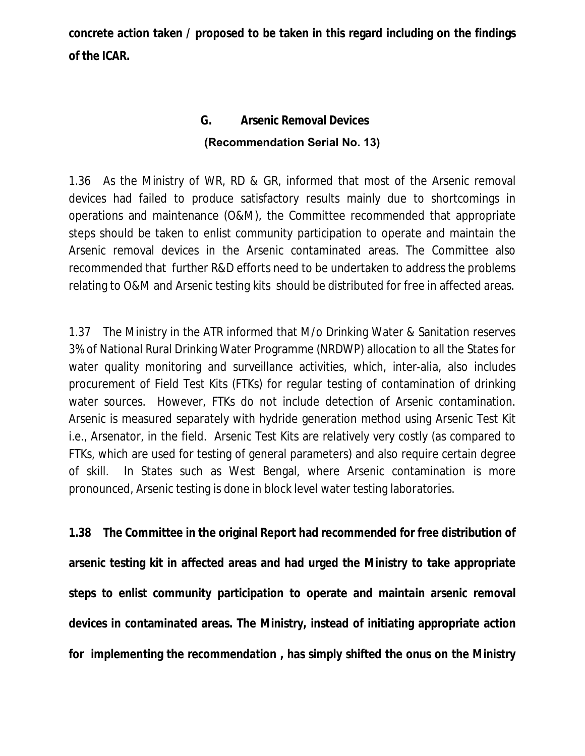**concrete action taken / proposed to be taken in this regard including on the findings of the ICAR.**

## G. Arsenic Removal Devices

**(Recommendation Serial No. 13)**

1.36 As the Ministry of WR, RD & GR, informed that most of the Arsenic removal devices had failed to produce satisfactory results mainly due to shortcomings in operations and maintenance (O&M), the Committee recommended that appropriate steps should be taken to enlist community participation to operate and maintain the Arsenic removal devices in the Arsenic contaminated areas. The Committee also recommended that further R&D efforts need to be undertaken to address the problems relating to O&M and Arsenic testing kits should be distributed for free in affected areas.

1.37 The Ministry in the ATR informed that M/o Drinking Water & Sanitation reserves 3% of National Rural Drinking Water Programme (NRDWP) allocation to all the States for water quality monitoring and surveillance activities, which, inter-alia, also includes procurement of Field Test Kits (FTKs) for regular testing of contamination of drinking water sources. However, FTKs do not include detection of Arsenic contamination. Arsenic is measured separately with hydride generation method using Arsenic Test Kit i.e., Arsenator, in the field. Arsenic Test Kits are relatively very costly (as compared to FTKs, which are used for testing of general parameters) and also require certain degree of skill. In States such as West Bengal, where Arsenic contamination is more pronounced, Arsenic testing is done in block level water testing laboratories.

**1.38 The Committee in the original Report had recommended for free distribution of arsenic testing kit in affected areas and had urged the Ministry to take appropriate steps to enlist community participation to operate and maintain arsenic removal devices in contaminated areas. The Ministry, instead of initiating appropriate action for implementing the recommendation , has simply shifted the onus on the Ministry**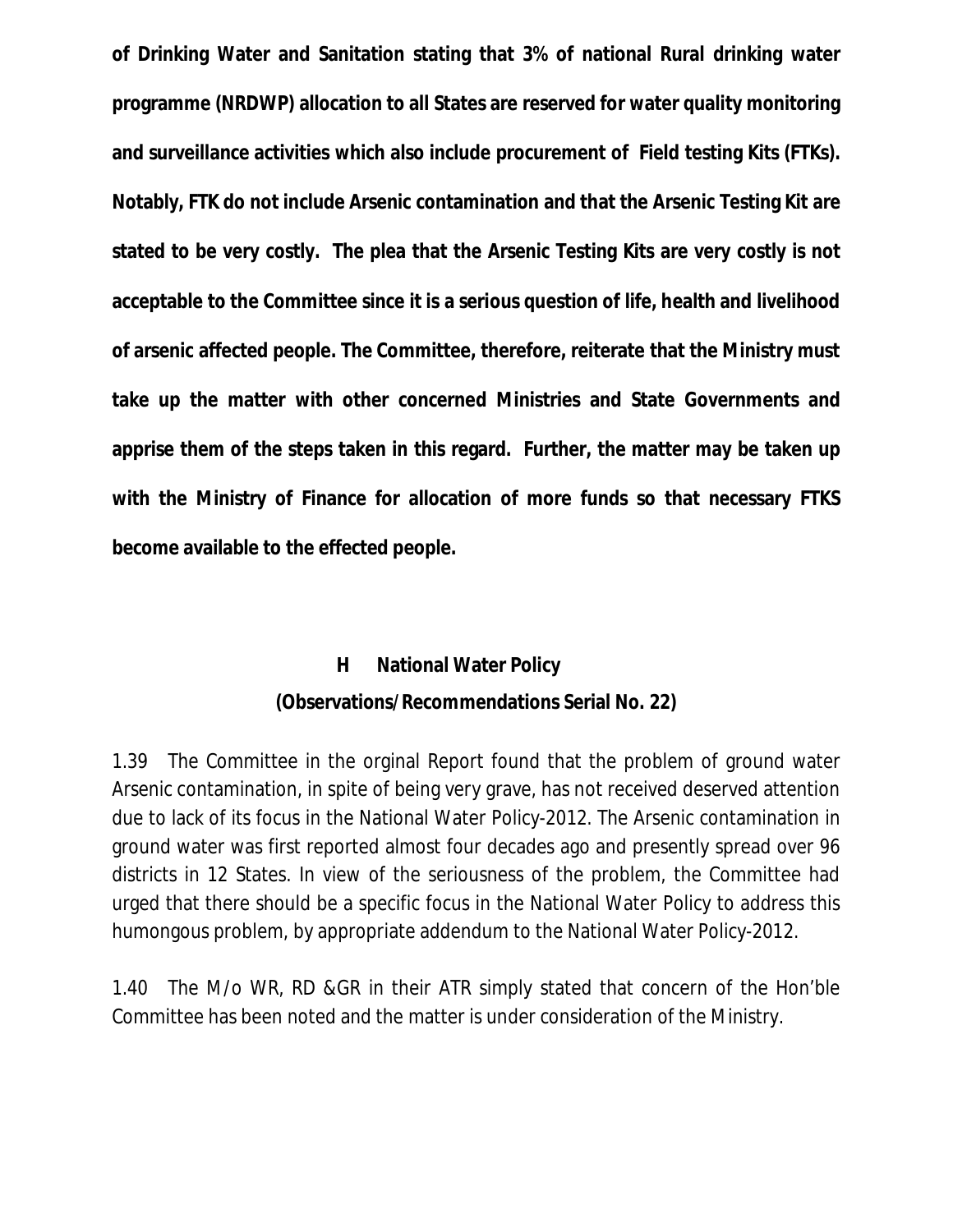**of Drinking Water and Sanitation stating that 3% of national Rural drinking water programme (NRDWP) allocation to all States are reserved for water quality monitoring and surveillance activities which also include procurement of Field testing Kits (FTKs). Notably, FTK do not include Arsenic contamination and that the Arsenic Testing Kit are stated to be very costly. The plea that the Arsenic Testing Kits are very costly is not acceptable to the Committee since it is a serious question of life, health and livelihood of arsenic affected people. The Committee, therefore, reiterate that the Ministry must take up the matter with other concerned Ministries and State Governments and apprise them of the steps taken in this regard. Further, the matter may be taken up with the Ministry of Finance for allocation of more funds so that necessary FTKS become available to the effected people.**

## H National Water Policy

### (Observations/Recommendations Serial No. 22)

1.39 The Committee in the orginal Report found that the problem of ground water Arsenic contamination, in spite of being very grave, has not received deserved attention due to lack of its focus in the National Water Policy-2012. The Arsenic contamination in ground water was first reported almost four decades ago and presently spread over 96 districts in 12 States. In view of the seriousness of the problem, the Committee had urged that there should be a specific focus in the National Water Policy to address this humongous problem, by appropriate addendum to the National Water Policy-2012.

1.40 The M/o WR, RD &GR in their ATR simply stated that concern of the Hon'ble Committee has been noted and the matter is under consideration of the Ministry.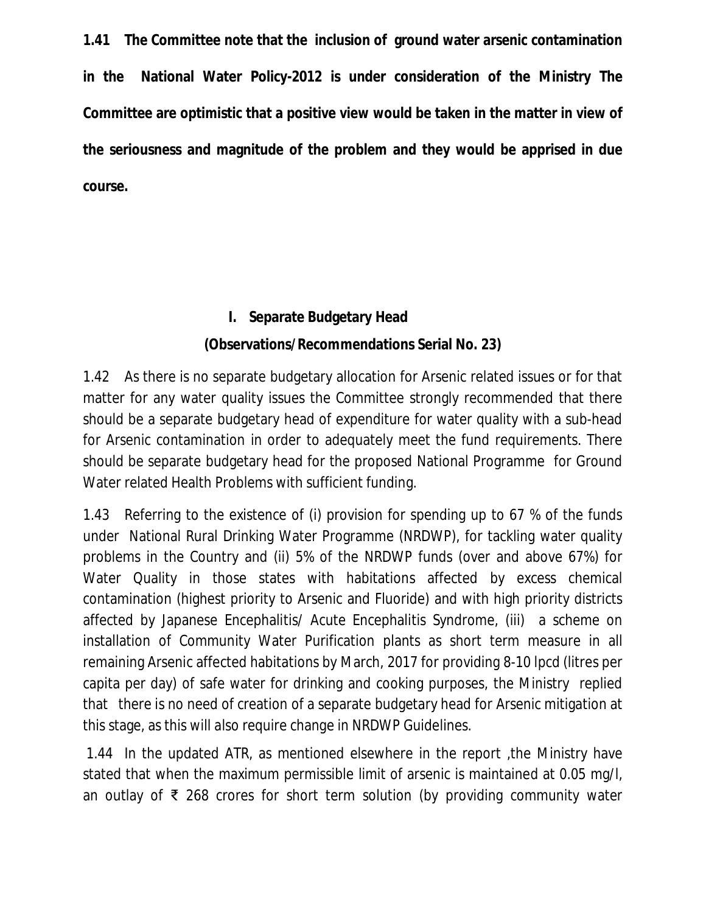**1.41 The Committee note that the inclusion of ground water arsenic contamination in the National Water Policy-2012 is under consideration of the Ministry The Committee are optimistic that a positive view would be taken in the matter in view of the seriousness and magnitude of the problem and they would be apprised in due course.**

## I. Separate Budgetary Head

**(Observations/Recommendations Serial No. 23)**

1.42 As there is no separate budgetary allocation for Arsenic related issues or for that matter for any water quality issues the Committee strongly recommended that there should be a separate budgetary head of expenditure for water quality with a sub-head for Arsenic contamination in order to adequately meet the fund requirements. There should be separate budgetary head for the proposed National Programme for Ground Water related Health Problems with sufficient funding.

1.43 Referring to the existence of (i) provision for spending up to 67 % of the funds under National Rural Drinking Water Programme (NRDWP), for tackling water quality problems in the Country and (ii) 5% of the NRDWP funds (over and above 67%) for Water Quality in those states with habitations affected by excess chemical contamination (highest priority to Arsenic and Fluoride) and with high priority districts affected by Japanese Encephalitis/ Acute Encephalitis Syndrome, (iii) a scheme on installation of Community Water Purification plants as short term measure in all remaining Arsenic affected habitations by March, 2017 for providing 8-10 lpcd (litres per capita per day) of safe water for drinking and cooking purposes, the Ministry replied that there is no need of creation of a separate budgetary head for Arsenic mitigation at this stage, as this will also require change in NRDWP Guidelines.

1.44 In the updated ATR, as mentioned elsewhere in the report ,the Ministry have stated that when the maximum permissible limit of arsenic is maintained at 0.05 mg/l, an outlay of ₹ 268 crores for short term solution (by providing community water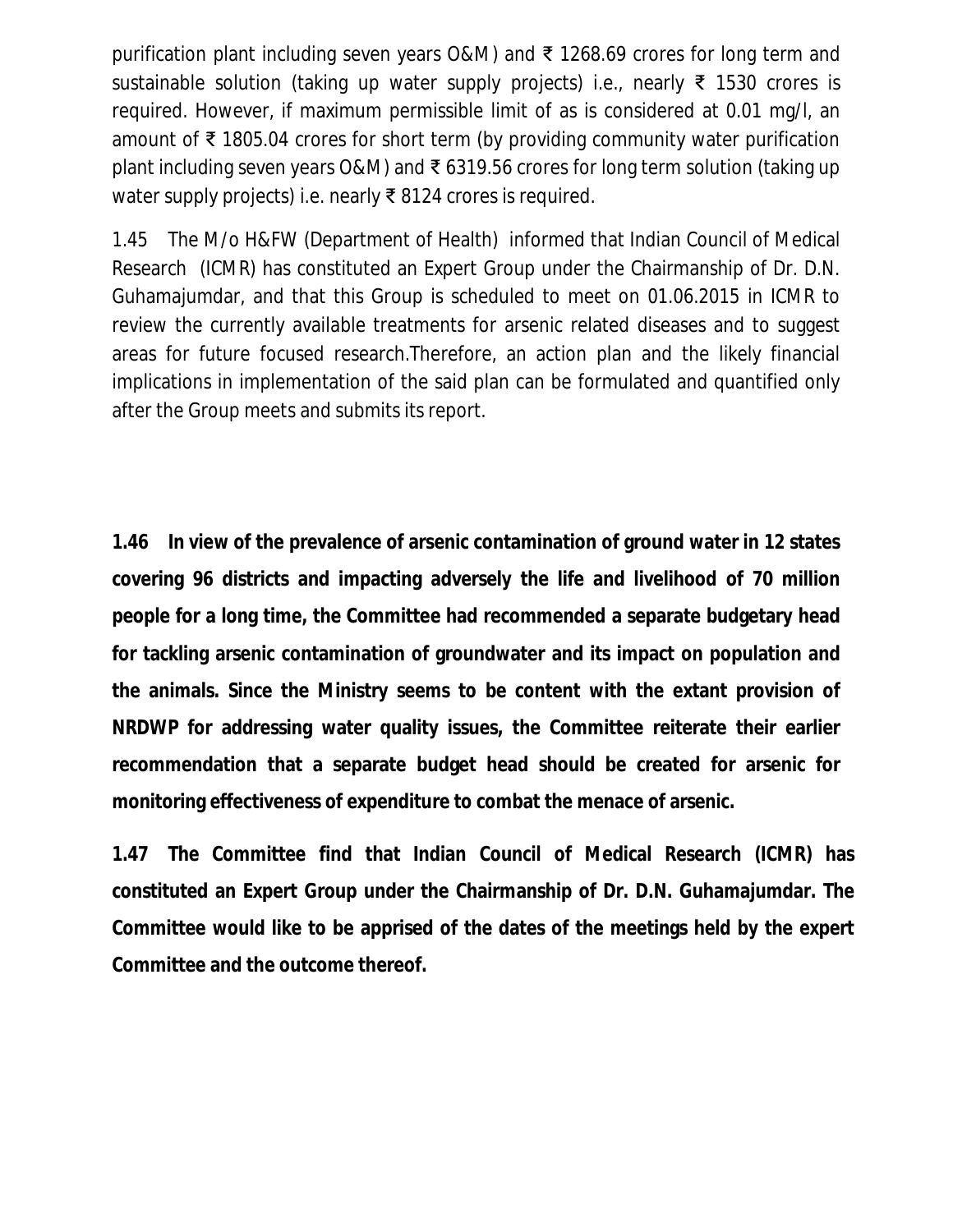purification plant including seven years O&M) and ₹ 1268.69 crores for long term and sustainable solution (taking up water supply projects) i.e., nearly ₹ 1530 crores is required. However, if maximum permissible limit of as is considered at 0.01 mg/l, an amount of ₹ 1805.04 crores for short term (by providing community water purification plant including seven years O&M) and ₹ 6319.56 crores for long term solution (taking up water supply projects) i.e. nearly ₹ 8124 crores is required.

1.45 The M/o H&FW (Department of Health) informed that Indian Council of Medical Research (ICMR) has constituted an Expert Group under the Chairmanship of Dr. D.N. Guhamajumdar, and that this Group is scheduled to meet on 01.06.2015 in ICMR to review the currently available treatments for arsenic related diseases and to suggest areas for future focused research.Therefore, an action plan and the likely financial implications in implementation of the said plan can be formulated and quantified only after the Group meets and submits its report.

**1.46 In view of the prevalence of arsenic contamination of ground water in 12 states covering 96 districts and impacting adversely the life and livelihood of 70 million people for a long time, the Committee had recommended a separate budgetary head for tackling arsenic contamination of groundwater and its impact on population and the animals. Since the Ministry seems to be content with the extant provision of NRDWP for addressing water quality issues, the Committee reiterate their earlier recommendation that a separate budget head should be created for arsenic for monitoring effectiveness of expenditure to combat the menace of arsenic.**

**1.47 The Committee find that Indian Council of Medical Research (ICMR) has constituted an Expert Group under the Chairmanship of Dr. D.N. Guhamajumdar. The Committee would like to be apprised of the dates of the meetings held by the expert Committee and the outcome thereof.**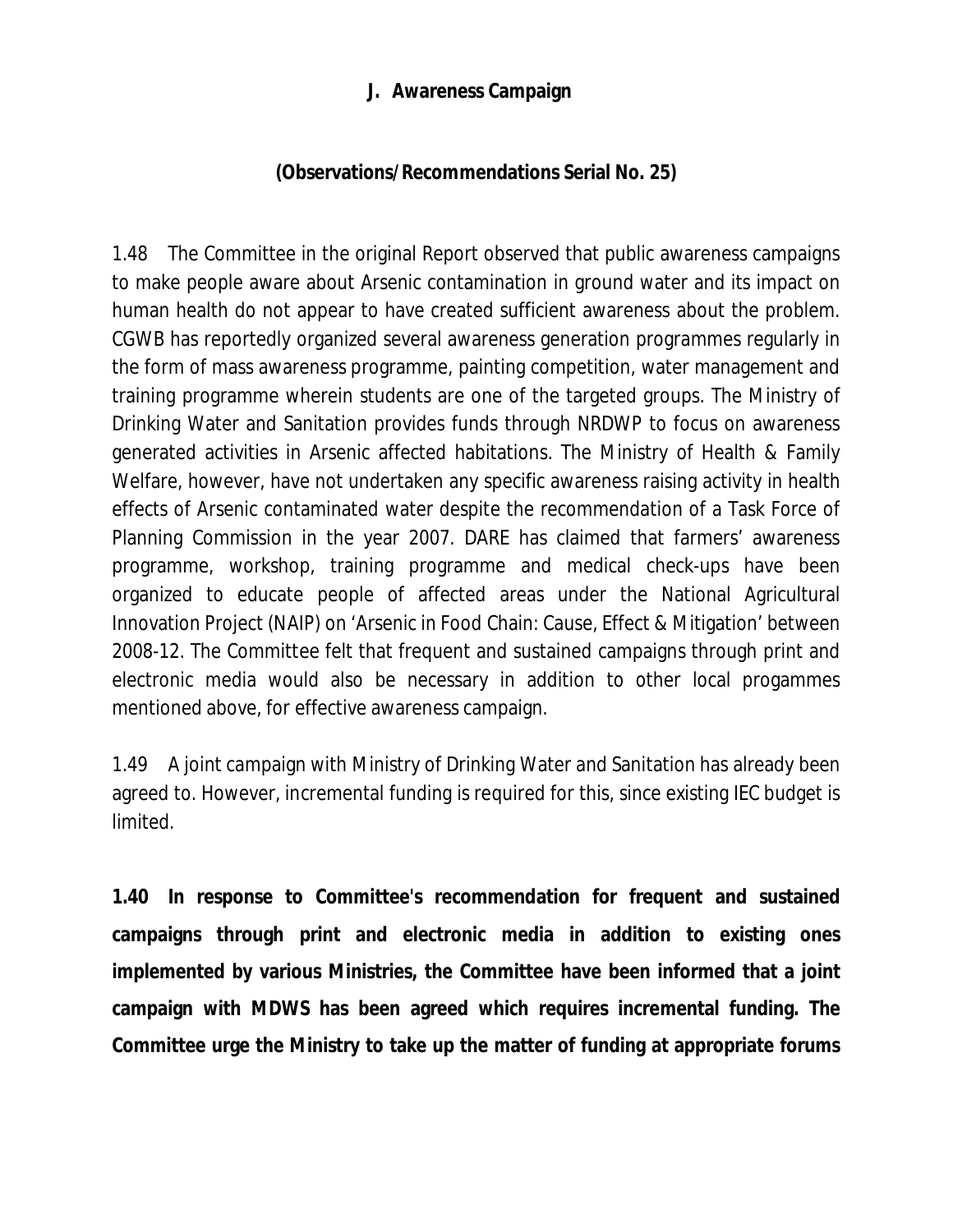## J. Awareness Campaign

### (Observations/Recommendations Serial No. 25)

1.48 The Committee in the original Report observed that public awareness campaigns to make people aware about Arsenic contamination in ground water and its impact on human health do not appear to have created sufficient awareness about the problem. CGWB has reportedly organized several awareness generation programmes regularly in the form of mass awareness programme, painting competition, water management and training programme wherein students are one of the targeted groups. The Ministry of Drinking Water and Sanitation provides funds through NRDWP to focus on awareness generated activities in Arsenic affected habitations. The Ministry of Health & Family Welfare, however, have not undertaken any specific awareness raising activity in health effects of Arsenic contaminated water despite the recommendation of a Task Force of Planning Commission in the year 2007. DARE has claimed that farmers' awareness programme, workshop, training programme and medical check-ups have been organized to educate people of affected areas under the National Agricultural Innovation Project (NAIP) on 'Arsenic in Food Chain: Cause, Effect & Mitigation' between 2008-12. The Committee felt that frequent and sustained campaigns through print and electronic media would also be necessary in addition to other local progammes mentioned above, for effective awareness campaign.

1.49 A joint campaign with Ministry of Drinking Water and Sanitation has already been agreed to. However, incremental funding is required for this, since existing IEC budget is limited.

**1.40 In response to Committee's recommendation for frequent and sustained campaigns through print and electronic media in addition to existing ones implemented by various Ministries, the Committee have been informed that a joint campaign with MDWS has been agreed which requires incremental funding. The Committee urge the Ministry to take up the matter of funding at appropriate forums**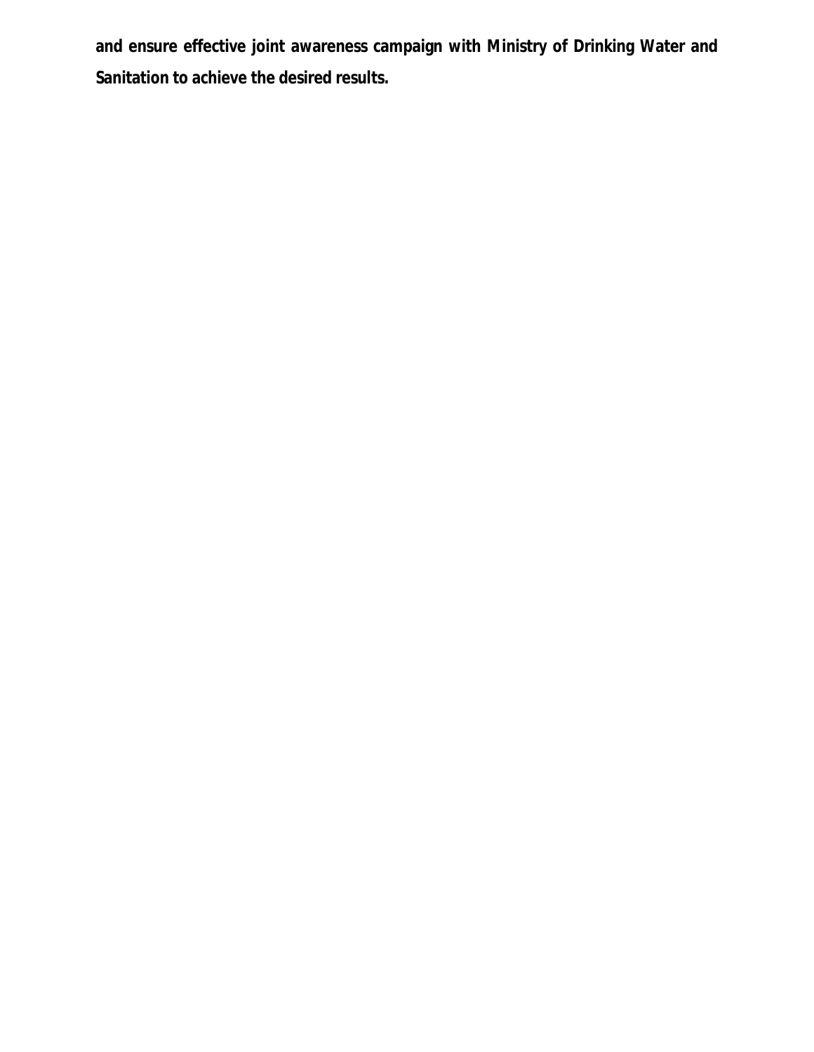**and ensure effective joint awareness campaign with Ministry of Drinking Water and Sanitation to achieve the desired results.**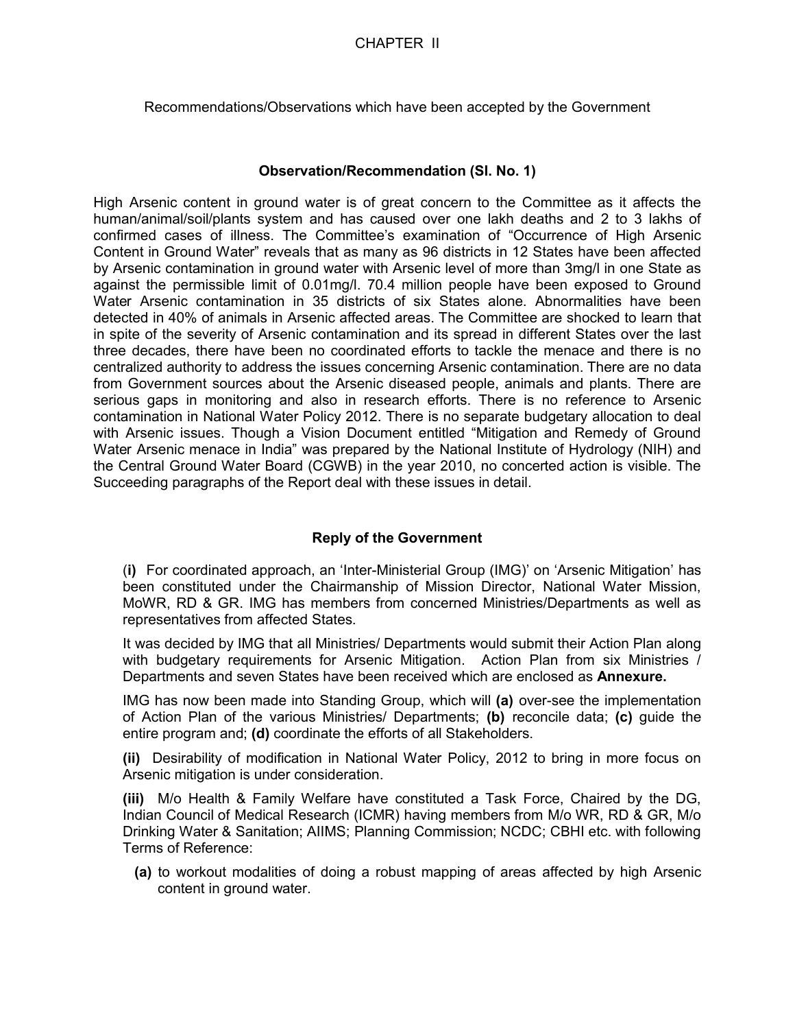# CHAPTER II

Recommendations/Observations which have been accepted by the Government

### Observation/Recommendation (Sl. No. 1)

High Arsenic content in ground water is of great concern to the Committee as it affects the human/animal/soil/plants system and has caused over one lakh deaths and 2 to 3 lakhs of confirmed cases of illness. The Committee's examination of "Occurrence of High Arsenic Content in Ground Water" reveals that as many as 96 districts in 12 States have been affected by Arsenic contamination in ground water with Arsenic level of more than 3mg/l in one State as against the permissible limit of 0.01mg/l. 70.4 million people have been exposed to Ground Water Arsenic contamination in 35 districts of six States alone. Abnormalities have been detected in 40% of animals in Arsenic affected areas. The Committee are shocked to learn that in spite of the severity of Arsenic contamination and its spread in different States over the last three decades, there have been no coordinated efforts to tackle the menace and there is no centralized authority to address the issues concerning Arsenic contamination. There are no data from Government sources about the Arsenic diseased people, animals and plants. There are serious gaps in monitoring and also in research efforts. There is no reference to Arsenic contamination in National Water Policy 2012. There is no separate budgetary allocation to deal with Arsenic issues. Though a Vision Document entitled "Mitigation and Remedy of Ground Water Arsenic menace in India" was prepared by the National Institute of Hydrology (NIH) and the Central Ground Water Board (CGWB) in the year 2010, no concerted action is visible. The Succeeding paragraphs of the Report deal with these issues in detail.

### Reply of the Government

(**i**) For coordinated approach, an 'Inter-Ministerial Group (IMG)' on 'Arsenic Mitigation' has been constituted under the Chairmanship of Mission Director, National Water Mission, MoWR, RD & GR. IMG has members from concerned Ministries/Departments as well as representatives from affected States.

It was decided by IMG that all Ministries/ Departments would submit their Action Plan along with budgetary requirements for Arsenic Mitigation. Action Plan from six Ministries / Departments and seven States have been received which are enclosed as **Annexure.**

IMG has now been made into Standing Group, which will **(a)** over-see the implementation of Action Plan of the various Ministries/ Departments; **(b)** reconcile data; **(c)** guide the entire program and; **(d)** coordinate the efforts of all Stakeholders.

**(ii)** Desirability of modification in National Water Policy, 2012 to bring in more focus on Arsenic mitigation is under consideration.

**(iii)** M/o Health & Family Welfare have constituted a Task Force, Chaired by the DG, Indian Council of Medical Research (ICMR) having members from M/o WR, RD & GR, M/o Drinking Water & Sanitation; AIIMS; Planning Commission; NCDC; CBHI etc. with following Terms of Reference:

**(a)** to workout modalities of doing a robust mapping of areas affected by high Arsenic content in ground water.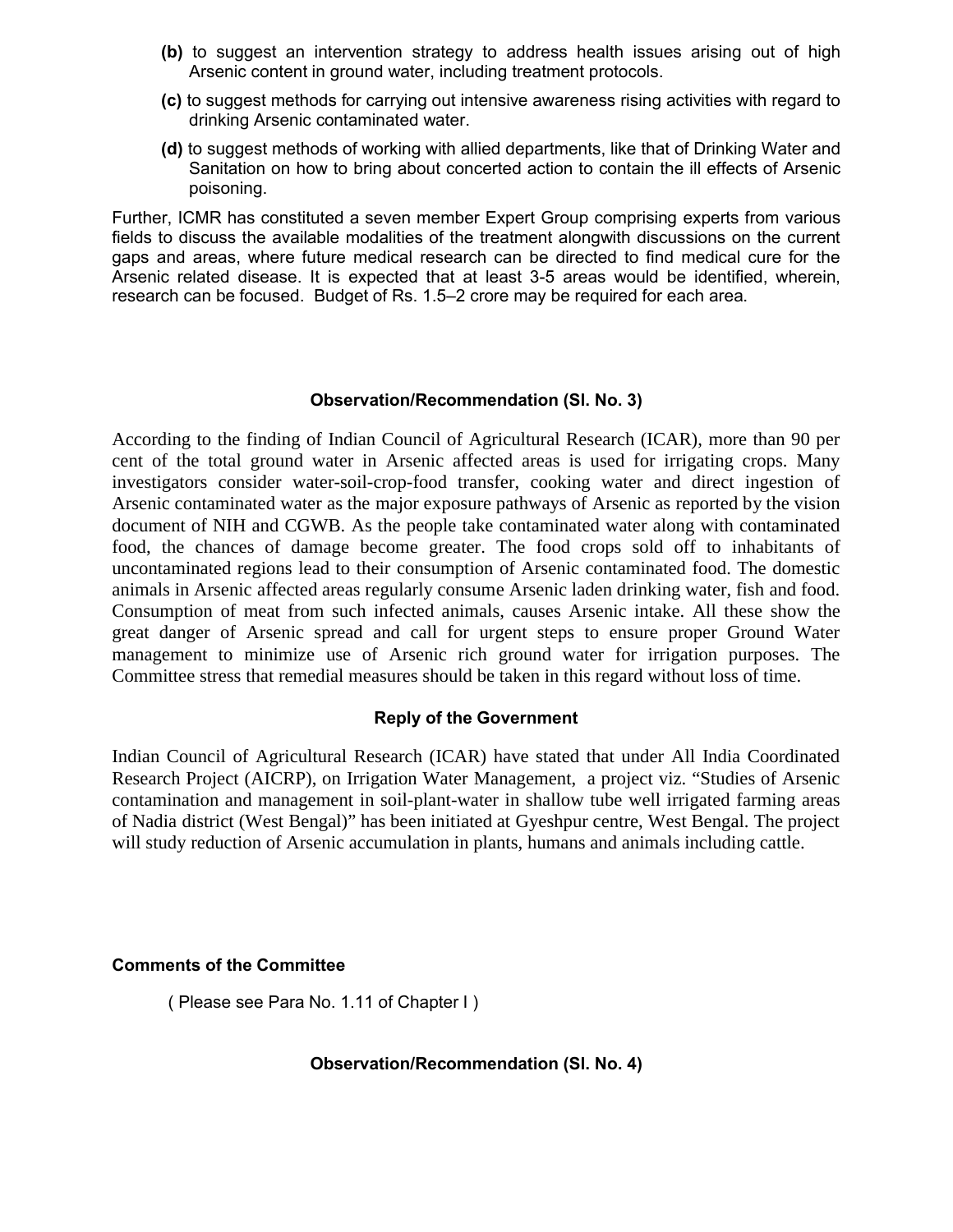**(b)** to suggest an intervention strategy to address health issues arising out of high Arsenic content in ground water, including treatment protocols.

**(c)** to suggest methods for carrying out intensive awareness rising activities with regard to drinking Arsenic contaminated water.

**(d)** to suggest methods of working with allied departments, like that of Drinking Water and Sanitation on how to bring about concerted action to contain the ill effects of Arsenic poisoning.

Further, ICMR has constituted a seven member Expert Group comprising experts from various fields to discuss the available modalities of the treatment alongwith discussions on the current gaps and areas, where future medical research can be directed to find medical cure for the Arsenic related disease. It is expected that at least 3-5 areas would be identified, wherein, research can be focused. Budget of Rs. 1.5–2 crore may be required for each area.

**Observation/Recommendation (Sl. No. 3)**

According to the finding of Indian Council of Agricultural Research (ICAR), more than 90 per cent of the total ground water in Arsenic affected areas is used for irrigating crops. Many investigators consider water-soil-crop-food transfer, cooking water and direct ingestion of Arsenic contaminated water as the major exposure pathways of Arsenic as reported by the vision document of NIH and CGWB. As the people take contaminated water along with contaminated food, the chances of damage become greater. The food crops sold off to inhabitants of uncontaminated regions lead to their consumption of Arsenic contaminated food. The domestic animals in Arsenic affected areas regularly consume Arsenic laden drinking water, fish and food. Consumption of meat from such infected animals, causes Arsenic intake. All these show the great danger of Arsenic spread and call for urgent steps to ensure proper Ground Water management to minimize use of Arsenic rich ground water for irrigation purposes. The Committee stress that remedial measures should be taken in this regard without loss of time.

**Reply of the Government**

Indian Council of Agricultural Research (ICAR) have stated that under All India Coordinated Research Project (AICRP), on Irrigation Water Management, a project viz. "Studies of Arsenic contamination and management in soil-plant-water in shallow tube well irrigated farming areas of Nadia district (West Bengal)" has been initiated at Gyeshpur centre, West Bengal. The project will study reduction of Arsenic accumulation in plants, humans and animals including cattle.

**Comments of the Committee**

( Please see Para No. 1.11 of Chapter I )

**Observation/Recommendation (Sl. No. 4)**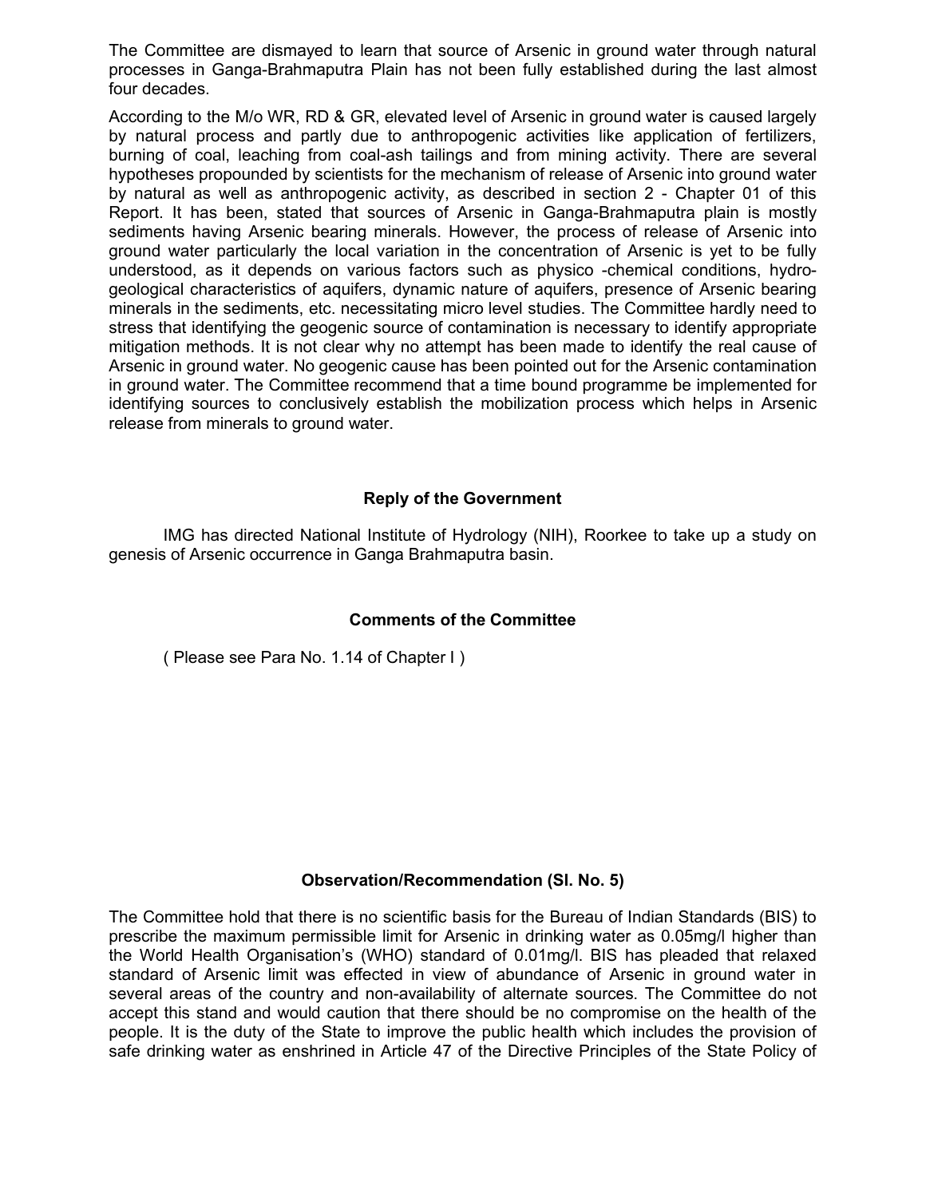The Committee are dismayed to learn that source of Arsenic in ground water through natural processes in Ganga-Brahmaputra Plain has not been fully established during the last almost four decades.

According to the M/o WR, RD & GR, elevated level of Arsenic in ground water is caused largely by natural process and partly due to anthropogenic activities like application of fertilizers, burning of coal, leaching from coal-ash tailings and from mining activity. There are several hypotheses propounded by scientists for the mechanism of release of Arsenic into ground water by natural as well as anthropogenic activity, as described in section 2 - Chapter 01 of this Report. It has been, stated that sources of Arsenic in Ganga-Brahmaputra plain is mostly sediments having Arsenic bearing minerals. However, the process of release of Arsenic into ground water particularly the local variation in the concentration of Arsenic is yet to be fully understood, as it depends on various factors such as physico -chemical conditions, hydro-geological characteristics of aquifers, dynamic nature of aquifers, presence of Arsenic bearing minerals in the sediments, etc. necessitating micro level studies. The Committee hardly need to stress that identifying the geogenic source of contamination is necessary to identify appropriate mitigation methods. It is not clear why no attempt has been made to identify the real cause of Arsenic in ground water. No geogenic cause has been pointed out for the Arsenic contamination in ground water. The Committee recommend that a time bound programme be implemented for identifying sources to conclusively establish the mobilization process which helps in Arsenic release from minerals to ground water.

**Reply of the Government**

IMG has directed National Institute of Hydrology (NIH), Roorkee to take up a study on genesis of Arsenic occurrence in Ganga Brahmaputra basin.

**Comments of the Committee**

( Please see Para No. 1.14 of Chapter I )

**Observation/Recommendation (Sl. No. 5)**

The Committee hold that there is no scientific basis for the Bureau of Indian Standards (BIS) to prescribe the maximum permissible limit for Arsenic in drinking water as 0.05mg/l higher than the World Health Organisation's (WHO) standard of 0.01mg/l. BIS has pleaded that relaxed standard of Arsenic limit was effected in view of abundance of Arsenic in ground water in several areas of the country and non-availability of alternate sources. The Committee do not accept this stand and would caution that there should be no compromise on the health of the people. It is the duty of the State to improve the public health which includes the provision of safe drinking water as enshrined in Article 47 of the Directive Principles of the State Policy of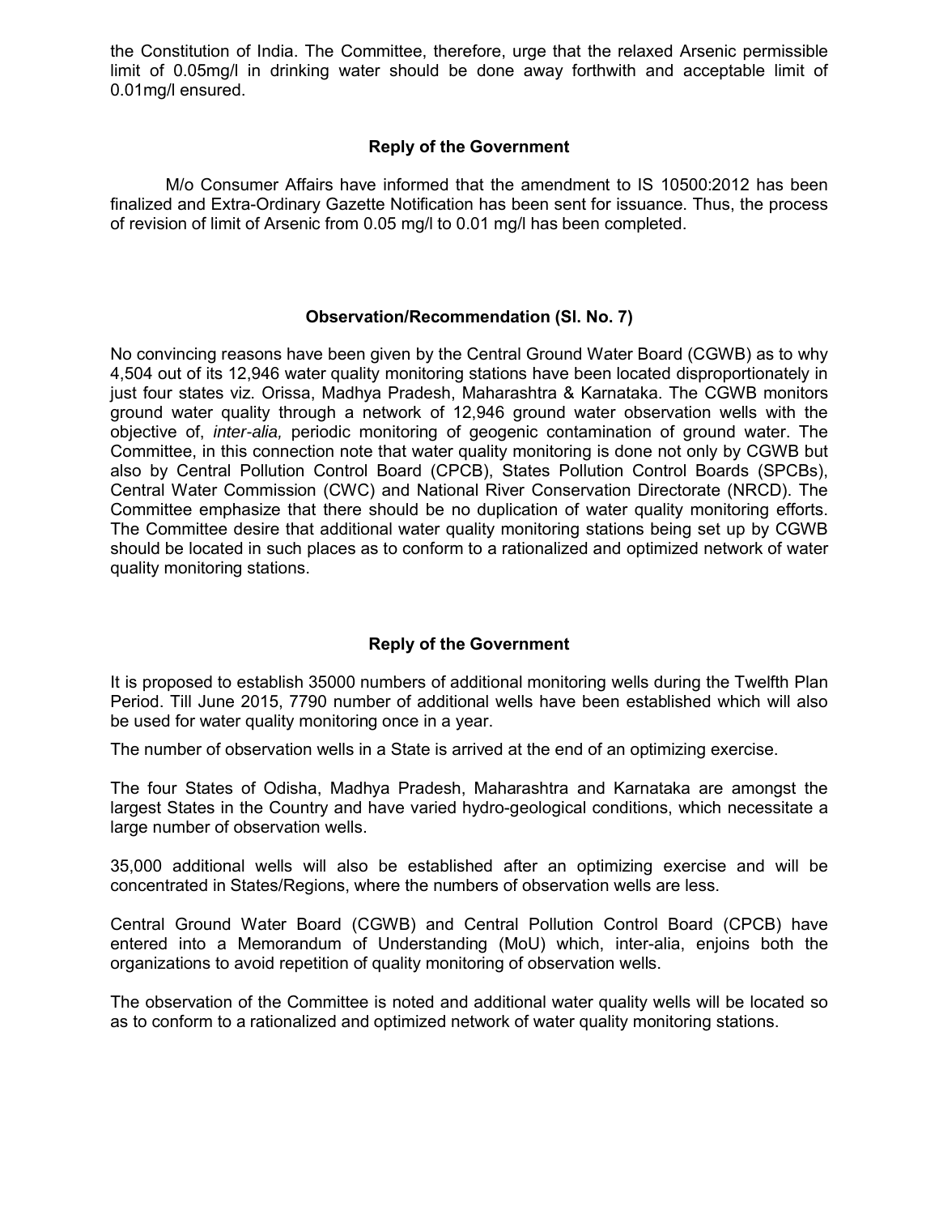the Constitution of India. The Committee, therefore, urge that the relaxed Arsenic permissible limit of 0.05mg/l in drinking water should be done away forthwith and acceptable limit of 0.01mg/l ensured.

### Reply of the Government

M/o Consumer Affairs have informed that the amendment to IS 10500:2012 has been finalized and Extra-Ordinary Gazette Notification has been sent for issuance. Thus, the process of revision of limit of Arsenic from 0.05 mg/l to 0.01 mg/l has been completed.

### Observation/Recommendation (Sl. No. 7)

No convincing reasons have been given by the Central Ground Water Board (CGWB) as to why 4,504 out of its 12,946 water quality monitoring stations have been located disproportionately in just four states viz. Orissa, Madhya Pradesh, Maharashtra & Karnataka. The CGWB monitors ground water quality through a network of 12,946 ground water observation wells with the objective of, *inter-alia,* periodic monitoring of geogenic contamination of ground water. The Committee, in this connection note that water quality monitoring is done not only by CGWB but also by Central Pollution Control Board (CPCB), States Pollution Control Boards (SPCBs), Central Water Commission (CWC) and National River Conservation Directorate (NRCD). The Committee emphasize that there should be no duplication of water quality monitoring efforts. The Committee desire that additional water quality monitoring stations being set up by CGWB should be located in such places as to conform to a rationalized and optimized network of water quality monitoring stations.

### Reply of the Government

It is proposed to establish 35000 numbers of additional monitoring wells during the Twelfth Plan Period. Till June 2015, 7790 number of additional wells have been established which will also be used for water quality monitoring once in a year.

The number of observation wells in a State is arrived at the end of an optimizing exercise.

The four States of Odisha, Madhya Pradesh, Maharashtra and Karnataka are amongst the largest States in the Country and have varied hydro-geological conditions, which necessitate a large number of observation wells.

35,000 additional wells will also be established after an optimizing exercise and will be concentrated in States/Regions, where the numbers of observation wells are less.

Central Ground Water Board (CGWB) and Central Pollution Control Board (CPCB) have entered into a Memorandum of Understanding (MoU) which, inter-alia, enjoins both the organizations to avoid repetition of quality monitoring of observation wells.

The observation of the Committee is noted and additional water quality wells will be located so as to conform to a rationalized and optimized network of water quality monitoring stations.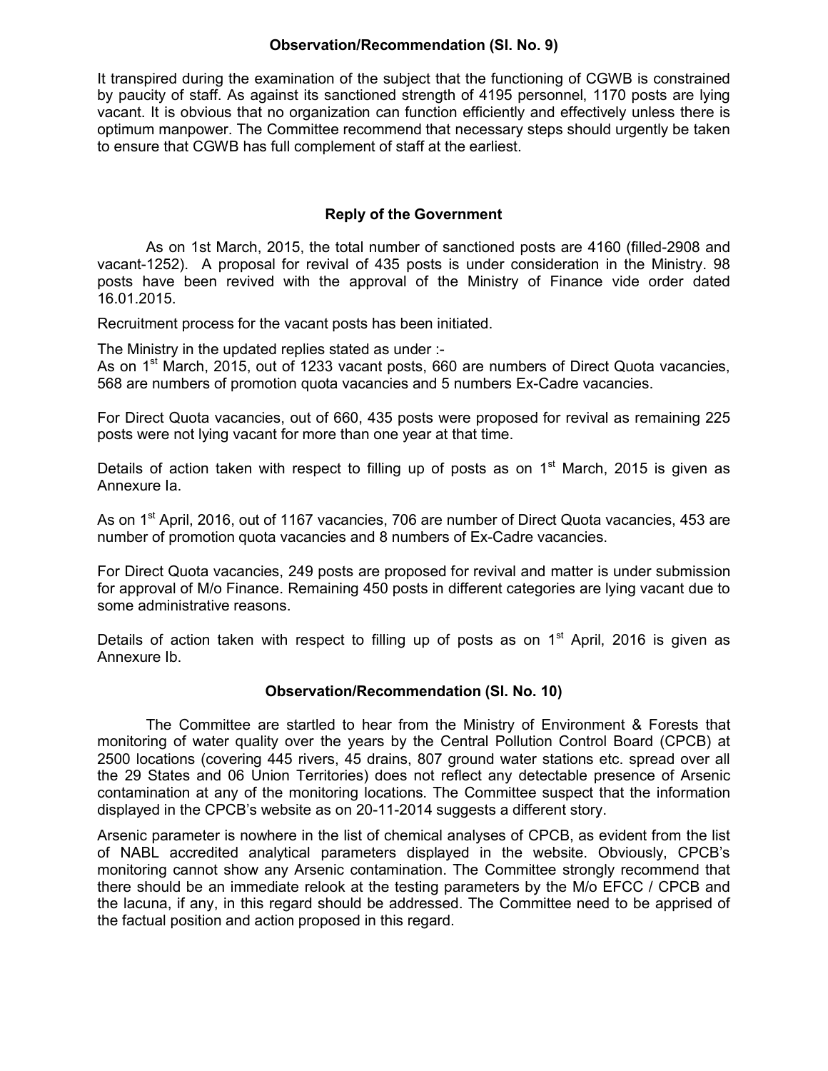### Observation/Recommendation (Sl. No. 9)

It transpired during the examination of the subject that the functioning of CGWB is constrained by paucity of staff. As against its sanctioned strength of 4195 personnel, 1170 posts are lying vacant. It is obvious that no organization can function efficiently and effectively unless there is optimum manpower. The Committee recommend that necessary steps should urgently be taken to ensure that CGWB has full complement of staff at the earliest.

### Reply of the Government

As on 1st March, 2015, the total number of sanctioned posts are 4160 (filled-2908 and vacant-1252). A proposal for revival of 435 posts is under consideration in the Ministry. 98 posts have been revived with the approval of the Ministry of Finance vide order dated 16.01.2015.

Recruitment process for the vacant posts has been initiated.

The Ministry in the updated replies stated as under :-
As on 1st March, 2015, out of 1233 vacant posts, 660 are numbers of Direct Quota vacancies, 568 are numbers of promotion quota vacancies and 5 numbers Ex-Cadre vacancies.

For Direct Quota vacancies, out of 660, 435 posts were proposed for revival as remaining 225 posts were not lying vacant for more than one year at that time.

Details of action taken with respect to filling up of posts as on 1st March, 2015 is given as Annexure Ia.

As on 1st April, 2016, out of 1167 vacancies, 706 are number of Direct Quota vacancies, 453 are number of promotion quota vacancies and 8 numbers of Ex-Cadre vacancies.

For Direct Quota vacancies, 249 posts are proposed for revival and matter is under submission for approval of M/o Finance. Remaining 450 posts in different categories are lying vacant due to some administrative reasons.

Details of action taken with respect to filling up of posts as on 1st April, 2016 is given as Annexure Ib.

### Observation/Recommendation (Sl. No. 10)

The Committee are startled to hear from the Ministry of Environment & Forests that monitoring of water quality over the years by the Central Pollution Control Board (CPCB) at 2500 locations (covering 445 rivers, 45 drains, 807 ground water stations etc. spread over all the 29 States and 06 Union Territories) does not reflect any detectable presence of Arsenic contamination at any of the monitoring locations. The Committee suspect that the information displayed in the CPCB's website as on 20-11-2014 suggests a different story.

Arsenic parameter is nowhere in the list of chemical analyses of CPCB, as evident from the list of NABL accredited analytical parameters displayed in the website. Obviously, CPCB's monitoring cannot show any Arsenic contamination. The Committee strongly recommend that there should be an immediate relook at the testing parameters by the M/o EFCC / CPCB and the lacuna, if any, in this regard should be addressed. The Committee need to be apprised of the factual position and action proposed in this regard.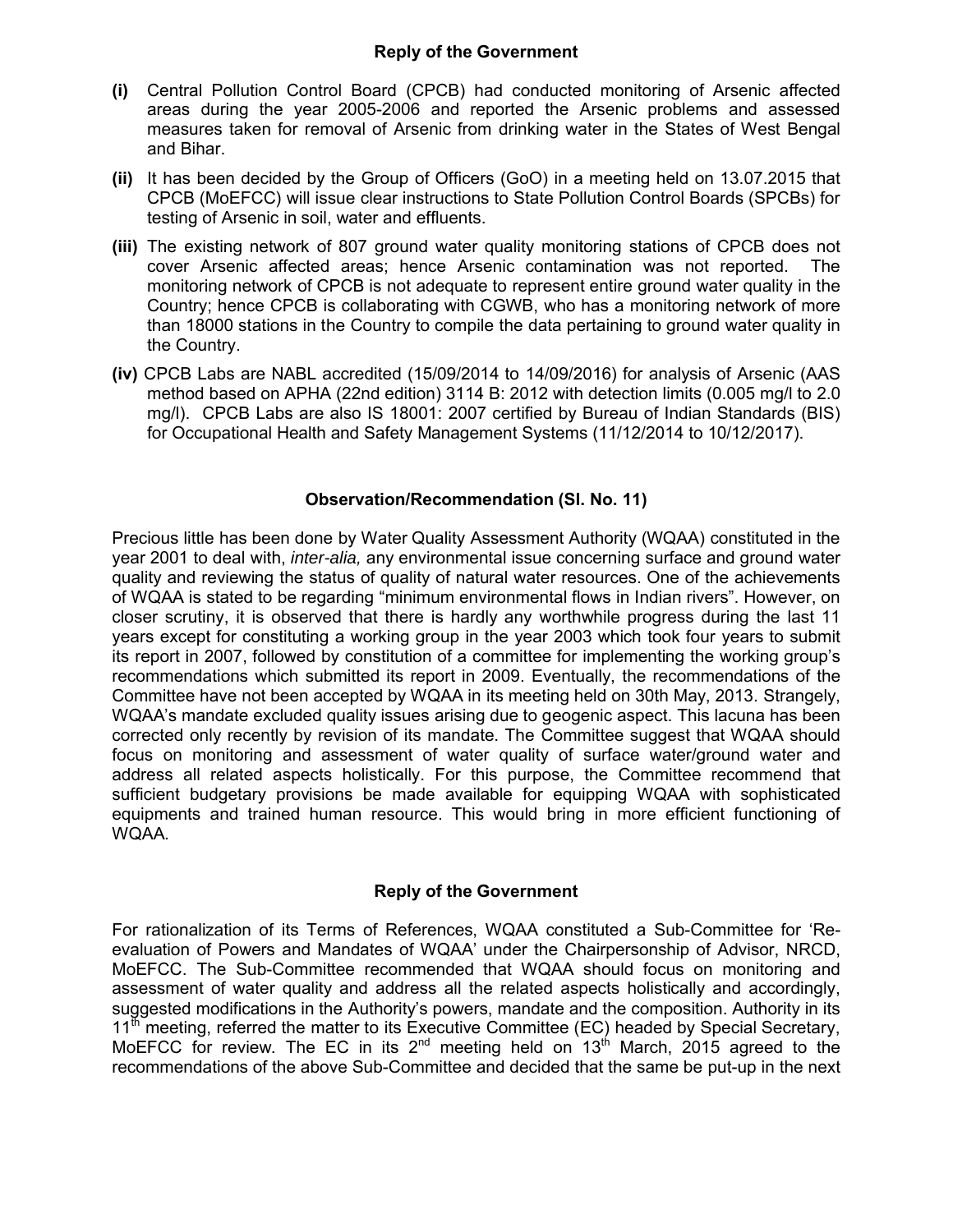### Reply of the Government

**(i)** Central Pollution Control Board (CPCB) had conducted monitoring of Arsenic affected areas during the year 2005-2006 and reported the Arsenic problems and assessed measures taken for removal of Arsenic from drinking water in the States of West Bengal and Bihar.

**(ii)** It has been decided by the Group of Officers (GoO) in a meeting held on 13.07.2015 that CPCB (MoEFCC) will issue clear instructions to State Pollution Control Boards (SPCBs) for testing of Arsenic in soil, water and effluents.

**(iii)** The existing network of 807 ground water quality monitoring stations of CPCB does not cover Arsenic affected areas; hence Arsenic contamination was not reported. The monitoring network of CPCB is not adequate to represent entire ground water quality in the Country; hence CPCB is collaborating with CGWB, who has a monitoring network of more than 18000 stations in the Country to compile the data pertaining to ground water quality in the Country.

**(iv)** CPCB Labs are NABL accredited (15/09/2014 to 14/09/2016) for analysis of Arsenic (AAS method based on APHA (22nd edition) 3114 B: 2012 with detection limits (0.005 mg/l to 2.0 mg/l). CPCB Labs are also IS 18001: 2007 certified by Bureau of Indian Standards (BIS) for Occupational Health and Safety Management Systems (11/12/2014 to 10/12/2017).

### Observation/Recommendation (Sl. No. 11)

Precious little has been done by Water Quality Assessment Authority (WQAA) constituted in the year 2001 to deal with, *inter-alia,* any environmental issue concerning surface and ground water quality and reviewing the status of quality of natural water resources. One of the achievements of WQAA is stated to be regarding "minimum environmental flows in Indian rivers". However, on closer scrutiny, it is observed that there is hardly any worthwhile progress during the last 11 years except for constituting a working group in the year 2003 which took four years to submit its report in 2007, followed by constitution of a committee for implementing the working group's recommendations which submitted its report in 2009. Eventually, the recommendations of the Committee have not been accepted by WQAA in its meeting held on 30th May, 2013. Strangely, WQAA's mandate excluded quality issues arising due to geogenic aspect. This lacuna has been corrected only recently by revision of its mandate. The Committee suggest that WQAA should focus on monitoring and assessment of water quality of surface water/ground water and address all related aspects holistically. For this purpose, the Committee recommend that sufficient budgetary provisions be made available for equipping WQAA with sophisticated equipments and trained human resource. This would bring in more efficient functioning of WQAA.

### Reply of the Government

For rationalization of its Terms of References, WQAA constituted a Sub-Committee for 'Re-evaluation of Powers and Mandates of WQAA' under the Chairpersonship of Advisor, NRCD, MoEFCC. The Sub-Committee recommended that WQAA should focus on monitoring and assessment of water quality and address all the related aspects holistically and accordingly, suggested modifications in the Authority's powers, mandate and the composition. Authority in its 11th meeting, referred the matter to its Executive Committee (EC) headed by Special Secretary, MoEFCC for review. The EC in its 2nd meeting held on 13th March, 2015 agreed to the recommendations of the above Sub-Committee and decided that the same be put-up in the next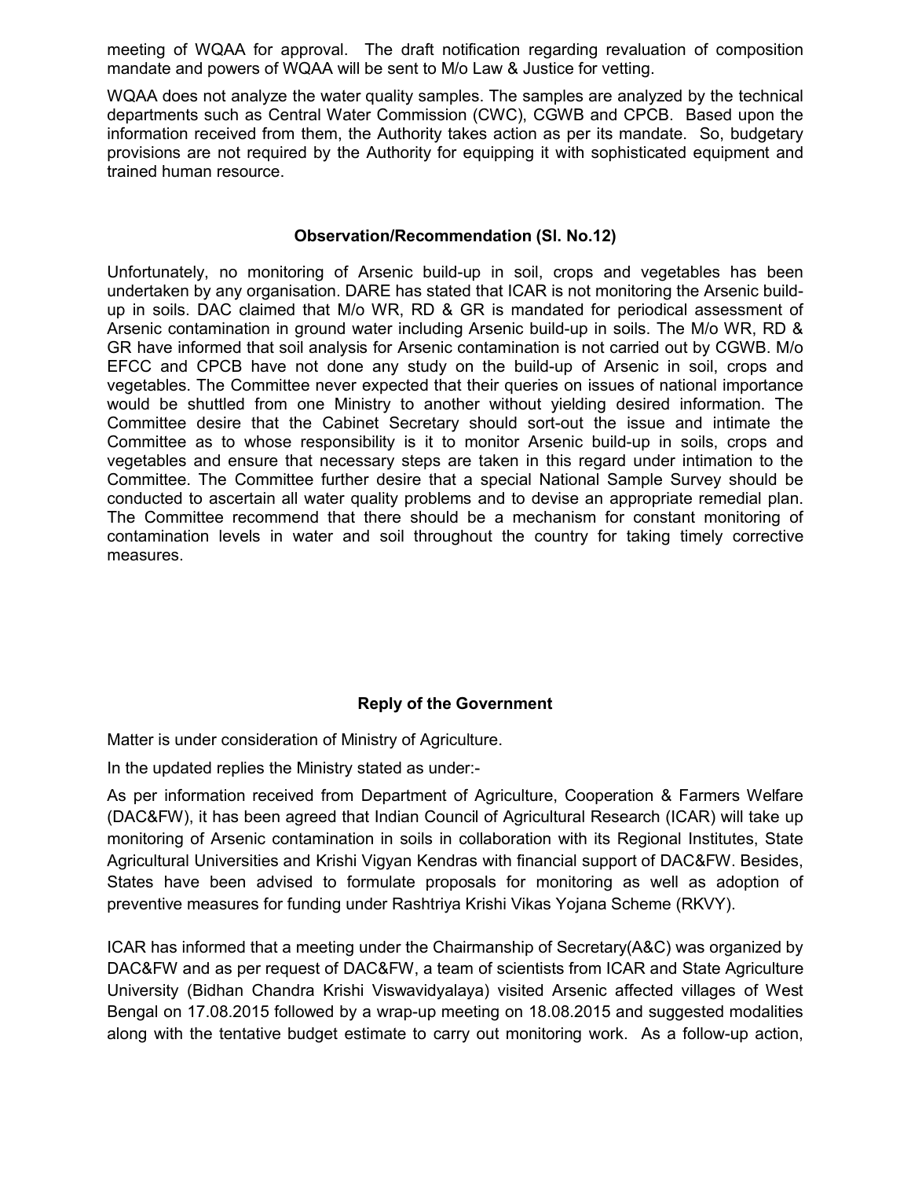meeting of WQAA for approval. The draft notification regarding revaluation of composition mandate and powers of WQAA will be sent to M/o Law & Justice for vetting.

WQAA does not analyze the water quality samples. The samples are analyzed by the technical departments such as Central Water Commission (CWC), CGWB and CPCB. Based upon the information received from them, the Authority takes action as per its mandate. So, budgetary provisions are not required by the Authority for equipping it with sophisticated equipment and trained human resource.

**Observation/Recommendation (Sl. No.12)**

Unfortunately, no monitoring of Arsenic build-up in soil, crops and vegetables has been undertaken by any organisation. DARE has stated that ICAR is not monitoring the Arsenic build-up in soils. DAC claimed that M/o WR, RD & GR is mandated for periodical assessment of Arsenic contamination in ground water including Arsenic build-up in soils. The M/o WR, RD & GR have informed that soil analysis for Arsenic contamination is not carried out by CGWB. M/o EFCC and CPCB have not done any study on the build-up of Arsenic in soil, crops and vegetables. The Committee never expected that their queries on issues of national importance would be shuttled from one Ministry to another without yielding desired information. The Committee desire that the Cabinet Secretary should sort-out the issue and intimate the Committee as to whose responsibility is it to monitor Arsenic build-up in soils, crops and vegetables and ensure that necessary steps are taken in this regard under intimation to the Committee. The Committee further desire that a special National Sample Survey should be conducted to ascertain all water quality problems and to devise an appropriate remedial plan. The Committee recommend that there should be a mechanism for constant monitoring of contamination levels in water and soil throughout the country for taking timely corrective measures.

**Reply of the Government**

Matter is under consideration of Ministry of Agriculture.

In the updated replies the Ministry stated as under:-

As per information received from Department of Agriculture, Cooperation & Farmers Welfare (DAC&FW), it has been agreed that Indian Council of Agricultural Research (ICAR) will take up monitoring of Arsenic contamination in soils in collaboration with its Regional Institutes, State Agricultural Universities and Krishi Vigyan Kendras with financial support of DAC&FW. Besides, States have been advised to formulate proposals for monitoring as well as adoption of preventive measures for funding under Rashtriya Krishi Vikas Yojana Scheme (RKVY).

ICAR has informed that a meeting under the Chairmanship of Secretary(A&C) was organized by DAC&FW and as per request of DAC&FW, a team of scientists from ICAR and State Agriculture University (Bidhan Chandra Krishi Viswavidyalaya) visited Arsenic affected villages of West Bengal on 17.08.2015 followed by a wrap-up meeting on 18.08.2015 and suggested modalities along with the tentative budget estimate to carry out monitoring work. As a follow-up action,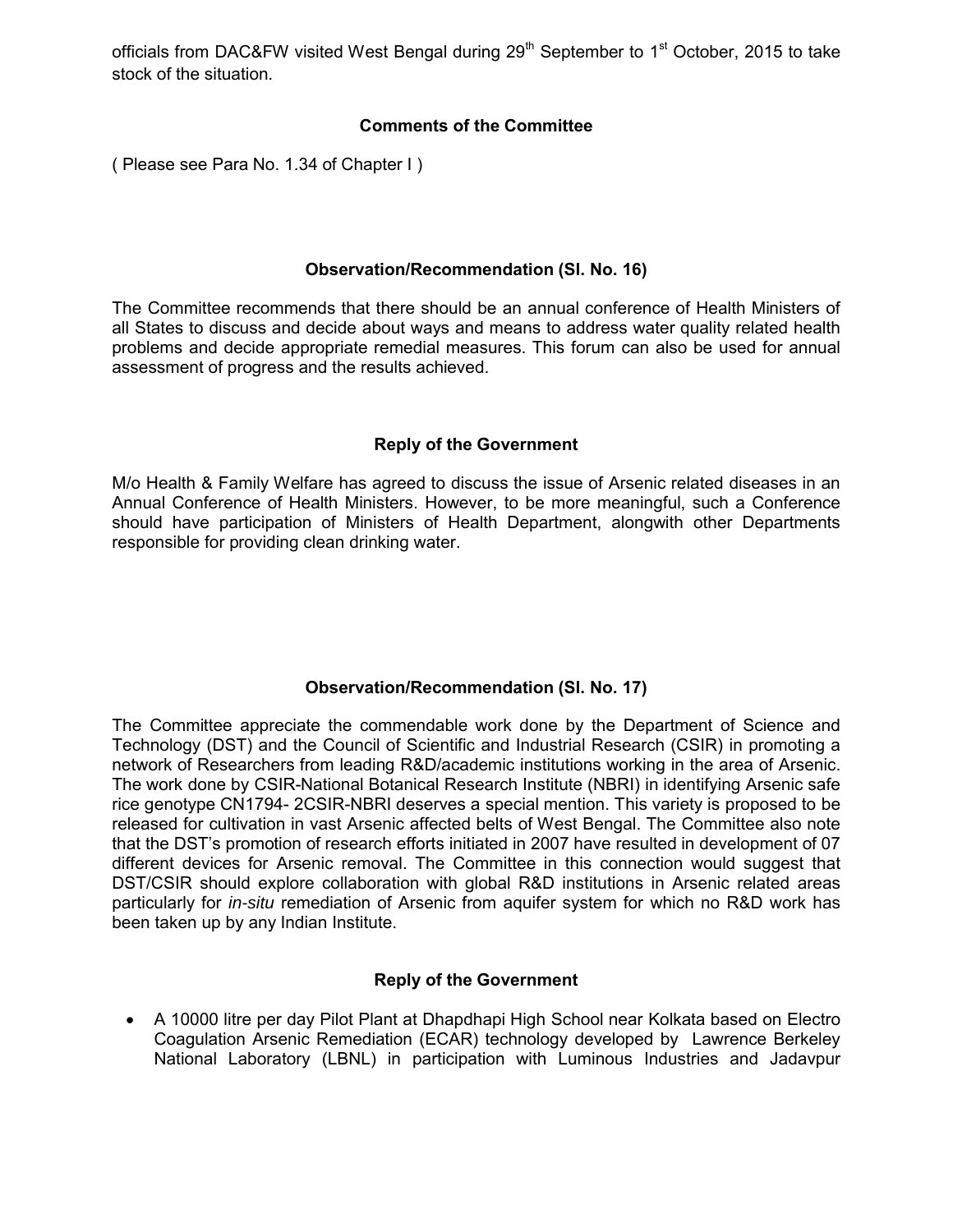officials from DAC&FW visited West Bengal during 29th September to 1st October, 2015 to take stock of the situation.

### Comments of the Committee

( Please see Para No. 1.34 of Chapter I )

### Observation/Recommendation (Sl. No. 16)

The Committee recommends that there should be an annual conference of Health Ministers of all States to discuss and decide about ways and means to address water quality related health problems and decide appropriate remedial measures. This forum can also be used for annual assessment of progress and the results achieved.

### Reply of the Government

M/o Health & Family Welfare has agreed to discuss the issue of Arsenic related diseases in an Annual Conference of Health Ministers. However, to be more meaningful, such a Conference should have participation of Ministers of Health Department, alongwith other Departments responsible for providing clean drinking water.

### Observation/Recommendation (Sl. No. 17)

The Committee appreciate the commendable work done by the Department of Science and Technology (DST) and the Council of Scientific and Industrial Research (CSIR) in promoting a network of Researchers from leading R&D/academic institutions working in the area of Arsenic. The work done by CSIR-National Botanical Research Institute (NBRI) in identifying Arsenic safe rice genotype CN1794- 2CSIR-NBRI deserves a special mention. This variety is proposed to be released for cultivation in vast Arsenic affected belts of West Bengal. The Committee also note that the DST's promotion of research efforts initiated in 2007 have resulted in development of 07 different devices for Arsenic removal. The Committee in this connection would suggest that DST/CSIR should explore collaboration with global R&D institutions in Arsenic related areas particularly for *in-situ* remediation of Arsenic from aquifer system for which no R&D work has been taken up by any Indian Institute.

### Reply of the Government

- A 10000 litre per day Pilot Plant at Dhapdhapi High School near Kolkata based on Electro Coagulation Arsenic Remediation (ECAR) technology developed by Lawrence Berkeley National Laboratory (LBNL) in participation with Luminous Industries and Jadavpur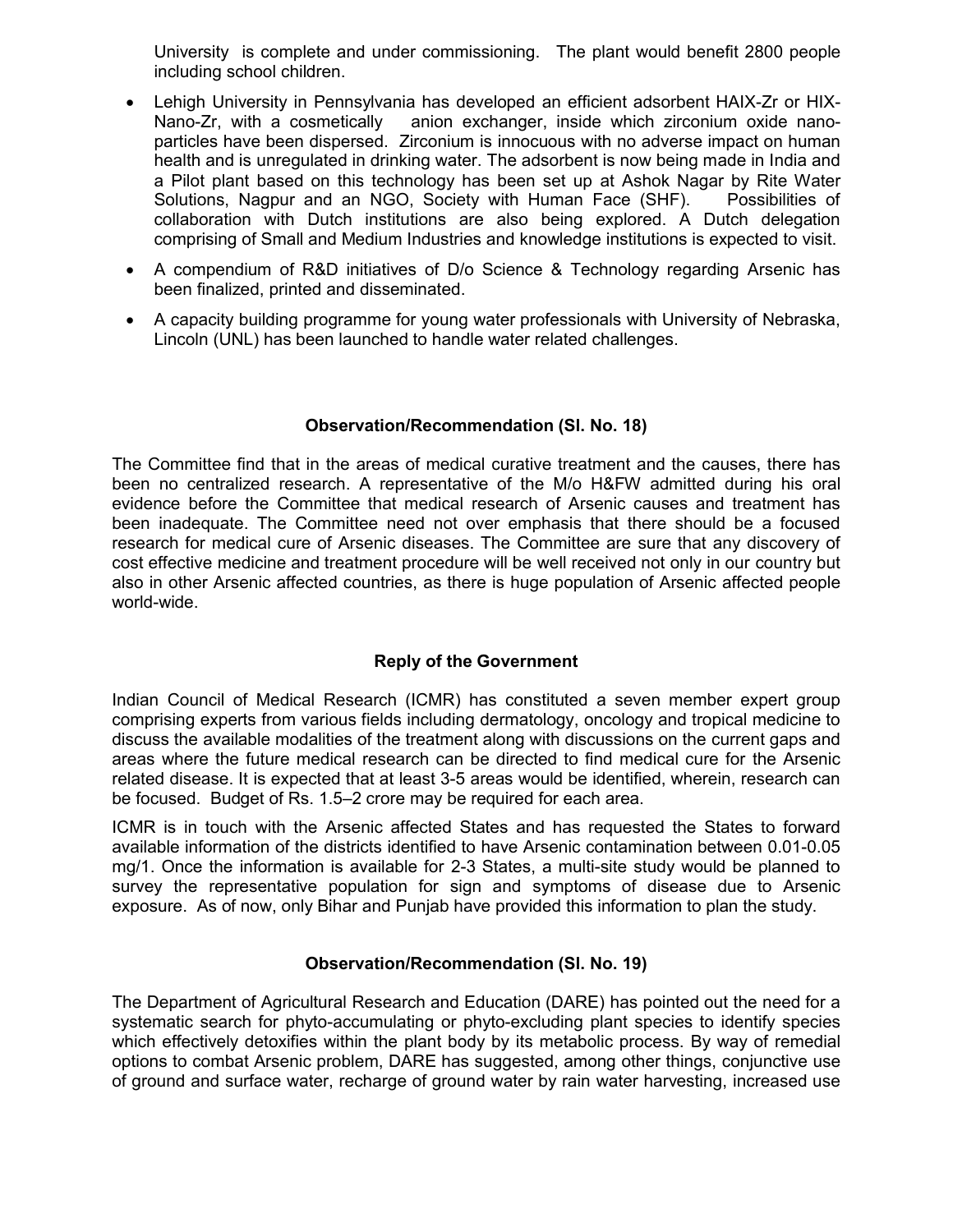University is complete and under commissioning. The plant would benefit 2800 people including school children.

- Lehigh University in Pennsylvania has developed an efficient adsorbent HAIX-Zr or HIX-Nano-Zr, with a cosmetically anion exchanger, inside which zirconium oxide nano-particles have been dispersed. Zirconium is innocuous with no adverse impact on human health and is unregulated in drinking water. The adsorbent is now being made in India and a Pilot plant based on this technology has been set up at Ashok Nagar by Rite Water Solutions, Nagpur and an NGO, Society with Human Face (SHF). Possibilities of collaboration with Dutch institutions are also being explored. A Dutch delegation comprising of Small and Medium Industries and knowledge institutions is expected to visit.
- A compendium of R&D initiatives of D/o Science & Technology regarding Arsenic has been finalized, printed and disseminated.
- A capacity building programme for young water professionals with University of Nebraska, Lincoln (UNL) has been launched to handle water related challenges.

#### Observation/Recommendation (Sl. No. 18)

The Committee find that in the areas of medical curative treatment and the causes, there has been no centralized research. A representative of the M/o H&FW admitted during his oral evidence before the Committee that medical research of Arsenic causes and treatment has been inadequate. The Committee need not over emphasis that there should be a focused research for medical cure of Arsenic diseases. The Committee are sure that any discovery of cost effective medicine and treatment procedure will be well received not only in our country but also in other Arsenic affected countries, as there is huge population of Arsenic affected people world-wide.

#### Reply of the Government

Indian Council of Medical Research (ICMR) has constituted a seven member expert group comprising experts from various fields including dermatology, oncology and tropical medicine to discuss the available modalities of the treatment along with discussions on the current gaps and areas where the future medical research can be directed to find medical cure for the Arsenic related disease. It is expected that at least 3-5 areas would be identified, wherein, research can be focused. Budget of Rs. 1.5–2 crore may be required for each area.

ICMR is in touch with the Arsenic affected States and has requested the States to forward available information of the districts identified to have Arsenic contamination between 0.01-0.05 mg/1. Once the information is available for 2-3 States, a multi-site study would be planned to survey the representative population for sign and symptoms of disease due to Arsenic exposure. As of now, only Bihar and Punjab have provided this information to plan the study.

#### Observation/Recommendation (Sl. No. 19)

The Department of Agricultural Research and Education (DARE) has pointed out the need for a systematic search for phyto-accumulating or phyto-excluding plant species to identify species which effectively detoxifies within the plant body by its metabolic process. By way of remedial options to combat Arsenic problem, DARE has suggested, among other things, conjunctive use of ground and surface water, recharge of ground water by rain water harvesting, increased use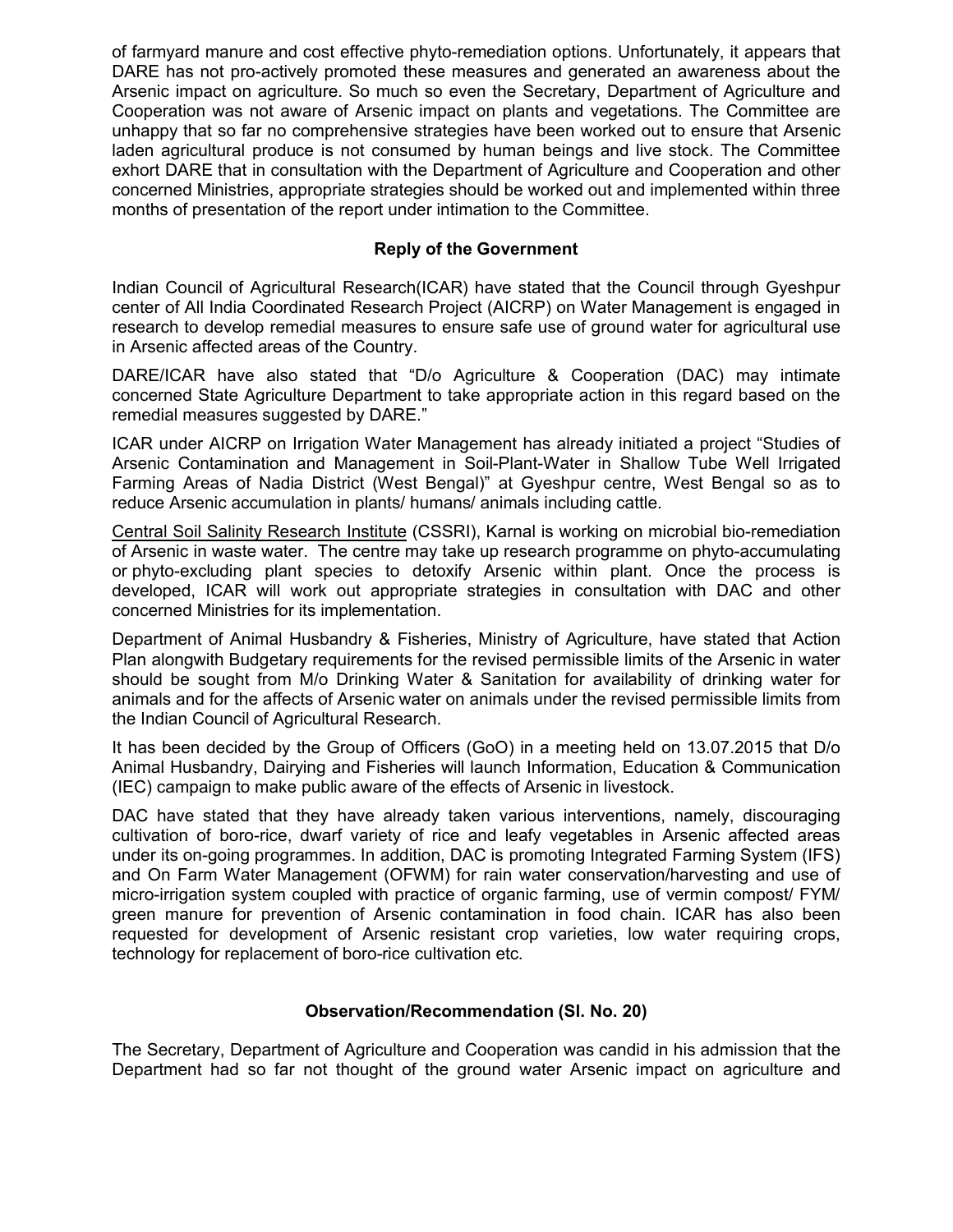of farmyard manure and cost effective phyto-remediation options. Unfortunately, it appears that DARE has not pro-actively promoted these measures and generated an awareness about the Arsenic impact on agriculture. So much so even the Secretary, Department of Agriculture and Cooperation was not aware of Arsenic impact on plants and vegetations. The Committee are unhappy that so far no comprehensive strategies have been worked out to ensure that Arsenic laden agricultural produce is not consumed by human beings and live stock. The Committee exhort DARE that in consultation with the Department of Agriculture and Cooperation and other concerned Ministries, appropriate strategies should be worked out and implemented within three months of presentation of the report under intimation to the Committee.

**Reply of the Government**

Indian Council of Agricultural Research(ICAR) have stated that the Council through Gyeshpur center of All India Coordinated Research Project (AICRP) on Water Management is engaged in research to develop remedial measures to ensure safe use of ground water for agricultural use in Arsenic affected areas of the Country.

DARE/ICAR have also stated that "D/o Agriculture & Cooperation (DAC) may intimate concerned State Agriculture Department to take appropriate action in this regard based on the remedial measures suggested by DARE."

ICAR under AICRP on Irrigation Water Management has already initiated a project "Studies of Arsenic Contamination and Management in Soil-Plant-Water in Shallow Tube Well Irrigated Farming Areas of Nadia District (West Bengal)" at Gyeshpur centre, West Bengal so as to reduce Arsenic accumulation in plants/ humans/ animals including cattle.

Central Soil Salinity Research Institute (CSSRI), Karnal is working on microbial bio-remediation of Arsenic in waste water. The centre may take up research programme on phyto-accumulating or phyto-excluding plant species to detoxify Arsenic within plant. Once the process is developed, ICAR will work out appropriate strategies in consultation with DAC and other concerned Ministries for its implementation.

Department of Animal Husbandry & Fisheries, Ministry of Agriculture, have stated that Action Plan alongwith Budgetary requirements for the revised permissible limits of the Arsenic in water should be sought from M/o Drinking Water & Sanitation for availability of drinking water for animals and for the affects of Arsenic water on animals under the revised permissible limits from the Indian Council of Agricultural Research.

It has been decided by the Group of Officers (GoO) in a meeting held on 13.07.2015 that D/o Animal Husbandry, Dairying and Fisheries will launch Information, Education & Communication (IEC) campaign to make public aware of the effects of Arsenic in livestock.

DAC have stated that they have already taken various interventions, namely, discouraging cultivation of boro-rice, dwarf variety of rice and leafy vegetables in Arsenic affected areas under its on-going programmes. In addition, DAC is promoting Integrated Farming System (IFS) and On Farm Water Management (OFWM) for rain water conservation/harvesting and use of micro-irrigation system coupled with practice of organic farming, use of vermin compost/ FYM/ green manure for prevention of Arsenic contamination in food chain. ICAR has also been requested for development of Arsenic resistant crop varieties, low water requiring crops, technology for replacement of boro-rice cultivation etc.

**Observation/Recommendation (Sl. No. 20)**

The Secretary, Department of Agriculture and Cooperation was candid in his admission that the Department had so far not thought of the ground water Arsenic impact on agriculture and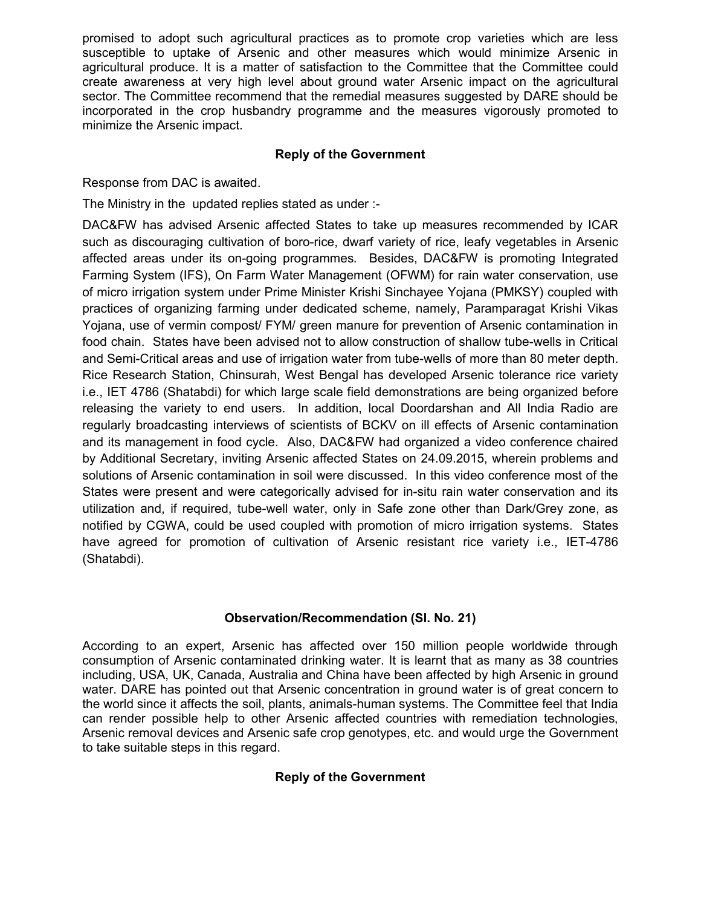promised to adopt such agricultural practices as to promote crop varieties which are less susceptible to uptake of Arsenic and other measures which would minimize Arsenic in agricultural produce. It is a matter of satisfaction to the Committee that the Committee could create awareness at very high level about ground water Arsenic impact on the agricultural sector. The Committee recommend that the remedial measures suggested by DARE should be incorporated in the crop husbandry programme and the measures vigorously promoted to minimize the Arsenic impact.

**Reply of the Government**

Response from DAC is awaited.

The Ministry in the updated replies stated as under :-

DAC&FW has advised Arsenic affected States to take up measures recommended by ICAR such as discouraging cultivation of boro-rice, dwarf variety of rice, leafy vegetables in Arsenic affected areas under its on-going programmes. Besides, DAC&FW is promoting Integrated Farming System (IFS), On Farm Water Management (OFWM) for rain water conservation, use of micro irrigation system under Prime Minister Krishi Sinchayee Yojana (PMKSY) coupled with practices of organizing farming under dedicated scheme, namely, Paramparagat Krishi Vikas Yojana, use of vermin compost/ FYM/ green manure for prevention of Arsenic contamination in food chain. States have been advised not to allow construction of shallow tube-wells in Critical and Semi-Critical areas and use of irrigation water from tube-wells of more than 80 meter depth. Rice Research Station, Chinsurah, West Bengal has developed Arsenic tolerance rice variety i.e., IET 4786 (Shatabdi) for which large scale field demonstrations are being organized before releasing the variety to end users. In addition, local Doordarshan and All India Radio are regularly broadcasting interviews of scientists of BCKV on ill effects of Arsenic contamination and its management in food cycle. Also, DAC&FW had organized a video conference chaired by Additional Secretary, inviting Arsenic affected States on 24.09.2015, wherein problems and solutions of Arsenic contamination in soil were discussed. In this video conference most of the States were present and were categorically advised for in-situ rain water conservation and its utilization and, if required, tube-well water, only in Safe zone other than Dark/Grey zone, as notified by CGWA, could be used coupled with promotion of micro irrigation systems. States have agreed for promotion of cultivation of Arsenic resistant rice variety i.e., IET-4786 (Shatabdi).

**Observation/Recommendation (Sl. No. 21)**

According to an expert, Arsenic has affected over 150 million people worldwide through consumption of Arsenic contaminated drinking water. It is learnt that as many as 38 countries including, USA, UK, Canada, Australia and China have been affected by high Arsenic in ground water. DARE has pointed out that Arsenic concentration in ground water is of great concern to the world since it affects the soil, plants, animals-human systems. The Committee feel that India can render possible help to other Arsenic affected countries with remediation technologies, Arsenic removal devices and Arsenic safe crop genotypes, etc. and would urge the Government to take suitable steps in this regard.

**Reply of the Government**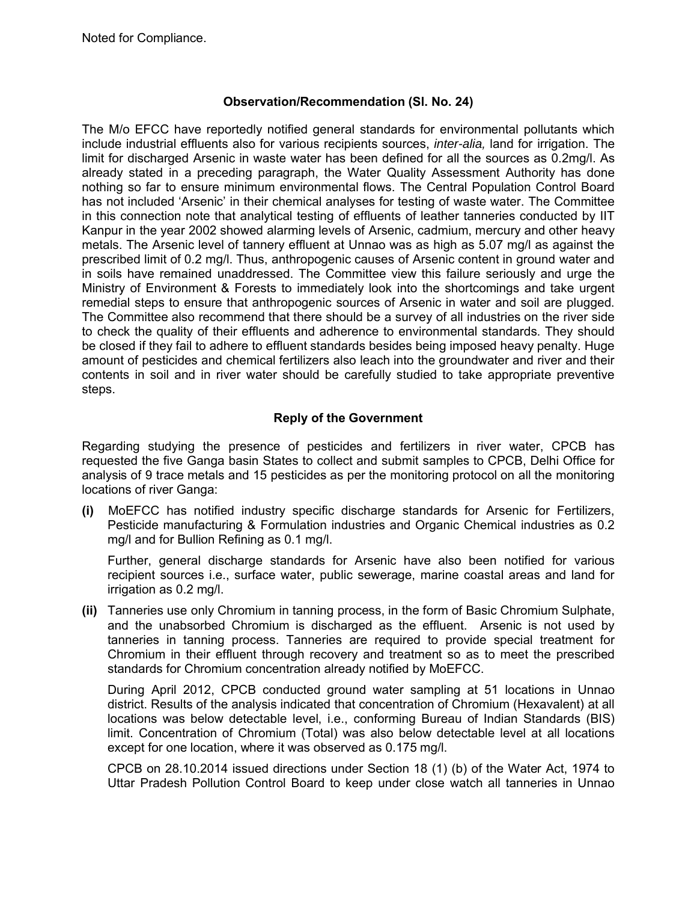Noted for Compliance.

### Observation/Recommendation (Sl. No. 24)

The M/o EFCC have reportedly notified general standards for environmental pollutants which include industrial effluents also for various recipients sources, *inter-alia,* land for irrigation. The limit for discharged Arsenic in waste water has been defined for all the sources as 0.2mg/l. As already stated in a preceding paragraph, the Water Quality Assessment Authority has done nothing so far to ensure minimum environmental flows. The Central Population Control Board has not included 'Arsenic' in their chemical analyses for testing of waste water. The Committee in this connection note that analytical testing of effluents of leather tanneries conducted by IIT Kanpur in the year 2002 showed alarming levels of Arsenic, cadmium, mercury and other heavy metals. The Arsenic level of tannery effluent at Unnao was as high as 5.07 mg/l as against the prescribed limit of 0.2 mg/l. Thus, anthropogenic causes of Arsenic content in ground water and in soils have remained unaddressed. The Committee view this failure seriously and urge the Ministry of Environment & Forests to immediately look into the shortcomings and take urgent remedial steps to ensure that anthropogenic sources of Arsenic in water and soil are plugged. The Committee also recommend that there should be a survey of all industries on the river side to check the quality of their effluents and adherence to environmental standards. They should be closed if they fail to adhere to effluent standards besides being imposed heavy penalty. Huge amount of pesticides and chemical fertilizers also leach into the groundwater and river and their contents in soil and in river water should be carefully studied to take appropriate preventive steps.

### Reply of the Government

Regarding studying the presence of pesticides and fertilizers in river water, CPCB has requested the five Ganga basin States to collect and submit samples to CPCB, Delhi Office for analysis of 9 trace metals and 15 pesticides as per the monitoring protocol on all the monitoring locations of river Ganga:

**(i)** MoEFCC has notified industry specific discharge standards for Arsenic for Fertilizers, Pesticide manufacturing & Formulation industries and Organic Chemical industries as 0.2 mg/l and for Bullion Refining as 0.1 mg/l.

Further, general discharge standards for Arsenic have also been notified for various recipient sources i.e., surface water, public sewerage, marine coastal areas and land for irrigation as 0.2 mg/l.

**(ii)** Tanneries use only Chromium in tanning process, in the form of Basic Chromium Sulphate, and the unabsorbed Chromium is discharged as the effluent. Arsenic is not used by tanneries in tanning process. Tanneries are required to provide special treatment for Chromium in their effluent through recovery and treatment so as to meet the prescribed standards for Chromium concentration already notified by MoEFCC.

During April 2012, CPCB conducted ground water sampling at 51 locations in Unnao district. Results of the analysis indicated that concentration of Chromium (Hexavalent) at all locations was below detectable level, i.e., conforming Bureau of Indian Standards (BIS) limit. Concentration of Chromium (Total) was also below detectable level at all locations except for one location, where it was observed as 0.175 mg/l.

CPCB on 28.10.2014 issued directions under Section 18 (1) (b) of the Water Act, 1974 to Uttar Pradesh Pollution Control Board to keep under close watch all tanneries in Unnao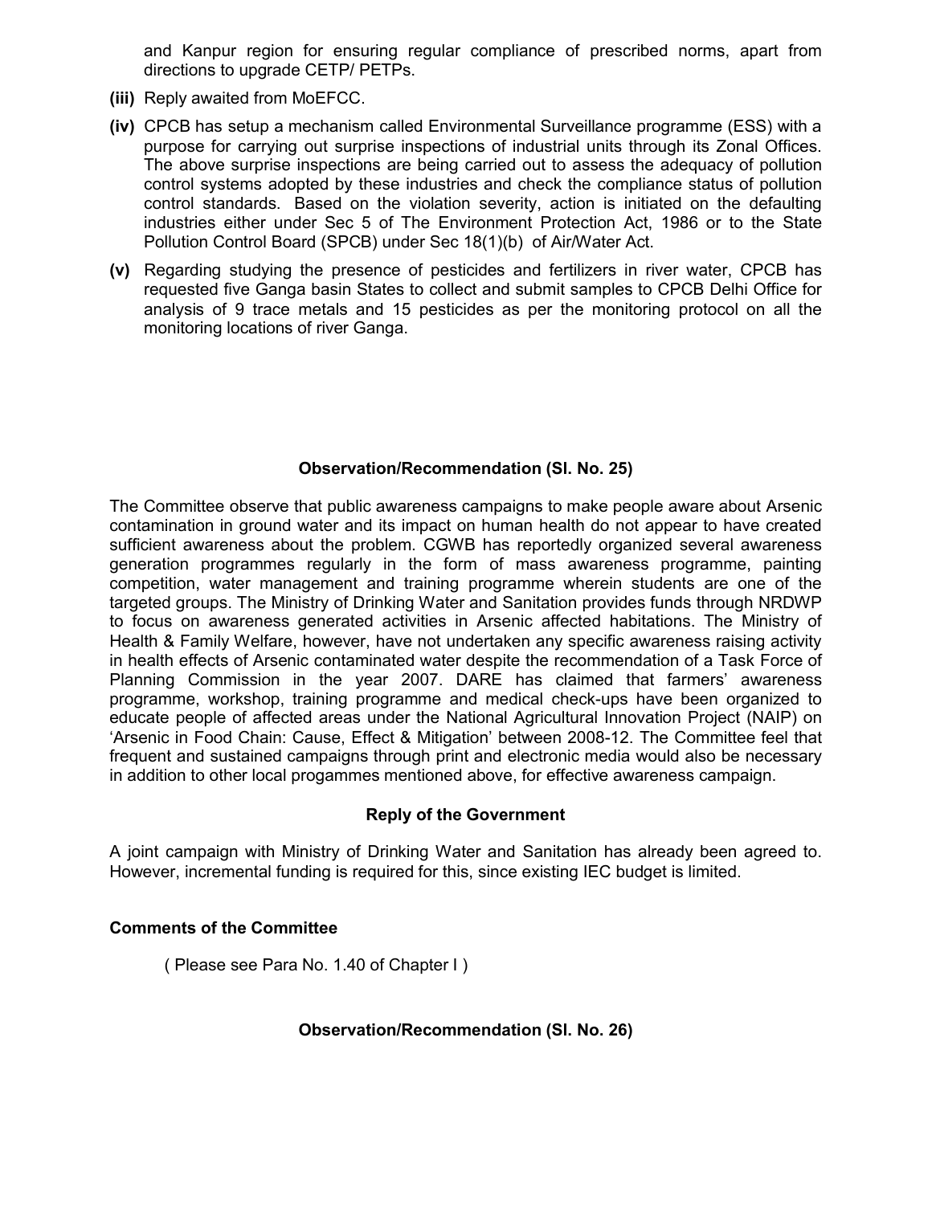and Kanpur region for ensuring regular compliance of prescribed norms, apart from directions to upgrade CETP/ PETPs.

**(iii)** Reply awaited from MoEFCC.

**(iv)** CPCB has setup a mechanism called Environmental Surveillance programme (ESS) with a purpose for carrying out surprise inspections of industrial units through its Zonal Offices. The above surprise inspections are being carried out to assess the adequacy of pollution control systems adopted by these industries and check the compliance status of pollution control standards. Based on the violation severity, action is initiated on the defaulting industries either under Sec 5 of The Environment Protection Act, 1986 or to the State Pollution Control Board (SPCB) under Sec 18(1)(b) of Air/Water Act.

**(v)** Regarding studying the presence of pesticides and fertilizers in river water, CPCB has requested five Ganga basin States to collect and submit samples to CPCB Delhi Office for analysis of 9 trace metals and 15 pesticides as per the monitoring protocol on all the monitoring locations of river Ganga.

### Observation/Recommendation (Sl. No. 25)

The Committee observe that public awareness campaigns to make people aware about Arsenic contamination in ground water and its impact on human health do not appear to have created sufficient awareness about the problem. CGWB has reportedly organized several awareness generation programmes regularly in the form of mass awareness programme, painting competition, water management and training programme wherein students are one of the targeted groups. The Ministry of Drinking Water and Sanitation provides funds through NRDWP to focus on awareness generated activities in Arsenic affected habitations. The Ministry of Health & Family Welfare, however, have not undertaken any specific awareness raising activity in health effects of Arsenic contaminated water despite the recommendation of a Task Force of Planning Commission in the year 2007. DARE has claimed that farmers' awareness programme, workshop, training programme and medical check-ups have been organized to educate people of affected areas under the National Agricultural Innovation Project (NAIP) on 'Arsenic in Food Chain: Cause, Effect & Mitigation' between 2008-12. The Committee feel that frequent and sustained campaigns through print and electronic media would also be necessary in addition to other local progammes mentioned above, for effective awareness campaign.

### Reply of the Government

A joint campaign with Ministry of Drinking Water and Sanitation has already been agreed to. However, incremental funding is required for this, since existing IEC budget is limited.

### Comments of the Committee

( Please see Para No. 1.40 of Chapter I )

### Observation/Recommendation (Sl. No. 26)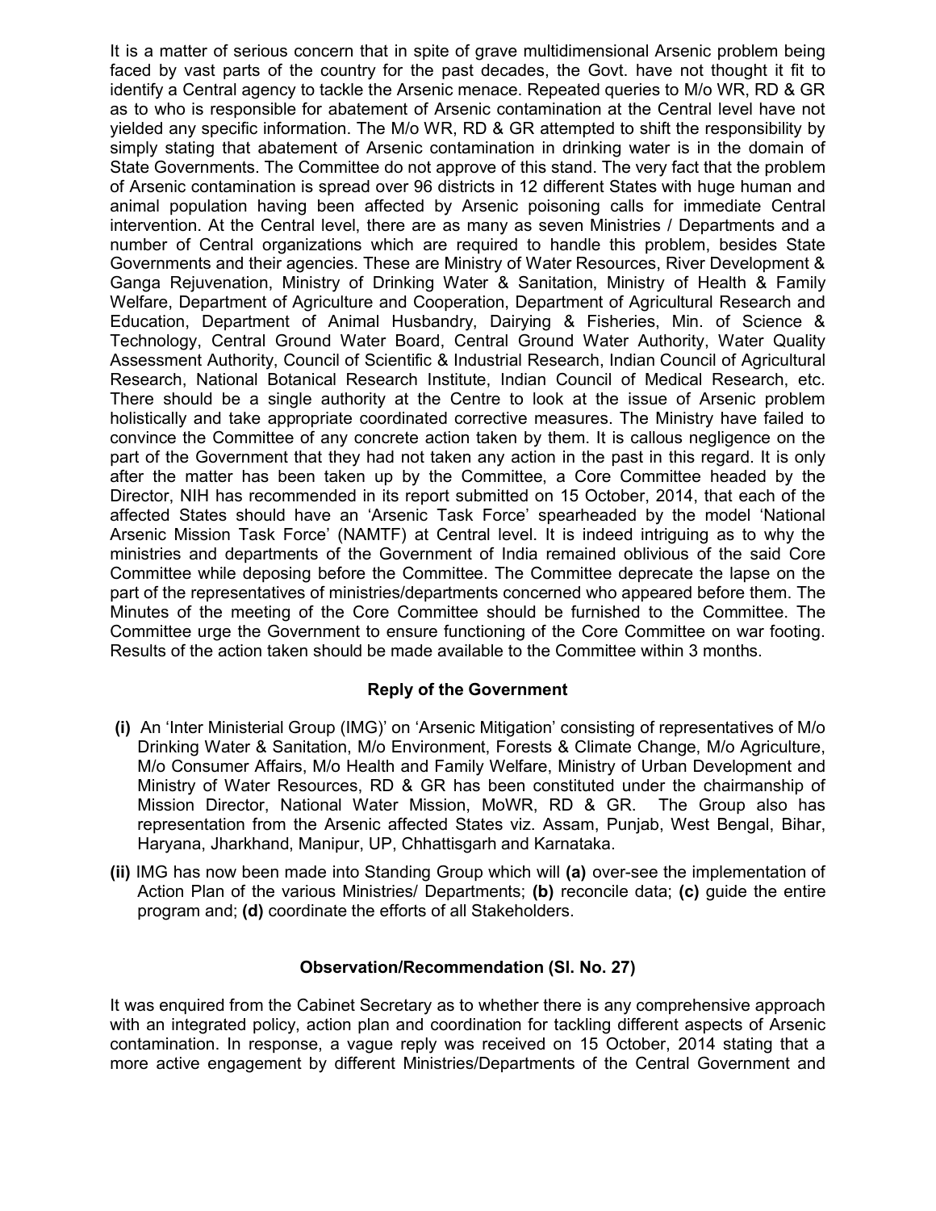It is a matter of serious concern that in spite of grave multidimensional Arsenic problem being faced by vast parts of the country for the past decades, the Govt. have not thought it fit to identify a Central agency to tackle the Arsenic menace. Repeated queries to M/o WR, RD & GR as to who is responsible for abatement of Arsenic contamination at the Central level have not yielded any specific information. The M/o WR, RD & GR attempted to shift the responsibility by simply stating that abatement of Arsenic contamination in drinking water is in the domain of State Governments. The Committee do not approve of this stand. The very fact that the problem of Arsenic contamination is spread over 96 districts in 12 different States with huge human and animal population having been affected by Arsenic poisoning calls for immediate Central intervention. At the Central level, there are as many as seven Ministries / Departments and a number of Central organizations which are required to handle this problem, besides State Governments and their agencies. These are Ministry of Water Resources, River Development & Ganga Rejuvenation, Ministry of Drinking Water & Sanitation, Ministry of Health & Family Welfare, Department of Agriculture and Cooperation, Department of Agricultural Research and Education, Department of Animal Husbandry, Dairying & Fisheries, Min. of Science & Technology, Central Ground Water Board, Central Ground Water Authority, Water Quality Assessment Authority, Council of Scientific & Industrial Research, Indian Council of Agricultural Research, National Botanical Research Institute, Indian Council of Medical Research, etc. There should be a single authority at the Centre to look at the issue of Arsenic problem holistically and take appropriate coordinated corrective measures. The Ministry have failed to convince the Committee of any concrete action taken by them. It is callous negligence on the part of the Government that they had not taken any action in the past in this regard. It is only after the matter has been taken up by the Committee, a Core Committee headed by the Director, NIH has recommended in its report submitted on 15 October, 2014, that each of the affected States should have an 'Arsenic Task Force' spearheaded by the model 'National Arsenic Mission Task Force' (NAMTF) at Central level. It is indeed intriguing as to why the ministries and departments of the Government of India remained oblivious of the said Core Committee while deposing before the Committee. The Committee deprecate the lapse on the part of the representatives of ministries/departments concerned who appeared before them. The Minutes of the meeting of the Core Committee should be furnished to the Committee. The Committee urge the Government to ensure functioning of the Core Committee on war footing. Results of the action taken should be made available to the Committee within 3 months.

### Reply of the Government

**(i)** An 'Inter Ministerial Group (IMG)' on 'Arsenic Mitigation' consisting of representatives of M/o Drinking Water & Sanitation, M/o Environment, Forests & Climate Change, M/o Agriculture, M/o Consumer Affairs, M/o Health and Family Welfare, Ministry of Urban Development and Ministry of Water Resources, RD & GR has been constituted under the chairmanship of Mission Director, National Water Mission, MoWR, RD & GR. The Group also has representation from the Arsenic affected States viz. Assam, Punjab, West Bengal, Bihar, Haryana, Jharkhand, Manipur, UP, Chhattisgarh and Karnataka.

**(ii)** IMG has now been made into Standing Group which will **(a)** over-see the implementation of Action Plan of the various Ministries/ Departments; **(b)** reconcile data; **(c)** guide the entire program and; **(d)** coordinate the efforts of all Stakeholders.

### Observation/Recommendation (Sl. No. 27)

It was enquired from the Cabinet Secretary as to whether there is any comprehensive approach with an integrated policy, action plan and coordination for tackling different aspects of Arsenic contamination. In response, a vague reply was received on 15 October, 2014 stating that a more active engagement by different Ministries/Departments of the Central Government and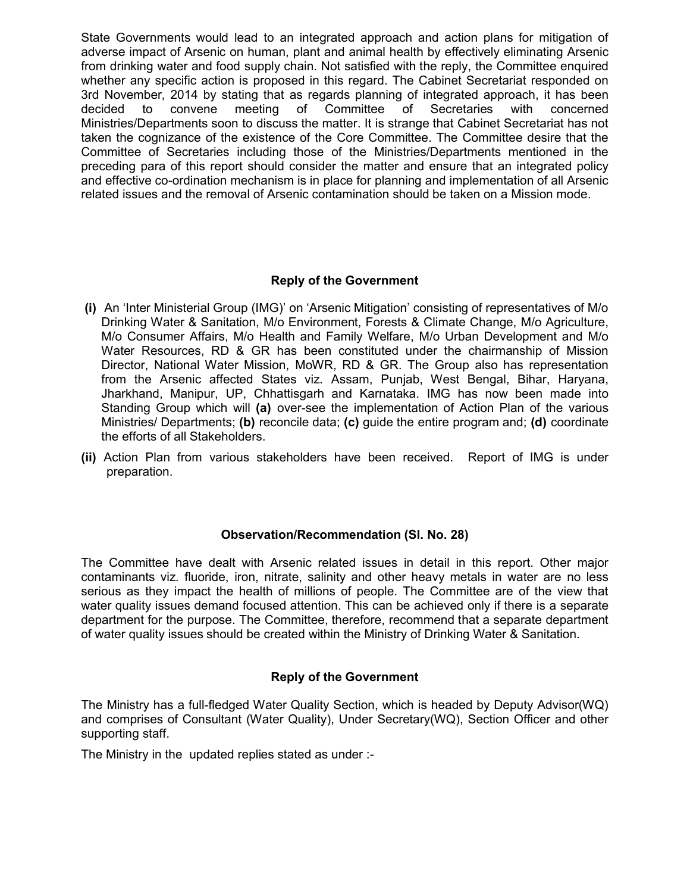State Governments would lead to an integrated approach and action plans for mitigation of adverse impact of Arsenic on human, plant and animal health by effectively eliminating Arsenic from drinking water and food supply chain. Not satisfied with the reply, the Committee enquired whether any specific action is proposed in this regard. The Cabinet Secretariat responded on 3rd November, 2014 by stating that as regards planning of integrated approach, it has been decided to convene meeting of Committee of Secretaries with concerned Ministries/Departments soon to discuss the matter. It is strange that Cabinet Secretariat has not taken the cognizance of the existence of the Core Committee. The Committee desire that the Committee of Secretaries including those of the Ministries/Departments mentioned in the preceding para of this report should consider the matter and ensure that an integrated policy and effective co-ordination mechanism is in place for planning and implementation of all Arsenic related issues and the removal of Arsenic contamination should be taken on a Mission mode.

### Reply of the Government

**(i)** An 'Inter Ministerial Group (IMG)' on 'Arsenic Mitigation' consisting of representatives of M/o Drinking Water & Sanitation, M/o Environment, Forests & Climate Change, M/o Agriculture, M/o Consumer Affairs, M/o Health and Family Welfare, M/o Urban Development and M/o Water Resources, RD & GR has been constituted under the chairmanship of Mission Director, National Water Mission, MoWR, RD & GR. The Group also has representation from the Arsenic affected States viz. Assam, Punjab, West Bengal, Bihar, Haryana, Jharkhand, Manipur, UP, Chhattisgarh and Karnataka. IMG has now been made into Standing Group which will **(a)** over-see the implementation of Action Plan of the various Ministries/ Departments; **(b)** reconcile data; **(c)** guide the entire program and; **(d)** coordinate the efforts of all Stakeholders.

**(ii)** Action Plan from various stakeholders have been received. Report of IMG is under preparation.

### Observation/Recommendation (Sl. No. 28)

The Committee have dealt with Arsenic related issues in detail in this report. Other major contaminants viz. fluoride, iron, nitrate, salinity and other heavy metals in water are no less serious as they impact the health of millions of people. The Committee are of the view that water quality issues demand focused attention. This can be achieved only if there is a separate department for the purpose. The Committee, therefore, recommend that a separate department of water quality issues should be created within the Ministry of Drinking Water & Sanitation.

### Reply of the Government

The Ministry has a full-fledged Water Quality Section, which is headed by Deputy Advisor(WQ) and comprises of Consultant (Water Quality), Under Secretary(WQ), Section Officer and other supporting staff.

The Ministry in the updated replies stated as under :-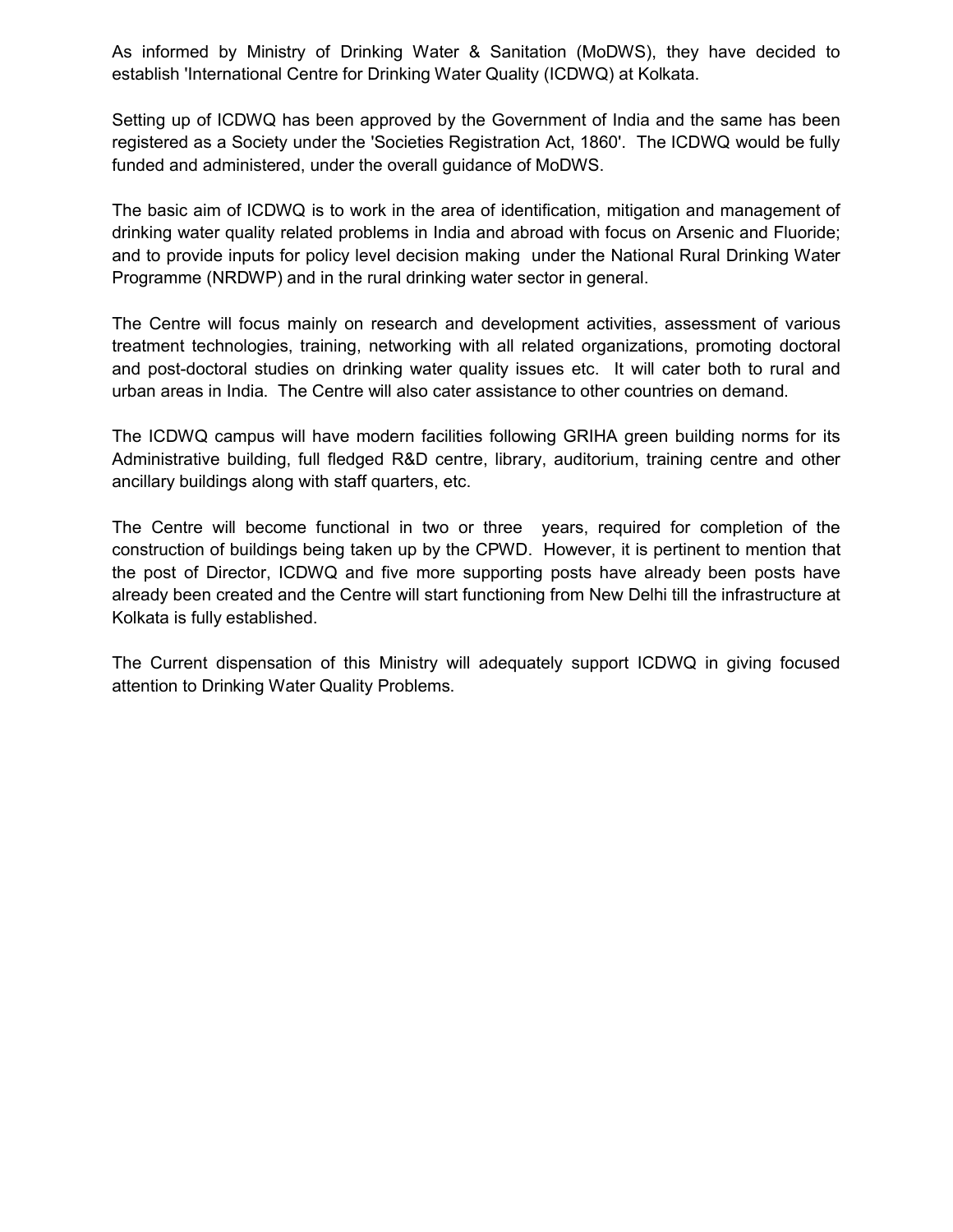As informed by Ministry of Drinking Water & Sanitation (MoDWS), they have decided to establish 'International Centre for Drinking Water Quality (ICDWQ) at Kolkata.

Setting up of ICDWQ has been approved by the Government of India and the same has been registered as a Society under the 'Societies Registration Act, 1860'. The ICDWQ would be fully funded and administered, under the overall guidance of MoDWS.

The basic aim of ICDWQ is to work in the area of identification, mitigation and management of drinking water quality related problems in India and abroad with focus on Arsenic and Fluoride; and to provide inputs for policy level decision making under the National Rural Drinking Water Programme (NRDWP) and in the rural drinking water sector in general.

The Centre will focus mainly on research and development activities, assessment of various treatment technologies, training, networking with all related organizations, promoting doctoral and post-doctoral studies on drinking water quality issues etc. It will cater both to rural and urban areas in India. The Centre will also cater assistance to other countries on demand.

The ICDWQ campus will have modern facilities following GRIHA green building norms for its Administrative building, full fledged R&D centre, library, auditorium, training centre and other ancillary buildings along with staff quarters, etc.

The Centre will become functional in two or three years, required for completion of the construction of buildings being taken up by the CPWD. However, it is pertinent to mention that the post of Director, ICDWQ and five more supporting posts have already been posts have already been created and the Centre will start functioning from New Delhi till the infrastructure at Kolkata is fully established.

The Current dispensation of this Ministry will adequately support ICDWQ in giving focused attention to Drinking Water Quality Problems.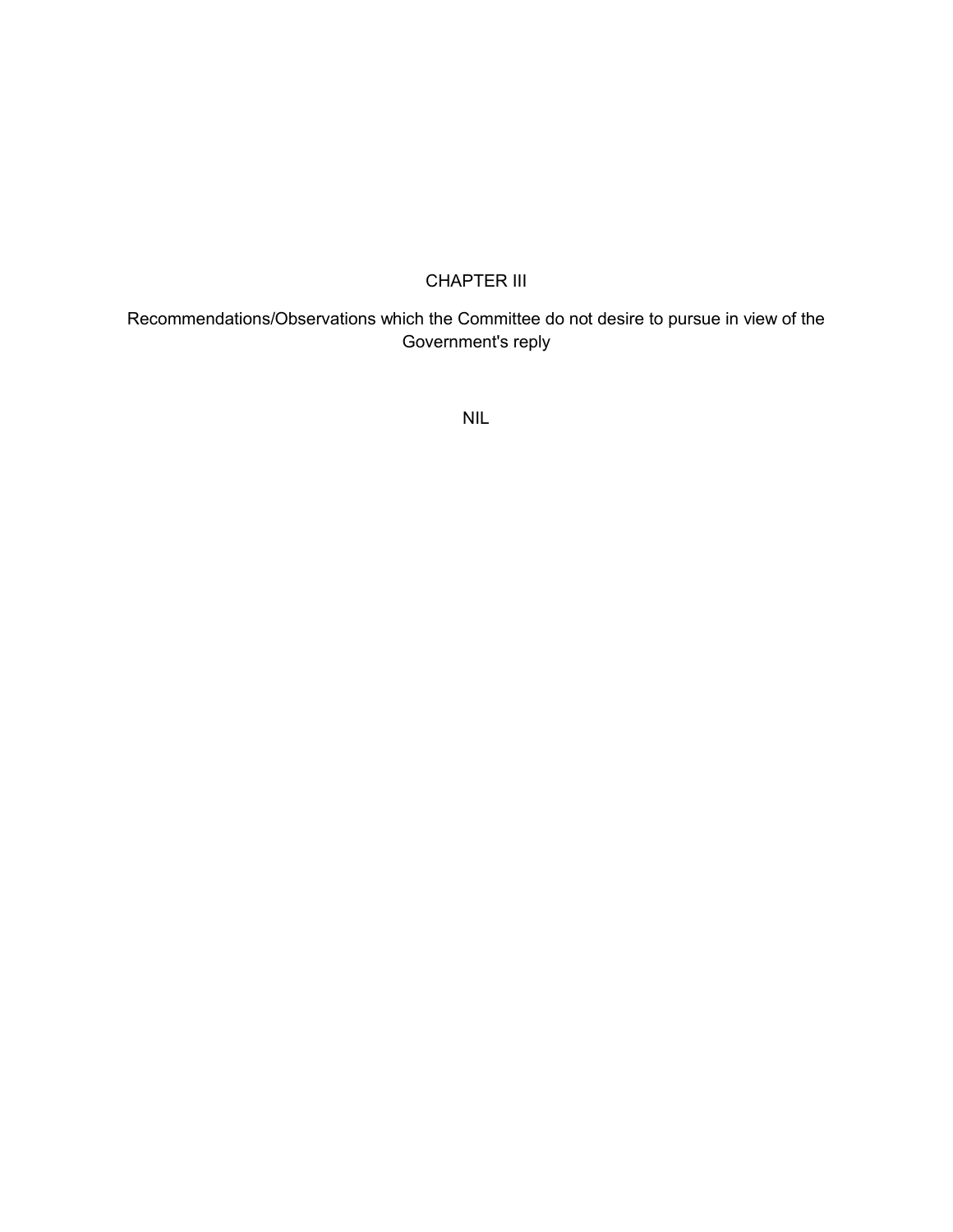# CHAPTER III

## Recommendations/Observations which the Committee do not desire to pursue in view of the Government's reply

NIL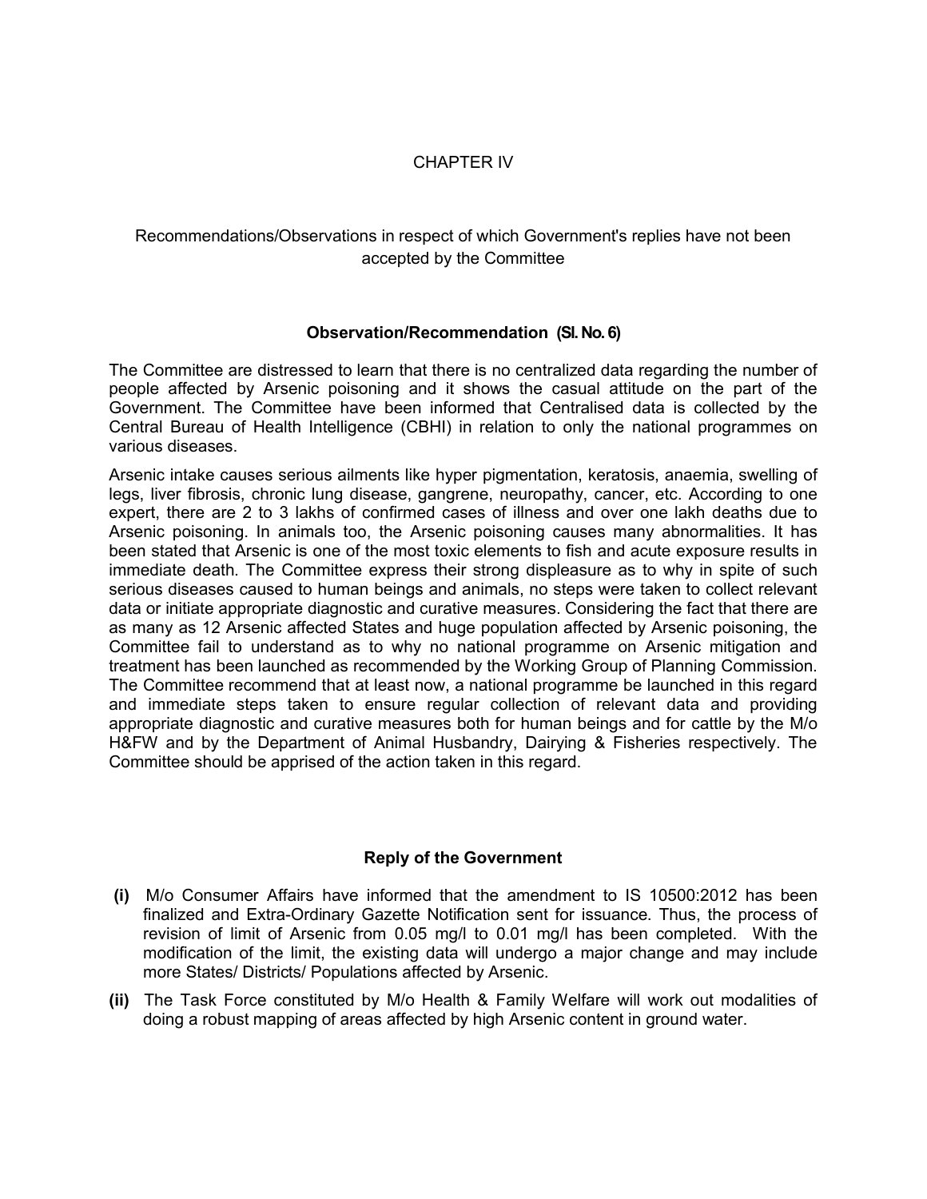# CHAPTER IV

## Recommendations/Observations in respect of which Government's replies have not been accepted by the Committee

### Observation/Recommendation (Sl. No. 6)

The Committee are distressed to learn that there is no centralized data regarding the number of people affected by Arsenic poisoning and it shows the casual attitude on the part of the Government. The Committee have been informed that Centralised data is collected by the Central Bureau of Health Intelligence (CBHI) in relation to only the national programmes on various diseases.

Arsenic intake causes serious ailments like hyper pigmentation, keratosis, anaemia, swelling of legs, liver fibrosis, chronic lung disease, gangrene, neuropathy, cancer, etc. According to one expert, there are 2 to 3 lakhs of confirmed cases of illness and over one lakh deaths due to Arsenic poisoning. In animals too, the Arsenic poisoning causes many abnormalities. It has been stated that Arsenic is one of the most toxic elements to fish and acute exposure results in immediate death. The Committee express their strong displeasure as to why in spite of such serious diseases caused to human beings and animals, no steps were taken to collect relevant data or initiate appropriate diagnostic and curative measures. Considering the fact that there are as many as 12 Arsenic affected States and huge population affected by Arsenic poisoning, the Committee fail to understand as to why no national programme on Arsenic mitigation and treatment has been launched as recommended by the Working Group of Planning Commission. The Committee recommend that at least now, a national programme be launched in this regard and immediate steps taken to ensure regular collection of relevant data and providing appropriate diagnostic and curative measures both for human beings and for cattle by the M/o H&FW and by the Department of Animal Husbandry, Dairying & Fisheries respectively. The Committee should be apprised of the action taken in this regard.

### Reply of the Government

**(i)** M/o Consumer Affairs have informed that the amendment to IS 10500:2012 has been finalized and Extra-Ordinary Gazette Notification sent for issuance. Thus, the process of revision of limit of Arsenic from 0.05 mg/l to 0.01 mg/l has been completed. With the modification of the limit, the existing data will undergo a major change and may include more States/ Districts/ Populations affected by Arsenic.

**(ii)** The Task Force constituted by M/o Health & Family Welfare will work out modalities of doing a robust mapping of areas affected by high Arsenic content in ground water.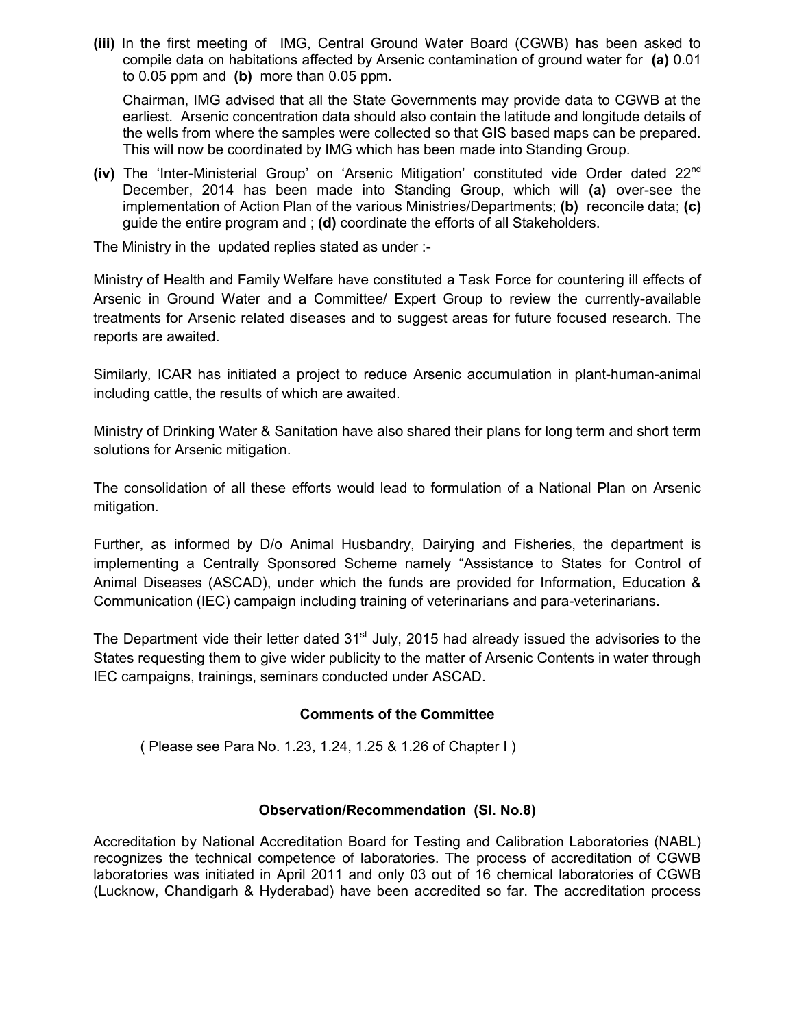**(iii)** In the first meeting of IMG, Central Ground Water Board (CGWB) has been asked to compile data on habitations affected by Arsenic contamination of ground water for **(a)** 0.01 to 0.05 ppm and **(b)** more than 0.05 ppm.

Chairman, IMG advised that all the State Governments may provide data to CGWB at the earliest. Arsenic concentration data should also contain the latitude and longitude details of the wells from where the samples were collected so that GIS based maps can be prepared. This will now be coordinated by IMG which has been made into Standing Group.

**(iv)** The 'Inter-Ministerial Group' on 'Arsenic Mitigation' constituted vide Order dated 22nd December, 2014 has been made into Standing Group, which will **(a)** over-see the implementation of Action Plan of the various Ministries/Departments; **(b)** reconcile data; **(c)** guide the entire program and ; **(d)** coordinate the efforts of all Stakeholders.

The Ministry in the updated replies stated as under :-

Ministry of Health and Family Welfare have constituted a Task Force for countering ill effects of Arsenic in Ground Water and a Committee/ Expert Group to review the currently-available treatments for Arsenic related diseases and to suggest areas for future focused research. The reports are awaited.

Similarly, ICAR has initiated a project to reduce Arsenic accumulation in plant-human-animal including cattle, the results of which are awaited.

Ministry of Drinking Water & Sanitation have also shared their plans for long term and short term solutions for Arsenic mitigation.

The consolidation of all these efforts would lead to formulation of a National Plan on Arsenic mitigation.

Further, as informed by D/o Animal Husbandry, Dairying and Fisheries, the department is implementing a Centrally Sponsored Scheme namely "Assistance to States for Control of Animal Diseases (ASCAD), under which the funds are provided for Information, Education & Communication (IEC) campaign including training of veterinarians and para-veterinarians.

The Department vide their letter dated 31st July, 2015 had already issued the advisories to the States requesting them to give wider publicity to the matter of Arsenic Contents in water through IEC campaigns, trainings, seminars conducted under ASCAD.

**Comments of the Committee**

( Please see Para No. 1.23, 1.24, 1.25 & 1.26 of Chapter I )

**Observation/Recommendation (Sl. No.8)**

Accreditation by National Accreditation Board for Testing and Calibration Laboratories (NABL) recognizes the technical competence of laboratories. The process of accreditation of CGWB laboratories was initiated in April 2011 and only 03 out of 16 chemical laboratories of CGWB (Lucknow, Chandigarh & Hyderabad) have been accredited so far. The accreditation process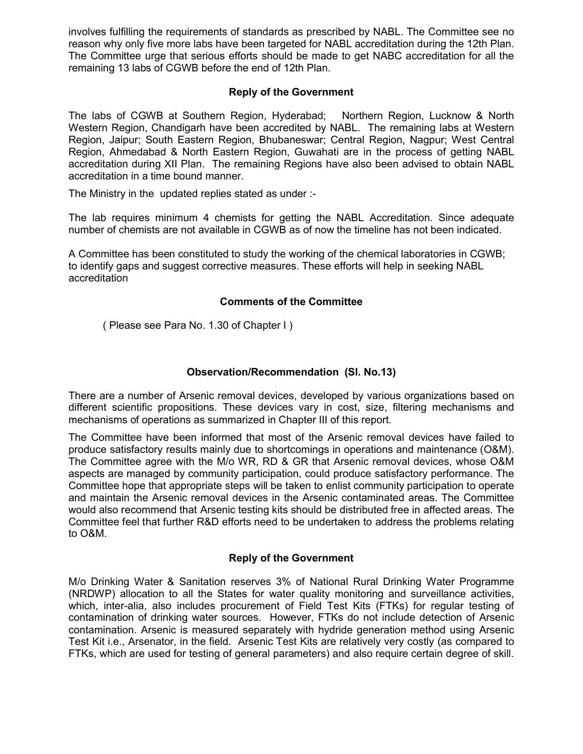involves fulfilling the requirements of standards as prescribed by NABL. The Committee see no reason why only five more labs have been targeted for NABL accreditation during the 12th Plan. The Committee urge that serious efforts should be made to get NABC accreditation for all the remaining 13 labs of CGWB before the end of 12th Plan.

### Reply of the Government

The labs of CGWB at Southern Region, Hyderabad; Northern Region, Lucknow & North Western Region, Chandigarh have been accredited by NABL. The remaining labs at Western Region, Jaipur; South Eastern Region, Bhubaneswar; Central Region, Nagpur; West Central Region, Ahmedabad & North Eastern Region, Guwahati are in the process of getting NABL accreditation during XII Plan. The remaining Regions have also been advised to obtain NABL accreditation in a time bound manner.

The Ministry in the updated replies stated as under :-

The lab requires minimum 4 chemists for getting the NABL Accreditation. Since adequate number of chemists are not available in CGWB as of now the timeline has not been indicated.

A Committee has been constituted to study the working of the chemical laboratories in CGWB; to identify gaps and suggest corrective measures. These efforts will help in seeking NABL accreditation

### Comments of the Committee

( Please see Para No. 1.30 of Chapter I )

### Observation/Recommendation (Sl. No.13)

There are a number of Arsenic removal devices, developed by various organizations based on different scientific propositions. These devices vary in cost, size, filtering mechanisms and mechanisms of operations as summarized in Chapter III of this report.

The Committee have been informed that most of the Arsenic removal devices have failed to produce satisfactory results mainly due to shortcomings in operations and maintenance (O&M). The Committee agree with the M/o WR, RD & GR that Arsenic removal devices, whose O&M aspects are managed by community participation, could produce satisfactory performance. The Committee hope that appropriate steps will be taken to enlist community participation to operate and maintain the Arsenic removal devices in the Arsenic contaminated areas. The Committee would also recommend that Arsenic testing kits should be distributed free in affected areas. The Committee feel that further R&D efforts need to be undertaken to address the problems relating to O&M.

### Reply of the Government

M/o Drinking Water & Sanitation reserves 3% of National Rural Drinking Water Programme (NRDWP) allocation to all the States for water quality monitoring and surveillance activities, which, inter-alia, also includes procurement of Field Test Kits (FTKs) for regular testing of contamination of drinking water sources. However, FTKs do not include detection of Arsenic contamination. Arsenic is measured separately with hydride generation method using Arsenic Test Kit i.e., Arsenator, in the field. Arsenic Test Kits are relatively very costly (as compared to FTKs, which are used for testing of general parameters) and also require certain degree of skill.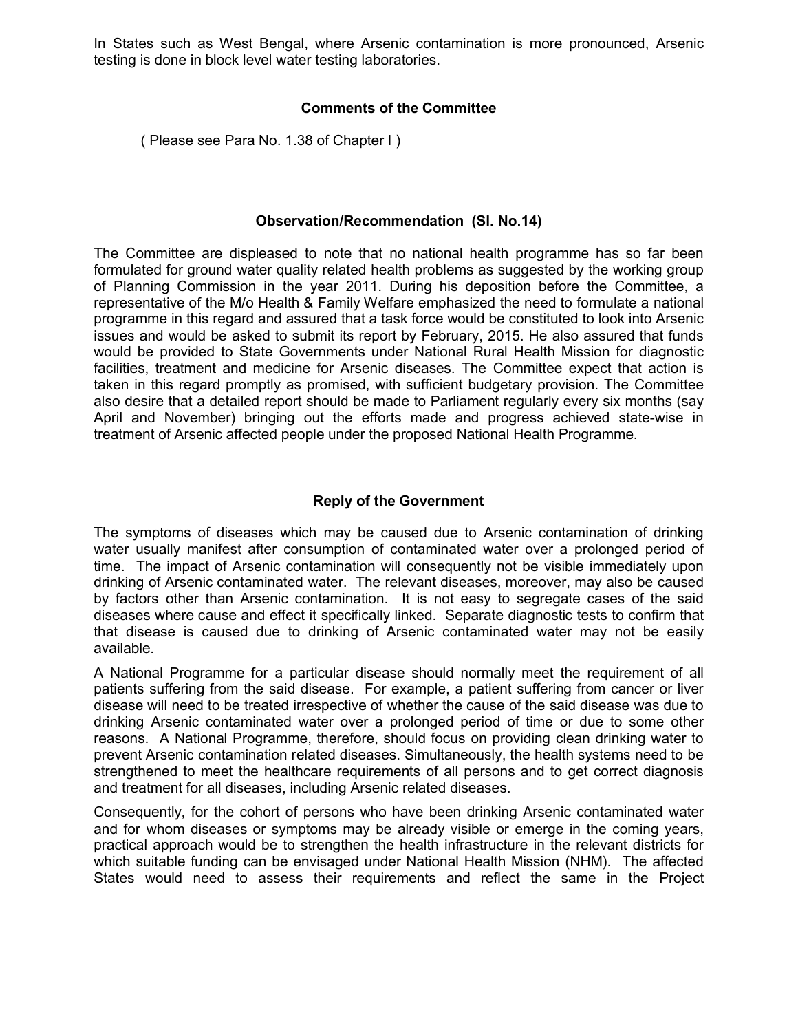In States such as West Bengal, where Arsenic contamination is more pronounced, Arsenic testing is done in block level water testing laboratories.

### Comments of the Committee

( Please see Para No. 1.38 of Chapter I )

### Observation/Recommendation (Sl. No.14)

The Committee are displeased to note that no national health programme has so far been formulated for ground water quality related health problems as suggested by the working group of Planning Commission in the year 2011. During his deposition before the Committee, a representative of the M/o Health & Family Welfare emphasized the need to formulate a national programme in this regard and assured that a task force would be constituted to look into Arsenic issues and would be asked to submit its report by February, 2015. He also assured that funds would be provided to State Governments under National Rural Health Mission for diagnostic facilities, treatment and medicine for Arsenic diseases. The Committee expect that action is taken in this regard promptly as promised, with sufficient budgetary provision. The Committee also desire that a detailed report should be made to Parliament regularly every six months (say April and November) bringing out the efforts made and progress achieved state-wise in treatment of Arsenic affected people under the proposed National Health Programme.

### Reply of the Government

The symptoms of diseases which may be caused due to Arsenic contamination of drinking water usually manifest after consumption of contaminated water over a prolonged period of time. The impact of Arsenic contamination will consequently not be visible immediately upon drinking of Arsenic contaminated water. The relevant diseases, moreover, may also be caused by factors other than Arsenic contamination. It is not easy to segregate cases of the said diseases where cause and effect it specifically linked. Separate diagnostic tests to confirm that that disease is caused due to drinking of Arsenic contaminated water may not be easily available.

A National Programme for a particular disease should normally meet the requirement of all patients suffering from the said disease. For example, a patient suffering from cancer or liver disease will need to be treated irrespective of whether the cause of the said disease was due to drinking Arsenic contaminated water over a prolonged period of time or due to some other reasons. A National Programme, therefore, should focus on providing clean drinking water to prevent Arsenic contamination related diseases. Simultaneously, the health systems need to be strengthened to meet the healthcare requirements of all persons and to get correct diagnosis and treatment for all diseases, including Arsenic related diseases.

Consequently, for the cohort of persons who have been drinking Arsenic contaminated water and for whom diseases or symptoms may be already visible or emerge in the coming years, practical approach would be to strengthen the health infrastructure in the relevant districts for which suitable funding can be envisaged under National Health Mission (NHM). The affected States would need to assess their requirements and reflect the same in the Project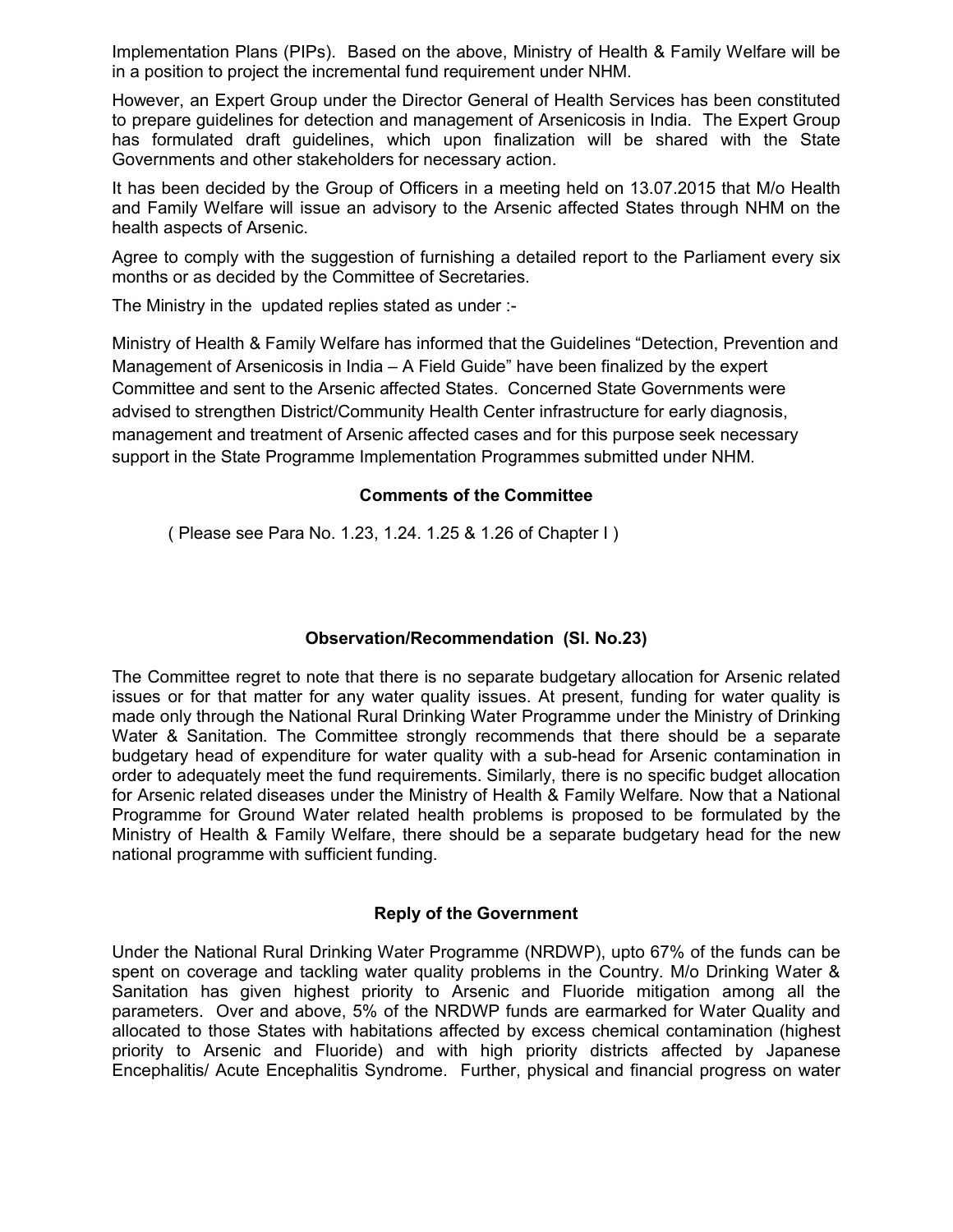Implementation Plans (PIPs). Based on the above, Ministry of Health & Family Welfare will be in a position to project the incremental fund requirement under NHM.

However, an Expert Group under the Director General of Health Services has been constituted to prepare guidelines for detection and management of Arsenicosis in India. The Expert Group has formulated draft guidelines, which upon finalization will be shared with the State Governments and other stakeholders for necessary action.

It has been decided by the Group of Officers in a meeting held on 13.07.2015 that M/o Health and Family Welfare will issue an advisory to the Arsenic affected States through NHM on the health aspects of Arsenic.

Agree to comply with the suggestion of furnishing a detailed report to the Parliament every six months or as decided by the Committee of Secretaries.

The Ministry in the updated replies stated as under :-

Ministry of Health & Family Welfare has informed that the Guidelines "Detection, Prevention and Management of Arsenicosis in India – A Field Guide" have been finalized by the expert Committee and sent to the Arsenic affected States. Concerned State Governments were advised to strengthen District/Community Health Center infrastructure for early diagnosis, management and treatment of Arsenic affected cases and for this purpose seek necessary support in the State Programme Implementation Programmes submitted under NHM.

**Comments of the Committee**

( Please see Para No. 1.23, 1.24. 1.25 & 1.26 of Chapter I )

**Observation/Recommendation (Sl. No.23)**

The Committee regret to note that there is no separate budgetary allocation for Arsenic related issues or for that matter for any water quality issues. At present, funding for water quality is made only through the National Rural Drinking Water Programme under the Ministry of Drinking Water & Sanitation. The Committee strongly recommends that there should be a separate budgetary head of expenditure for water quality with a sub-head for Arsenic contamination in order to adequately meet the fund requirements. Similarly, there is no specific budget allocation for Arsenic related diseases under the Ministry of Health & Family Welfare. Now that a National Programme for Ground Water related health problems is proposed to be formulated by the Ministry of Health & Family Welfare, there should be a separate budgetary head for the new national programme with sufficient funding.

**Reply of the Government**

Under the National Rural Drinking Water Programme (NRDWP), upto 67% of the funds can be spent on coverage and tackling water quality problems in the Country. M/o Drinking Water & Sanitation has given highest priority to Arsenic and Fluoride mitigation among all the parameters. Over and above, 5% of the NRDWP funds are earmarked for Water Quality and allocated to those States with habitations affected by excess chemical contamination (highest priority to Arsenic and Fluoride) and with high priority districts affected by Japanese Encephalitis/ Acute Encephalitis Syndrome. Further, physical and financial progress on water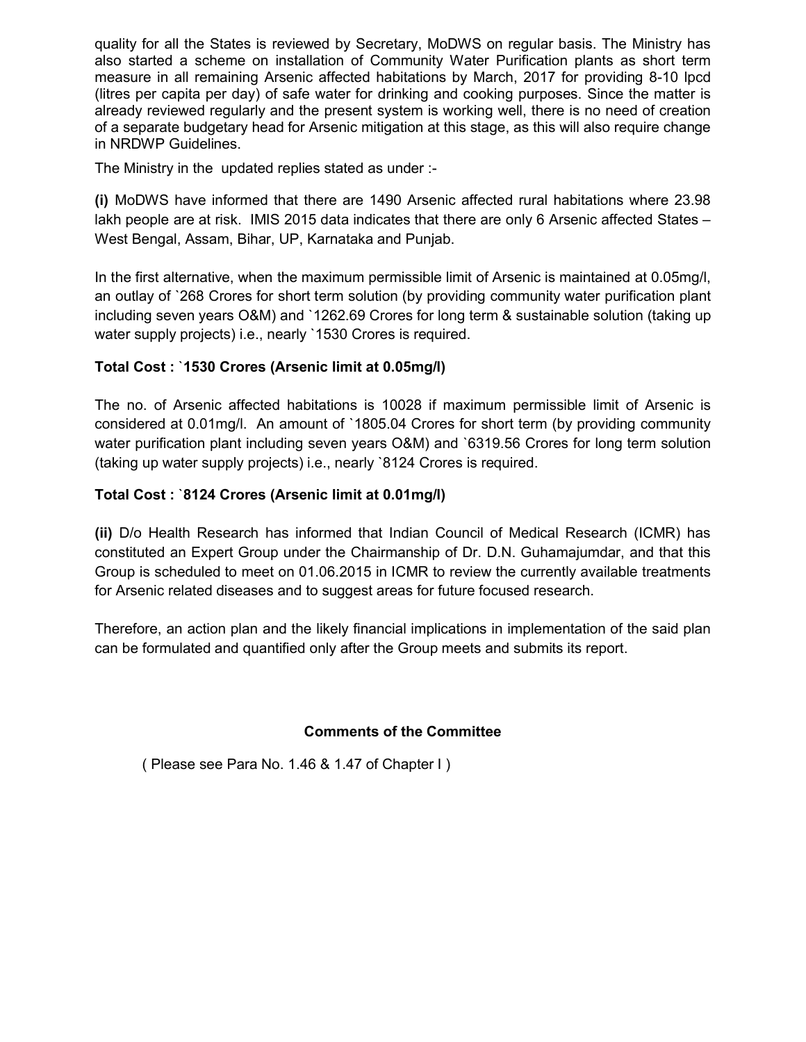quality for all the States is reviewed by Secretary, MoDWS on regular basis. The Ministry has also started a scheme on installation of Community Water Purification plants as short term measure in all remaining Arsenic affected habitations by March, 2017 for providing 8-10 lpcd (litres per capita per day) of safe water for drinking and cooking purposes. Since the matter is already reviewed regularly and the present system is working well, there is no need of creation of a separate budgetary head for Arsenic mitigation at this stage, as this will also require change in NRDWP Guidelines.

The Ministry in the updated replies stated as under :-

**(i)** MoDWS have informed that there are 1490 Arsenic affected rural habitations where 23.98 lakh people are at risk. IMIS 2015 data indicates that there are only 6 Arsenic affected States – West Bengal, Assam, Bihar, UP, Karnataka and Punjab.

In the first alternative, when the maximum permissible limit of Arsenic is maintained at 0.05mg/l, an outlay of `268 Crores for short term solution (by providing community water purification plant including seven years O&M) and `1262.69 Crores for long term & sustainable solution (taking up water supply projects) i.e., nearly `1530 Crores is required.

**Total Cost : `1530 Crores (Arsenic limit at 0.05mg/l)**

The no. of Arsenic affected habitations is 10028 if maximum permissible limit of Arsenic is considered at 0.01mg/l. An amount of `1805.04 Crores for short term (by providing community water purification plant including seven years O&M) and `6319.56 Crores for long term solution (taking up water supply projects) i.e., nearly `8124 Crores is required.

**Total Cost : `8124 Crores (Arsenic limit at 0.01mg/l)**

**(ii)** D/o Health Research has informed that Indian Council of Medical Research (ICMR) has constituted an Expert Group under the Chairmanship of Dr. D.N. Guhamajumdar, and that this Group is scheduled to meet on 01.06.2015 in ICMR to review the currently available treatments for Arsenic related diseases and to suggest areas for future focused research.

Therefore, an action plan and the likely financial implications in implementation of the said plan can be formulated and quantified only after the Group meets and submits its report.

**Comments of the Committee**

( Please see Para No. 1.46 & 1.47 of Chapter I )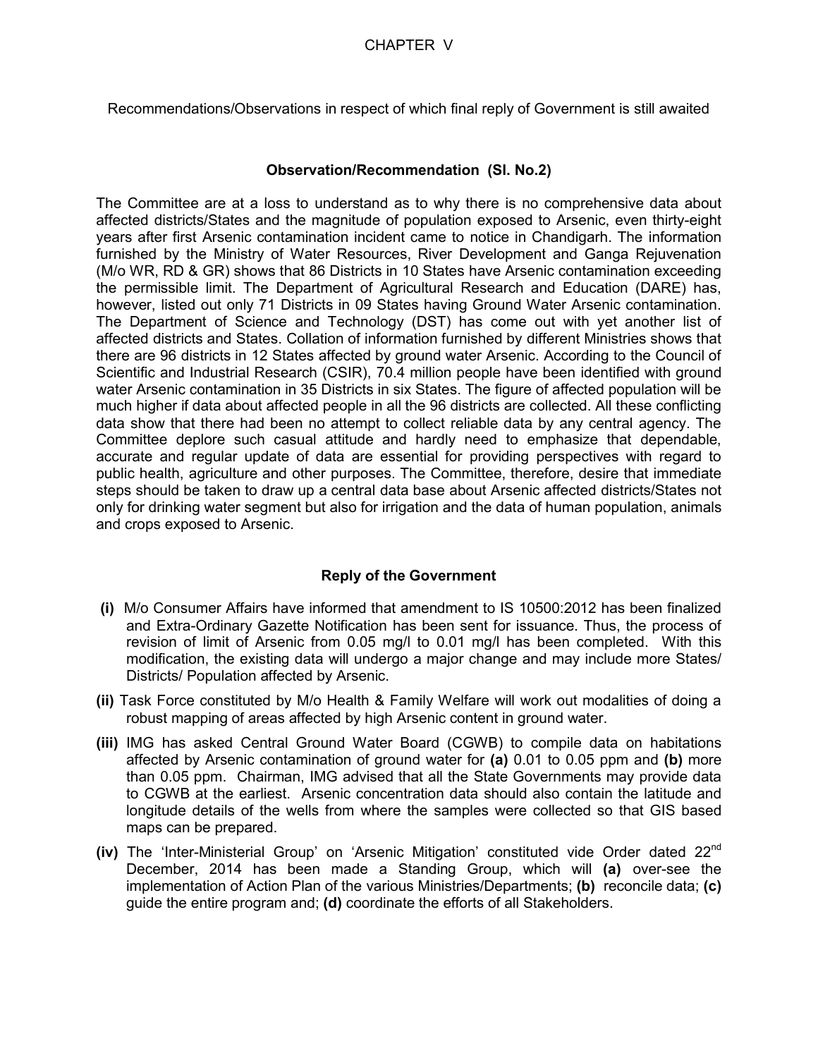# CHAPTER V

Recommendations/Observations in respect of which final reply of Government is still awaited

### Observation/Recommendation (Sl. No.2)

The Committee are at a loss to understand as to why there is no comprehensive data about affected districts/States and the magnitude of population exposed to Arsenic, even thirty-eight years after first Arsenic contamination incident came to notice in Chandigarh. The information furnished by the Ministry of Water Resources, River Development and Ganga Rejuvenation (M/o WR, RD & GR) shows that 86 Districts in 10 States have Arsenic contamination exceeding the permissible limit. The Department of Agricultural Research and Education (DARE) has, however, listed out only 71 Districts in 09 States having Ground Water Arsenic contamination. The Department of Science and Technology (DST) has come out with yet another list of affected districts and States. Collation of information furnished by different Ministries shows that there are 96 districts in 12 States affected by ground water Arsenic. According to the Council of Scientific and Industrial Research (CSIR), 70.4 million people have been identified with ground water Arsenic contamination in 35 Districts in six States. The figure of affected population will be much higher if data about affected people in all the 96 districts are collected. All these conflicting data show that there had been no attempt to collect reliable data by any central agency. The Committee deplore such casual attitude and hardly need to emphasize that dependable, accurate and regular update of data are essential for providing perspectives with regard to public health, agriculture and other purposes. The Committee, therefore, desire that immediate steps should be taken to draw up a central data base about Arsenic affected districts/States not only for drinking water segment but also for irrigation and the data of human population, animals and crops exposed to Arsenic.

### Reply of the Government

**(i)** M/o Consumer Affairs have informed that amendment to IS 10500:2012 has been finalized and Extra-Ordinary Gazette Notification has been sent for issuance. Thus, the process of revision of limit of Arsenic from 0.05 mg/l to 0.01 mg/l has been completed. With this modification, the existing data will undergo a major change and may include more States/ Districts/ Population affected by Arsenic.

**(ii)** Task Force constituted by M/o Health & Family Welfare will work out modalities of doing a robust mapping of areas affected by high Arsenic content in ground water.

**(iii)** IMG has asked Central Ground Water Board (CGWB) to compile data on habitations affected by Arsenic contamination of ground water for **(a)** 0.01 to 0.05 ppm and **(b)** more than 0.05 ppm. Chairman, IMG advised that all the State Governments may provide data to CGWB at the earliest. Arsenic concentration data should also contain the latitude and longitude details of the wells from where the samples were collected so that GIS based maps can be prepared.

**(iv)** The 'Inter-Ministerial Group' on 'Arsenic Mitigation' constituted vide Order dated 22nd December, 2014 has been made a Standing Group, which will **(a)** over-see the implementation of Action Plan of the various Ministries/Departments; **(b)** reconcile data; **(c)** guide the entire program and; **(d)** coordinate the efforts of all Stakeholders.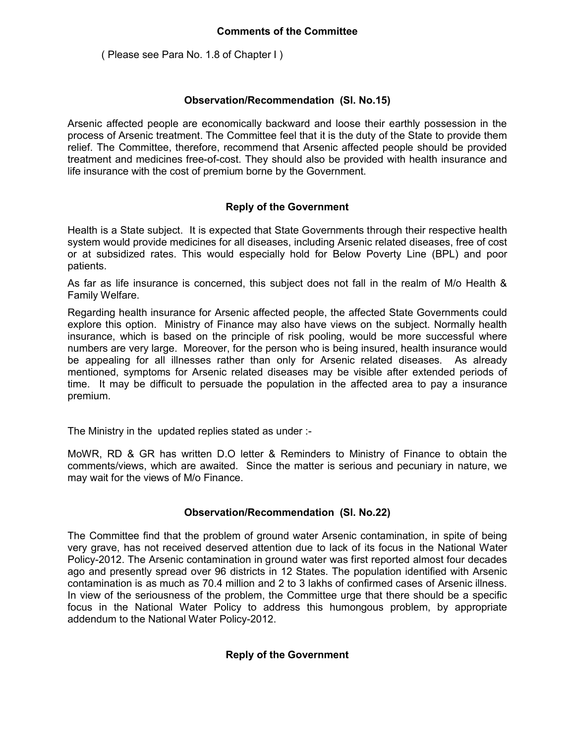### Comments of the Committee

( Please see Para No. 1.8 of Chapter I )

### Observation/Recommendation (Sl. No.15)

Arsenic affected people are economically backward and loose their earthly possession in the process of Arsenic treatment. The Committee feel that it is the duty of the State to provide them relief. The Committee, therefore, recommend that Arsenic affected people should be provided treatment and medicines free-of-cost. They should also be provided with health insurance and life insurance with the cost of premium borne by the Government.

### Reply of the Government

Health is a State subject. It is expected that State Governments through their respective health system would provide medicines for all diseases, including Arsenic related diseases, free of cost or at subsidized rates. This would especially hold for Below Poverty Line (BPL) and poor patients.

As far as life insurance is concerned, this subject does not fall in the realm of M/o Health & Family Welfare.

Regarding health insurance for Arsenic affected people, the affected State Governments could explore this option. Ministry of Finance may also have views on the subject. Normally health insurance, which is based on the principle of risk pooling, would be more successful where numbers are very large. Moreover, for the person who is being insured, health insurance would be appealing for all illnesses rather than only for Arsenic related diseases. As already mentioned, symptoms for Arsenic related diseases may be visible after extended periods of time. It may be difficult to persuade the population in the affected area to pay a insurance premium.

The Ministry in the updated replies stated as under :-

MoWR, RD & GR has written D.O letter & Reminders to Ministry of Finance to obtain the comments/views, which are awaited. Since the matter is serious and pecuniary in nature, we may wait for the views of M/o Finance.

### Observation/Recommendation (Sl. No.22)

The Committee find that the problem of ground water Arsenic contamination, in spite of being very grave, has not received deserved attention due to lack of its focus in the National Water Policy-2012. The Arsenic contamination in ground water was first reported almost four decades ago and presently spread over 96 districts in 12 States. The population identified with Arsenic contamination is as much as 70.4 million and 2 to 3 lakhs of confirmed cases of Arsenic illness. In view of the seriousness of the problem, the Committee urge that there should be a specific focus in the National Water Policy to address this humongous problem, by appropriate addendum to the National Water Policy-2012.

### Reply of the Government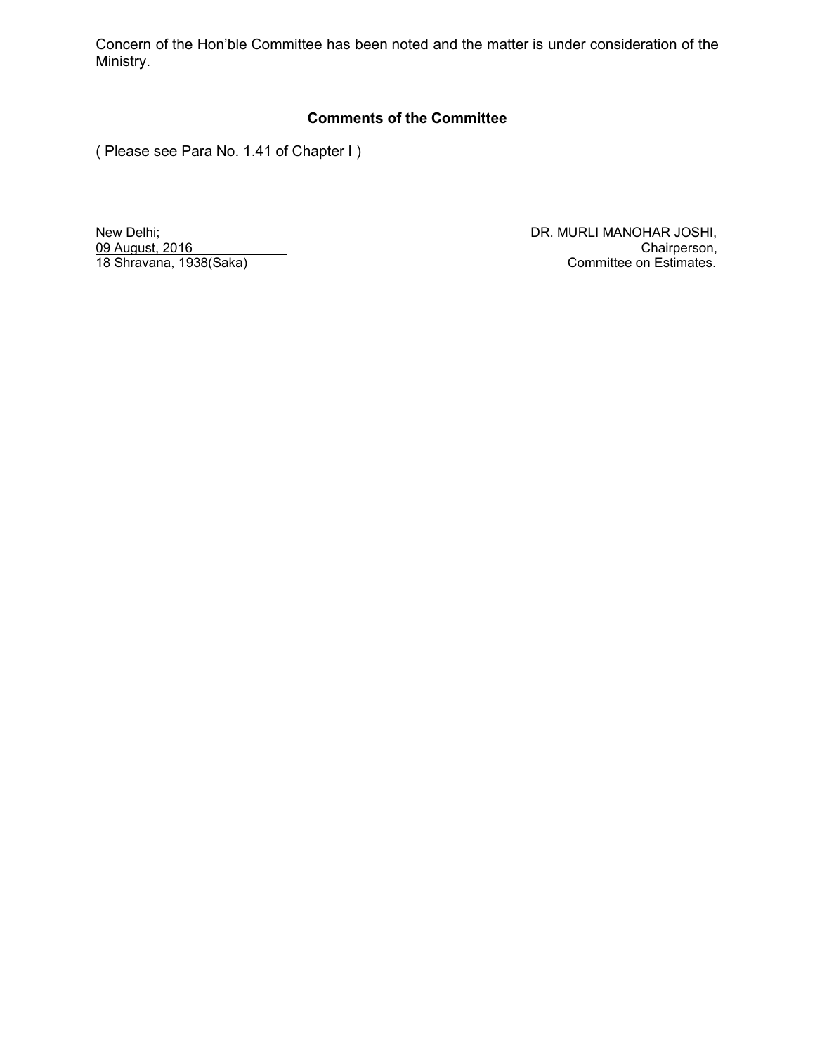Concern of the Hon'ble Committee has been noted and the matter is under consideration of the Ministry.

**Comments of the Committee**

( Please see Para No. 1.41 of Chapter I )

New Delhi;
09 August, 2016
18 Shravana, 1938(Saka)

DR. MURLI MANOHAR JOSHI,
Chairperson,
Committee on Estimates.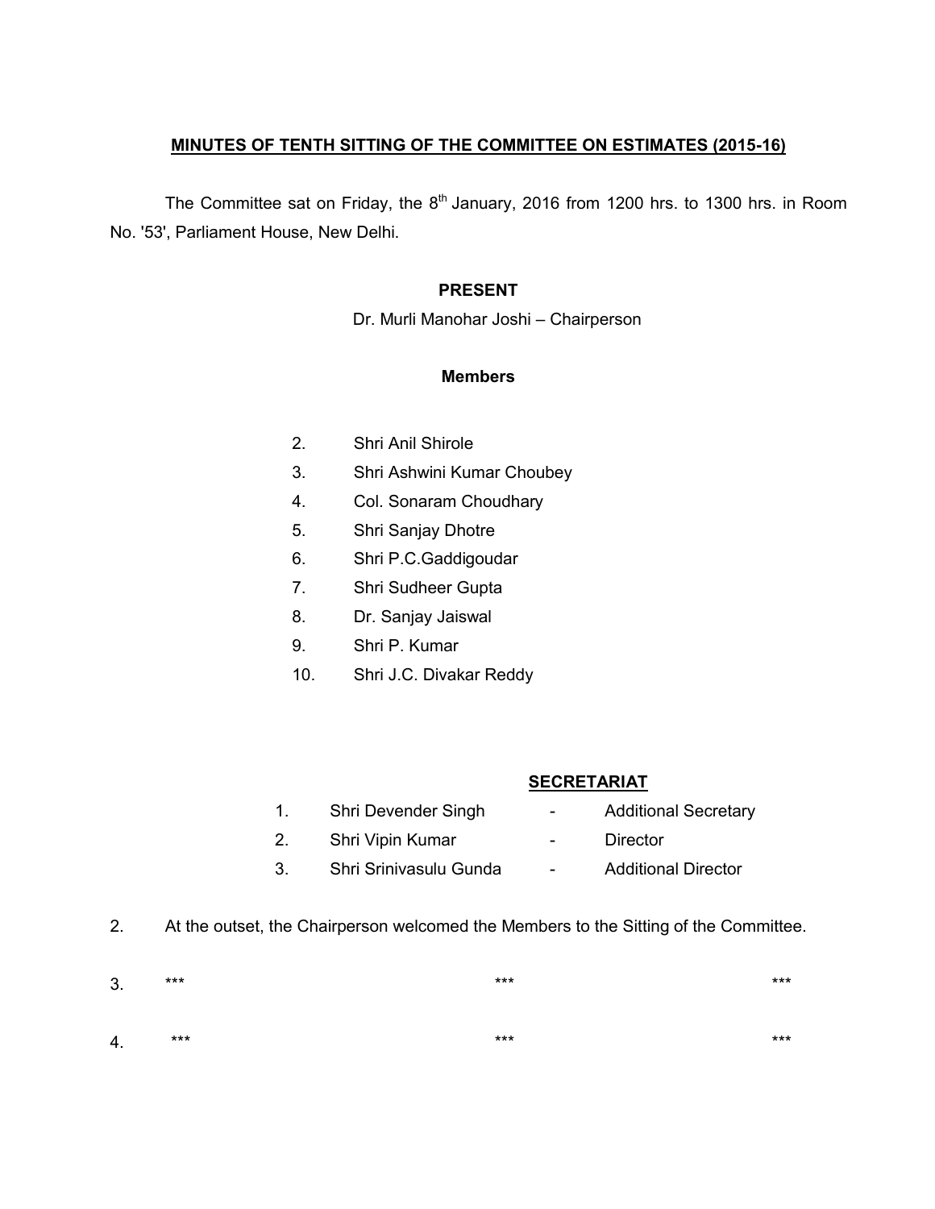**MINUTES OF TENTH SITTING OF THE COMMITTEE ON ESTIMATES (2015-16)**

The Committee sat on Friday, the 8th January, 2016 from 1200 hrs. to 1300 hrs. in Room No. '53', Parliament House, New Delhi.

**PRESENT**

Dr. Murli Manohar Joshi – Chairperson

**Members**

2. Shri Anil Shirole
3. Shri Ashwini Kumar Choubey
4. Col. Sonaram Choudhary
5. Shri Sanjay Dhotre
6. Shri P.C.Gaddigoudar
7. Shri Sudheer Gupta
8. Dr. Sanjay Jaiswal
9. Shri P. Kumar
10. Shri J.C. Divakar Reddy

**SECRETARIAT**

1. Shri Devender Singh - Additional Secretary
2. Shri Vipin Kumar - Director
3. Shri Srinivasulu Gunda - Additional Director

2. At the outset, the Chairperson welcomed the Members to the Sitting of the Committee.

3. *** *** ***

4. *** *** ***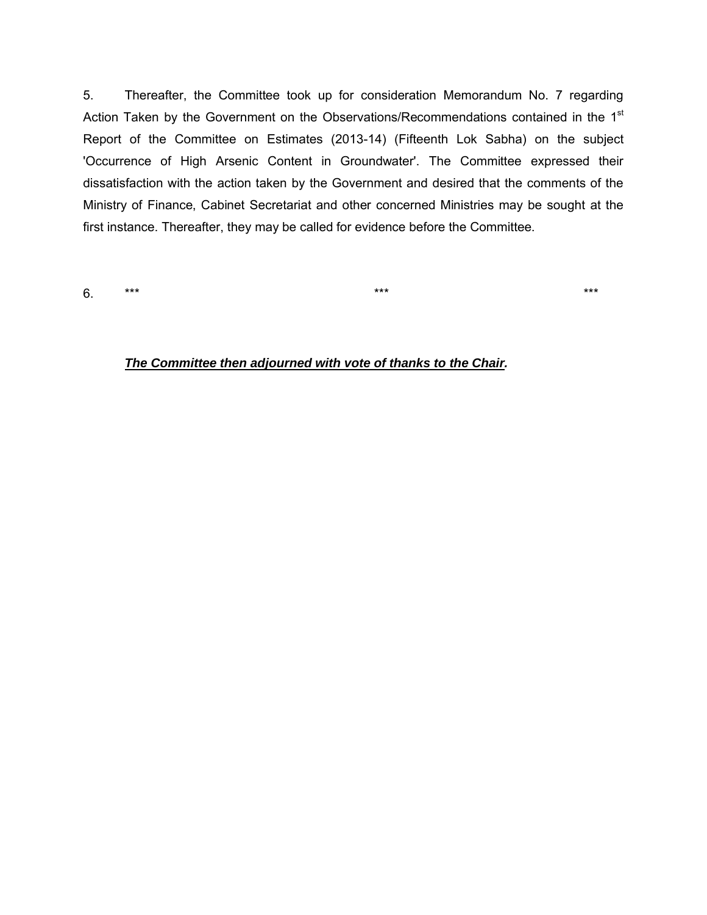5. Thereafter, the Committee took up for consideration Memorandum No. 7 regarding Action Taken by the Government on the Observations/Recommendations contained in the 1st Report of the Committee on Estimates (2013-14) (Fifteenth Lok Sabha) on the subject 'Occurrence of High Arsenic Content in Groundwater'. The Committee expressed their dissatisfaction with the action taken by the Government and desired that the comments of the Ministry of Finance, Cabinet Secretariat and other concerned Ministries may be sought at the first instance. Thereafter, they may be called for evidence before the Committee.

6. *** *** ***

***<u>The Committee then adjourned with vote of thanks to the Chair.</u>***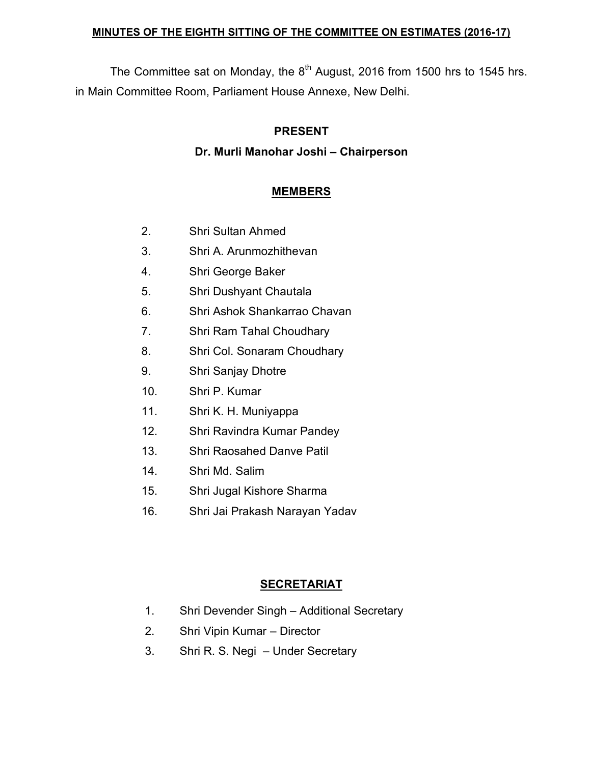**MINUTES OF THE EIGHTH SITTING OF THE COMMITTEE ON ESTIMATES (2016-17)**

The Committee sat on Monday, the 8th August, 2016 from 1500 hrs to 1545 hrs. in Main Committee Room, Parliament House Annexe, New Delhi.

**PRESENT**

**Dr. Murli Manohar Joshi – Chairperson**

**MEMBERS**

2. Shri Sultan Ahmed
3. Shri A. Arunmozhithevan
4. Shri George Baker
5. Shri Dushyant Chautala
6. Shri Ashok Shankarrao Chavan
7. Shri Ram Tahal Choudhary
8. Shri Col. Sonaram Choudhary
9. Shri Sanjay Dhotre
10. Shri P. Kumar
11. Shri K. H. Muniyappa
12. Shri Ravindra Kumar Pandey
13. Shri Raosahed Danve Patil
14. Shri Md. Salim
15. Shri Jugal Kishore Sharma
16. Shri Jai Prakash Narayan Yadav

**SECRETARIAT**

1. Shri Devender Singh – Additional Secretary
2. Shri Vipin Kumar – Director
3. Shri R. S. Negi – Under Secretary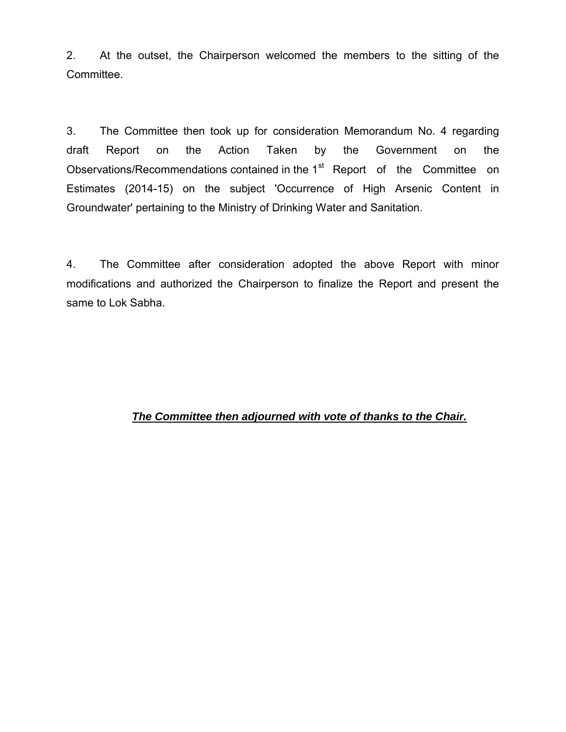2. At the outset, the Chairperson welcomed the members to the sitting of the Committee.

3. The Committee then took up for consideration Memorandum No. 4 regarding draft Report on the Action Taken by the Government on the Observations/Recommendations contained in the 1st Report of the Committee on Estimates (2014-15) on the subject 'Occurrence of High Arsenic Content in Groundwater' pertaining to the Ministry of Drinking Water and Sanitation.

4. The Committee after consideration adopted the above Report with minor modifications and authorized the Chairperson to finalize the Report and present the same to Lok Sabha.

***The Committee then adjourned with vote of thanks to the Chair.***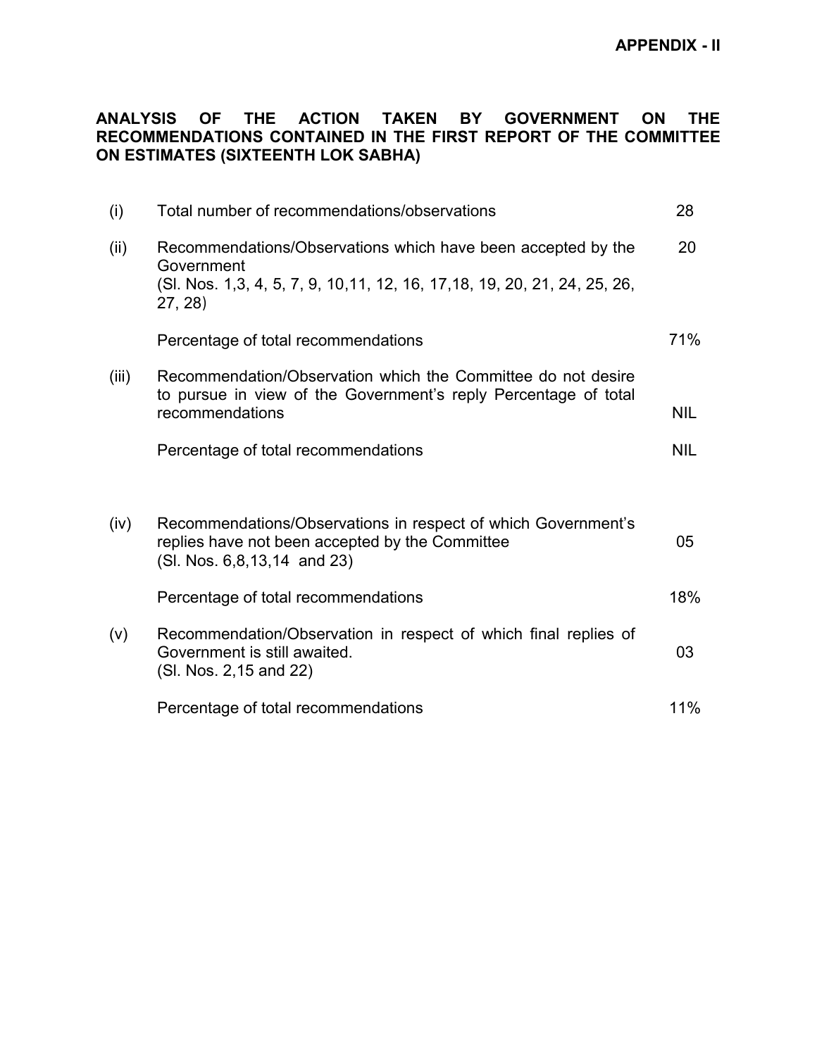**APPENDIX - II**

## ANALYSIS OF THE ACTION TAKEN BY GOVERNMENT ON THE RECOMMENDATIONS CONTAINED IN THE FIRST REPORT OF THE COMMITTEE ON ESTIMATES (SIXTEENTH LOK SABHA)

| | | |
|---|---|---|
| (i) | Total number of recommendations/observations | 28 |
| (ii) | Recommendations/Observations which have been accepted by the Government (Sl. Nos. 1,3, 4, 5, 7, 9, 10,11, 12, 16, 17,18, 19, 20, 21, 24, 25, 26, 27, 28) | 20 |
| | Percentage of total recommendations | 71% |
| (iii) | Recommendation/Observation which the Committee do not desire to pursue in view of the Government's reply Percentage of total recommendations | NIL |
| | Percentage of total recommendations | NIL |
| (iv) | Recommendations/Observations in respect of which Government's replies have not been accepted by the Committee (Sl. Nos. 6,8,13,14 and 23) | 05 |
| | Percentage of total recommendations | 18% |
| (v) | Recommendation/Observation in respect of which final replies of Government is still awaited. (Sl. Nos. 2,15 and 22) | 03 |
| | Percentage of total recommendations | 11% |